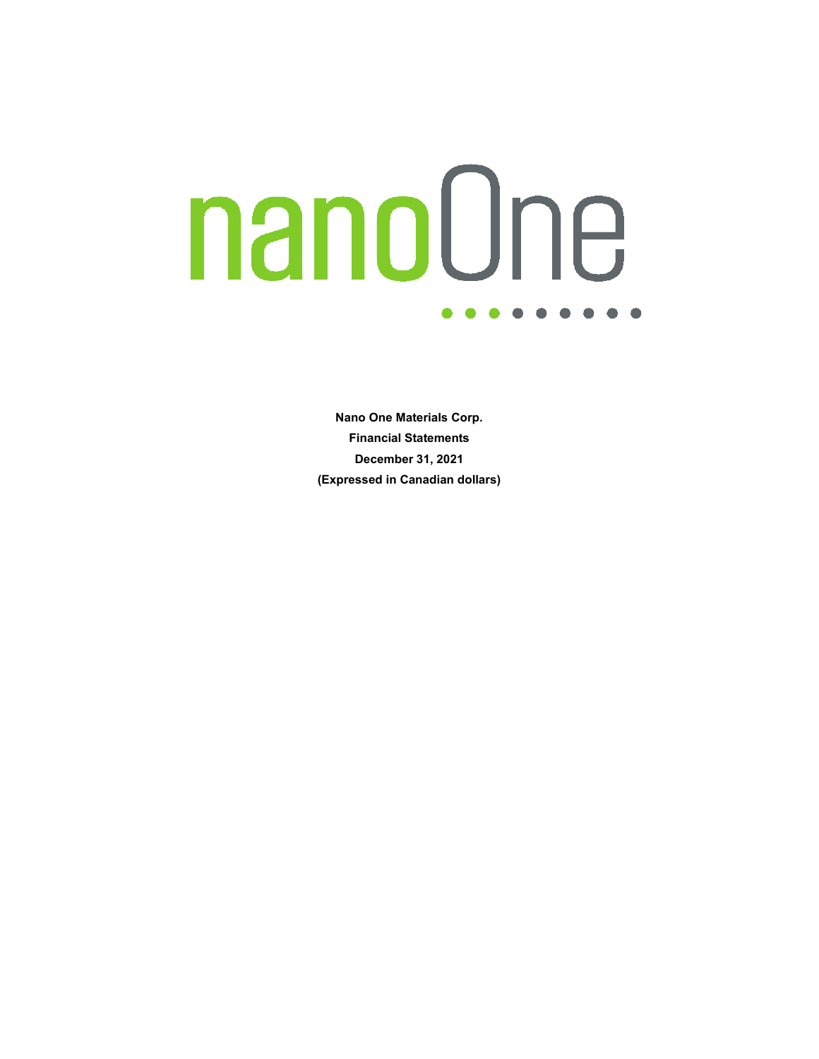**Nano One Materials Corp.**

**Financial Statements**

**December 31, 2021**

**(Expressed in Canadian dollars)**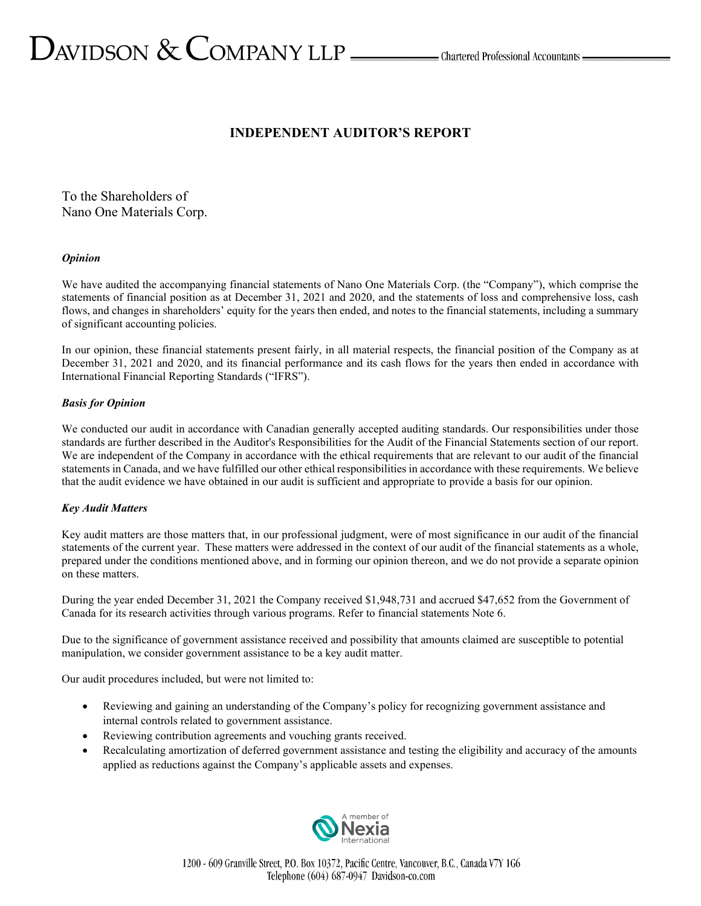# INDEPENDENT AUDITOR'S REPORT

To the Shareholders of
Nano One Materials Corp.

***Opinion***

We have audited the accompanying financial statements of Nano One Materials Corp. (the "Company"), which comprise the statements of financial position as at December 31, 2021 and 2020, and the statements of loss and comprehensive loss, cash flows, and changes in shareholders' equity for the years then ended, and notes to the financial statements, including a summary of significant accounting policies.

In our opinion, these financial statements present fairly, in all material respects, the financial position of the Company as at December 31, 2021 and 2020, and its financial performance and its cash flows for the years then ended in accordance with International Financial Reporting Standards ("IFRS").

***Basis for Opinion***

We conducted our audit in accordance with Canadian generally accepted auditing standards. Our responsibilities under those standards are further described in the Auditor's Responsibilities for the Audit of the Financial Statements section of our report. We are independent of the Company in accordance with the ethical requirements that are relevant to our audit of the financial statements in Canada, and we have fulfilled our other ethical responsibilities in accordance with these requirements. We believe that the audit evidence we have obtained in our audit is sufficient and appropriate to provide a basis for our opinion.

***Key Audit Matters***

Key audit matters are those matters that, in our professional judgment, were of most significance in our audit of the financial statements of the current year. These matters were addressed in the context of our audit of the financial statements as a whole, prepared under the conditions mentioned above, and in forming our opinion thereon, and we do not provide a separate opinion on these matters.

During the year ended December 31, 2021 the Company received $1,948,731 and accrued $47,652 from the Government of Canada for its research activities through various programs. Refer to financial statements Note 6.

Due to the significance of government assistance received and possibility that amounts claimed are susceptible to potential manipulation, we consider government assistance to be a key audit matter.

Our audit procedures included, but were not limited to:

- Reviewing and gaining an understanding of the Company's policy for recognizing government assistance and internal controls related to government assistance.
- Reviewing contribution agreements and vouching grants received.
- Recalculating amortization of deferred government assistance and testing the eligibility and accuracy of the amounts applied as reductions against the Company's applicable assets and expenses.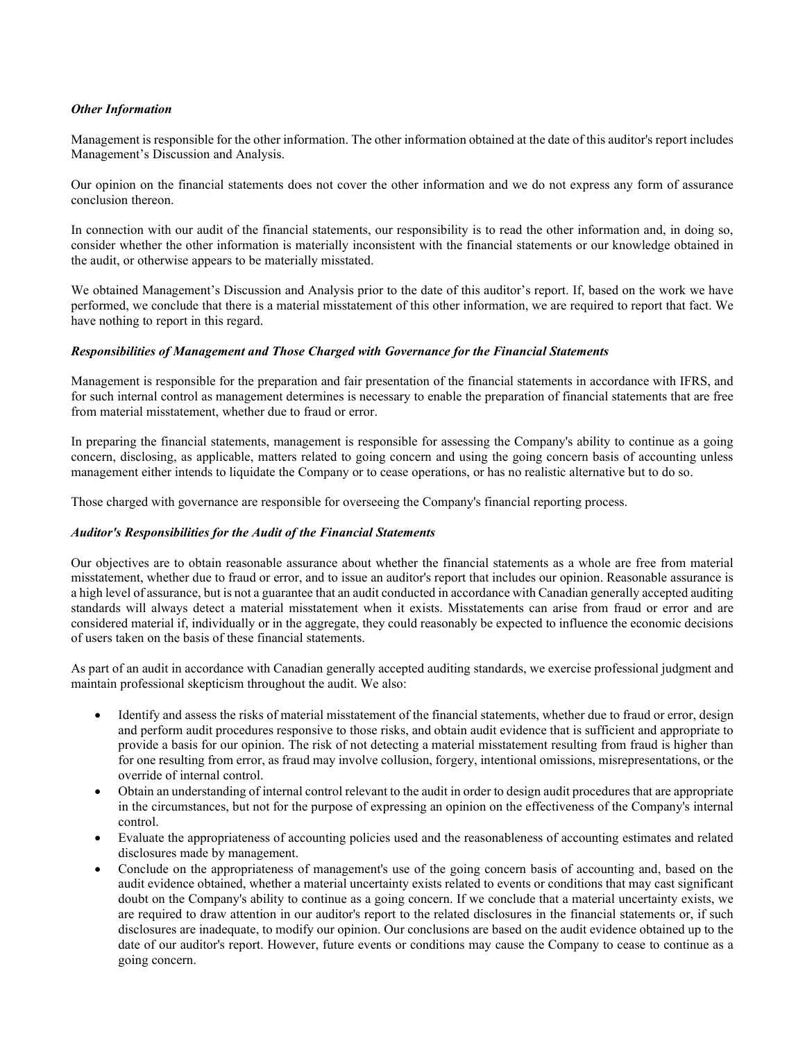### *Other Information*

Management is responsible for the other information. The other information obtained at the date of this auditor's report includes Management's Discussion and Analysis.

Our opinion on the financial statements does not cover the other information and we do not express any form of assurance conclusion thereon.

In connection with our audit of the financial statements, our responsibility is to read the other information and, in doing so, consider whether the other information is materially inconsistent with the financial statements or our knowledge obtained in the audit, or otherwise appears to be materially misstated.

We obtained Management's Discussion and Analysis prior to the date of this auditor's report. If, based on the work we have performed, we conclude that there is a material misstatement of this other information, we are required to report that fact. We have nothing to report in this regard.

### *Responsibilities of Management and Those Charged with Governance for the Financial Statements*

Management is responsible for the preparation and fair presentation of the financial statements in accordance with IFRS, and for such internal control as management determines is necessary to enable the preparation of financial statements that are free from material misstatement, whether due to fraud or error.

In preparing the financial statements, management is responsible for assessing the Company's ability to continue as a going concern, disclosing, as applicable, matters related to going concern and using the going concern basis of accounting unless management either intends to liquidate the Company or to cease operations, or has no realistic alternative but to do so.

Those charged with governance are responsible for overseeing the Company's financial reporting process.

### *Auditor's Responsibilities for the Audit of the Financial Statements*

Our objectives are to obtain reasonable assurance about whether the financial statements as a whole are free from material misstatement, whether due to fraud or error, and to issue an auditor's report that includes our opinion. Reasonable assurance is a high level of assurance, but is not a guarantee that an audit conducted in accordance with Canadian generally accepted auditing standards will always detect a material misstatement when it exists. Misstatements can arise from fraud or error and are considered material if, individually or in the aggregate, they could reasonably be expected to influence the economic decisions of users taken on the basis of these financial statements.

As part of an audit in accordance with Canadian generally accepted auditing standards, we exercise professional judgment and maintain professional skepticism throughout the audit. We also:

- Identify and assess the risks of material misstatement of the financial statements, whether due to fraud or error, design and perform audit procedures responsive to those risks, and obtain audit evidence that is sufficient and appropriate to provide a basis for our opinion. The risk of not detecting a material misstatement resulting from fraud is higher than for one resulting from error, as fraud may involve collusion, forgery, intentional omissions, misrepresentations, or the override of internal control.
- Obtain an understanding of internal control relevant to the audit in order to design audit procedures that are appropriate in the circumstances, but not for the purpose of expressing an opinion on the effectiveness of the Company's internal control.
- Evaluate the appropriateness of accounting policies used and the reasonableness of accounting estimates and related disclosures made by management.
- Conclude on the appropriateness of management's use of the going concern basis of accounting and, based on the audit evidence obtained, whether a material uncertainty exists related to events or conditions that may cast significant doubt on the Company's ability to continue as a going concern. If we conclude that a material uncertainty exists, we are required to draw attention in our auditor's report to the related disclosures in the financial statements or, if such disclosures are inadequate, to modify our opinion. Our conclusions are based on the audit evidence obtained up to the date of our auditor's report. However, future events or conditions may cause the Company to cease to continue as a going concern.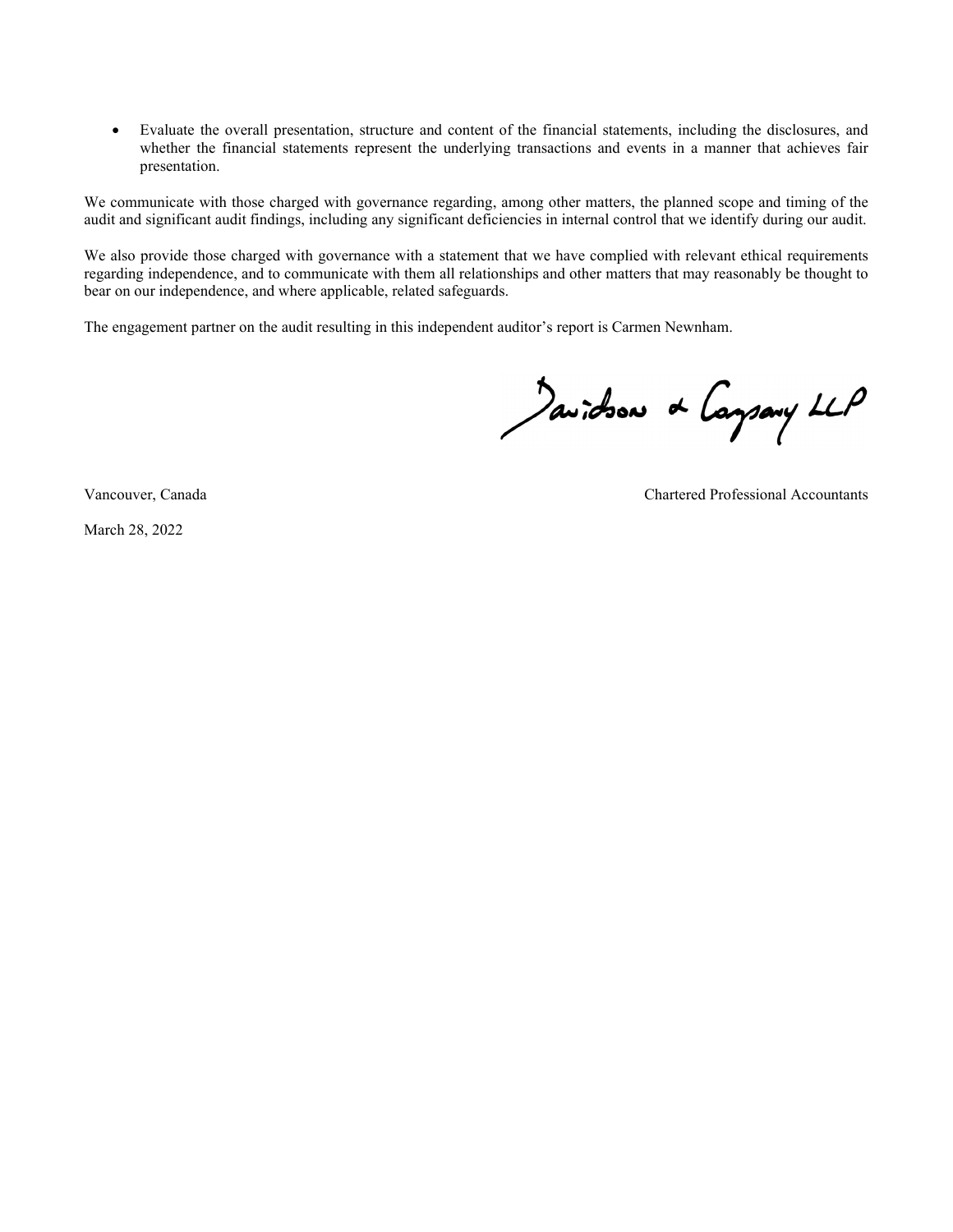- Evaluate the overall presentation, structure and content of the financial statements, including the disclosures, and whether the financial statements represent the underlying transactions and events in a manner that achieves fair presentation.

We communicate with those charged with governance regarding, among other matters, the planned scope and timing of the audit and significant audit findings, including any significant deficiencies in internal control that we identify during our audit.

We also provide those charged with governance with a statement that we have complied with relevant ethical requirements regarding independence, and to communicate with them all relationships and other matters that may reasonably be thought to bear on our independence, and where applicable, related safeguards.

The engagement partner on the audit resulting in this independent auditor's report is Carmen Newnham.

Davidson & Company LLP

Vancouver, Canada

Chartered Professional Accountants

March 28, 2022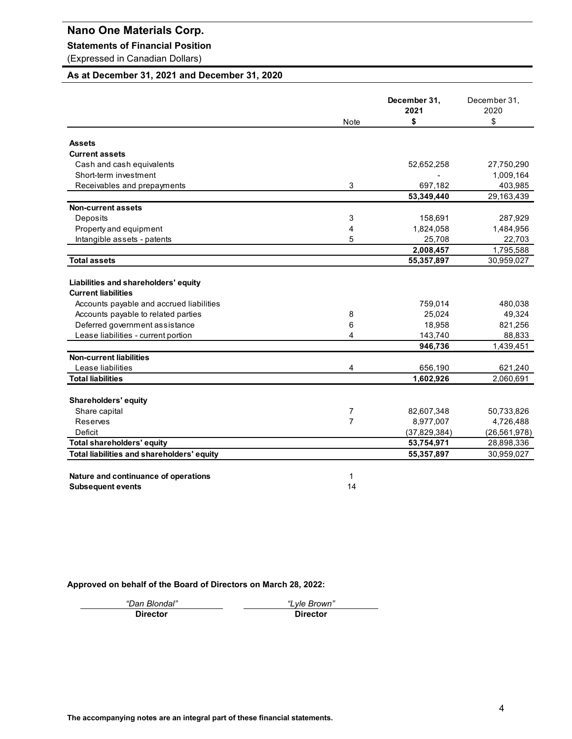# Nano One Materials Corp.

## Statements of Financial Position

(Expressed in Canadian Dollars)

### As at December 31, 2021 and December 31, 2020

| | Note | **December 31, 2021 $** | December 31, 2020 $ |
|---|---|---|---|
| **Assets** | | | |
| **Current assets** | | | |
| Cash and cash equivalents | | 52,652,258 | 27,750,290 |
| Short-term investment | | - | 1,009,164 |
| Receivables and prepayments | 3 | 697,182 | 403,985 |
| | | **53,349,440** | 29,163,439 |
| **Non-current assets** | | | |
| Deposits | 3 | 158,691 | 287,929 |
| Property and equipment | 4 | 1,824,058 | 1,484,956 |
| Intangible assets - patents | 5 | 25,708 | 22,703 |
| | | **2,008,457** | 1,795,588 |
| **Total assets** | | **55,357,897** | 30,959,027 |
| | | | |
| **Liabilities and shareholders' equity** | | | |
| **Current liabilities** | | | |
| Accounts payable and accrued liabilities | | 759,014 | 480,038 |
| Accounts payable to related parties | 8 | 25,024 | 49,324 |
| Deferred government assistance | 6 | 18,958 | 821,256 |
| Lease liabilities - current portion | 4 | 143,740 | 88,833 |
| | | **946,736** | 1,439,451 |
| **Non-current liabilities** | | | |
| Lease liabilities | 4 | 656,190 | 621,240 |
| **Total liabilities** | | **1,602,926** | 2,060,691 |
| | | | |
| **Shareholders' equity** | | | |
| Share capital | 7 | 82,607,348 | 50,733,826 |
| Reserves | 7 | 8,977,007 | 4,726,488 |
| Deficit | | (37,829,384) | (26,561,978) |
| **Total shareholders' equity** | | **53,754,971** | 28,898,336 |
| **Total liabilities and shareholders' equity** | | **55,357,897** | 30,959,027 |
| | | | |
| **Nature and continuance of operations** | 1 | | |
| **Subsequent events** | 14 | | |

**Approved on behalf of the Board of Directors on March 28, 2022:**

| *"Dan Blondal"* | *"Lyle Brown"* |
|---|---|
| **Director** | **Director** |

**The accompanying notes are an integral part of these financial statements.**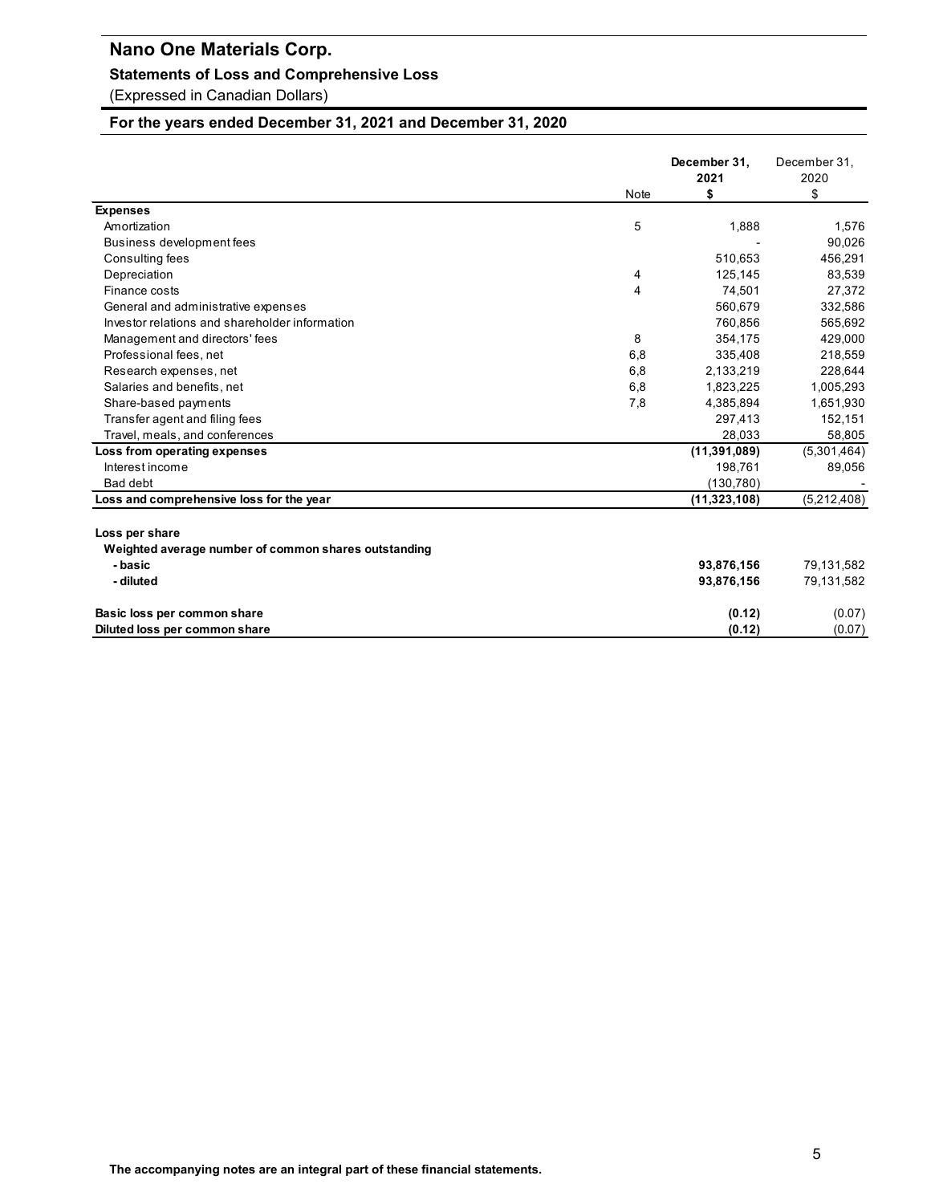# Nano One Materials Corp.

## Statements of Loss and Comprehensive Loss

(Expressed in Canadian Dollars)

### For the years ended December 31, 2021 and December 31, 2020

| | Note | **December 31, 2021 $** | December 31, 2020 $ |
|---|---|---|---|
| **Expenses** | | | |
| Amortization | 5 | 1,888 | 1,576 |
| Business development fees | | - | 90,026 |
| Consulting fees | | 510,653 | 456,291 |
| Depreciation | 4 | 125,145 | 83,539 |
| Finance costs | 4 | 74,501 | 27,372 |
| General and administrative expenses | | 560,679 | 332,586 |
| Investor relations and shareholder information | | 760,856 | 565,692 |
| Management and directors' fees | 8 | 354,175 | 429,000 |
| Professional fees, net | 6,8 | 335,408 | 218,559 |
| Research expenses, net | 6,8 | 2,133,219 | 228,644 |
| Salaries and benefits, net | 6,8 | 1,823,225 | 1,005,293 |
| Share-based payments | 7,8 | 4,385,894 | 1,651,930 |
| Transfer agent and filing fees | | 297,413 | 152,151 |
| Travel, meals, and conferences | | 28,033 | 58,805 |
| **Loss from operating expenses** | | **(11,391,089)** | (5,301,464) |
| Interest income | | 198,761 | 89,056 |
| Bad debt | | (130,780) | - |
| **Loss and comprehensive loss for the year** | | **(11,323,108)** | (5,212,408) |
| | | | |
| **Loss per share** | | | |
| **Weighted average number of common shares outstanding** | | | |
| **- basic** | | **93,876,156** | 79,131,582 |
| **- diluted** | | **93,876,156** | 79,131,582 |
| | | | |
| **Basic loss per common share** | | **(0.12)** | (0.07) |
| **Diluted loss per common share** | | **(0.12)** | (0.07) |

**The accompanying notes are an integral part of these financial statements.**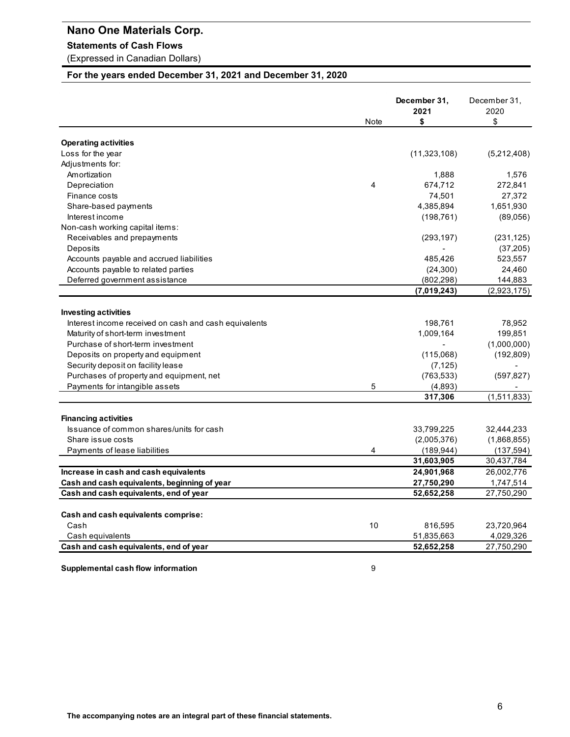# Nano One Materials Corp.

**Statements of Cash Flows**

(Expressed in Canadian Dollars)

**For the years ended December 31, 2021 and December 31, 2020**

| | Note | **December 31, 2021 $** | December 31, 2020 $ |
|---|---|---|---|
| **Operating activities** | | | |
| Loss for the year | | (11,323,108) | (5,212,408) |
| Adjustments for: | | | |
| Amortization | | 1,888 | 1,576 |
| Depreciation | 4 | 674,712 | 272,841 |
| Finance costs | | 74,501 | 27,372 |
| Share-based payments | | 4,385,894 | 1,651,930 |
| Interest income | | (198,761) | (89,056) |
| Non-cash working capital items: | | | |
| Receivables and prepayments | | (293,197) | (231,125) |
| Deposits | | - | (37,205) |
| Accounts payable and accrued liabilities | | 485,426 | 523,557 |
| Accounts payable to related parties | | (24,300) | 24,460 |
| Deferred government assistance | | (802,298) | 144,883 |
| | | **(7,019,243)** | (2,923,175) |
| **Investing activities** | | | |
| Interest income received on cash and cash equivalents | | 198,761 | 78,952 |
| Maturity of short-term investment | | 1,009,164 | 199,851 |
| Purchase of short-term investment | | - | (1,000,000) |
| Deposits on property and equipment | | (115,068) | (192,809) |
| Security deposit on facility lease | | (7,125) | - |
| Purchases of property and equipment, net | | (763,533) | (597,827) |
| Payments for intangible assets | 5 | (4,893) | - |
| | | **317,306** | (1,511,833) |
| **Financing activities** | | | |
| Issuance of common shares/units for cash | | 33,799,225 | 32,444,233 |
| Share issue costs | | (2,005,376) | (1,868,855) |
| Payments of lease liabilities | 4 | (189,944) | (137,594) |
| | | **31,603,905** | 30,437,784 |
| **Increase in cash and cash equivalents** | | **24,901,968** | 26,002,776 |
| **Cash and cash equivalents, beginning of year** | | **27,750,290** | 1,747,514 |
| **Cash and cash equivalents, end of year** | | **52,652,258** | 27,750,290 |
| **Cash and cash equivalents comprise:** | | | |
| Cash | 10 | 816,595 | 23,720,964 |
| Cash equivalents | | 51,835,663 | 4,029,326 |
| **Cash and cash equivalents, end of year** | | **52,652,258** | 27,750,290 |
| **Supplemental cash flow information** | 9 | | |

**The accompanying notes are an integral part of these financial statements.**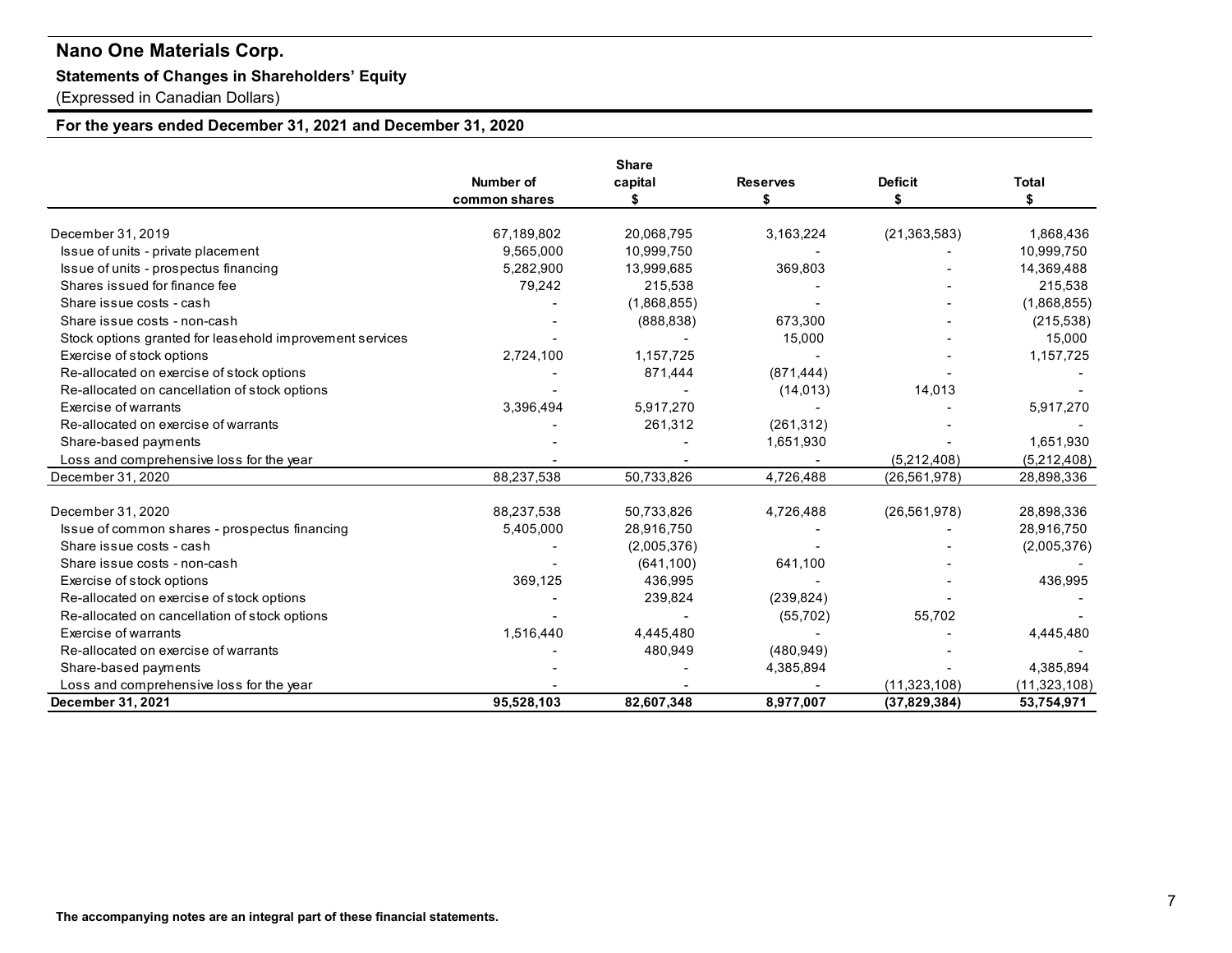# Nano One Materials Corp.

**Statements of Changes in Shareholders' Equity**

(Expressed in Canadian Dollars)

**For the years ended December 31, 2021 and December 31, 2020**

| | Number of common shares | Share capital $ | Reserves $ | Deficit $ | Total $ |
|---|---|---|---|---|---|
| December 31, 2019 | 67,189,802 | 20,068,795 | 3,163,224 | (21,363,583) | 1,868,436 |
| Issue of units - private placement | 9,565,000 | 10,999,750 | - | - | 10,999,750 |
| Issue of units - prospectus financing | 5,282,900 | 13,999,685 | 369,803 | - | 14,369,488 |
| Shares issued for finance fee | 79,242 | 215,538 | - | - | 215,538 |
| Share issue costs - cash | - | (1,868,855) | - | - | (1,868,855) |
| Share issue costs - non-cash | - | (888,838) | 673,300 | - | (215,538) |
| Stock options granted for leasehold improvement services | - | - | 15,000 | - | 15,000 |
| Exercise of stock options | 2,724,100 | 1,157,725 | - | - | 1,157,725 |
| Re-allocated on exercise of stock options | - | 871,444 | (871,444) | - | - |
| Re-allocated on cancellation of stock options | - | - | (14,013) | 14,013 | - |
| Exercise of warrants | 3,396,494 | 5,917,270 | - | - | 5,917,270 |
| Re-allocated on exercise of warrants | - | 261,312 | (261,312) | - | - |
| Share-based payments | - | - | 1,651,930 | - | 1,651,930 |
| Loss and comprehensive loss for the year | - | - | - | (5,212,408) | (5,212,408) |
| December 31, 2020 | 88,237,538 | 50,733,826 | 4,726,488 | (26,561,978) | 28,898,336 |
| | | | | | |
| December 31, 2020 | 88,237,538 | 50,733,826 | 4,726,488 | (26,561,978) | 28,898,336 |
| Issue of common shares - prospectus financing | 5,405,000 | 28,916,750 | - | - | 28,916,750 |
| Share issue costs - cash | - | (2,005,376) | - | - | (2,005,376) |
| Share issue costs - non-cash | - | (641,100) | 641,100 | - | - |
| Exercise of stock options | 369,125 | 436,995 | - | - | 436,995 |
| Re-allocated on exercise of stock options | - | 239,824 | (239,824) | - | - |
| Re-allocated on cancellation of stock options | - | - | (55,702) | 55,702 | - |
| Exercise of warrants | 1,516,440 | 4,445,480 | - | - | 4,445,480 |
| Re-allocated on exercise of warrants | - | 480,949 | (480,949) | - | - |
| Share-based payments | - | - | 4,385,894 | - | 4,385,894 |
| Loss and comprehensive loss for the year | - | - | - | (11,323,108) | (11,323,108) |
| **December 31, 2021** | **95,528,103** | **82,607,348** | **8,977,007** | **(37,829,384)** | **53,754,971** |

**The accompanying notes are an integral part of these financial statements.**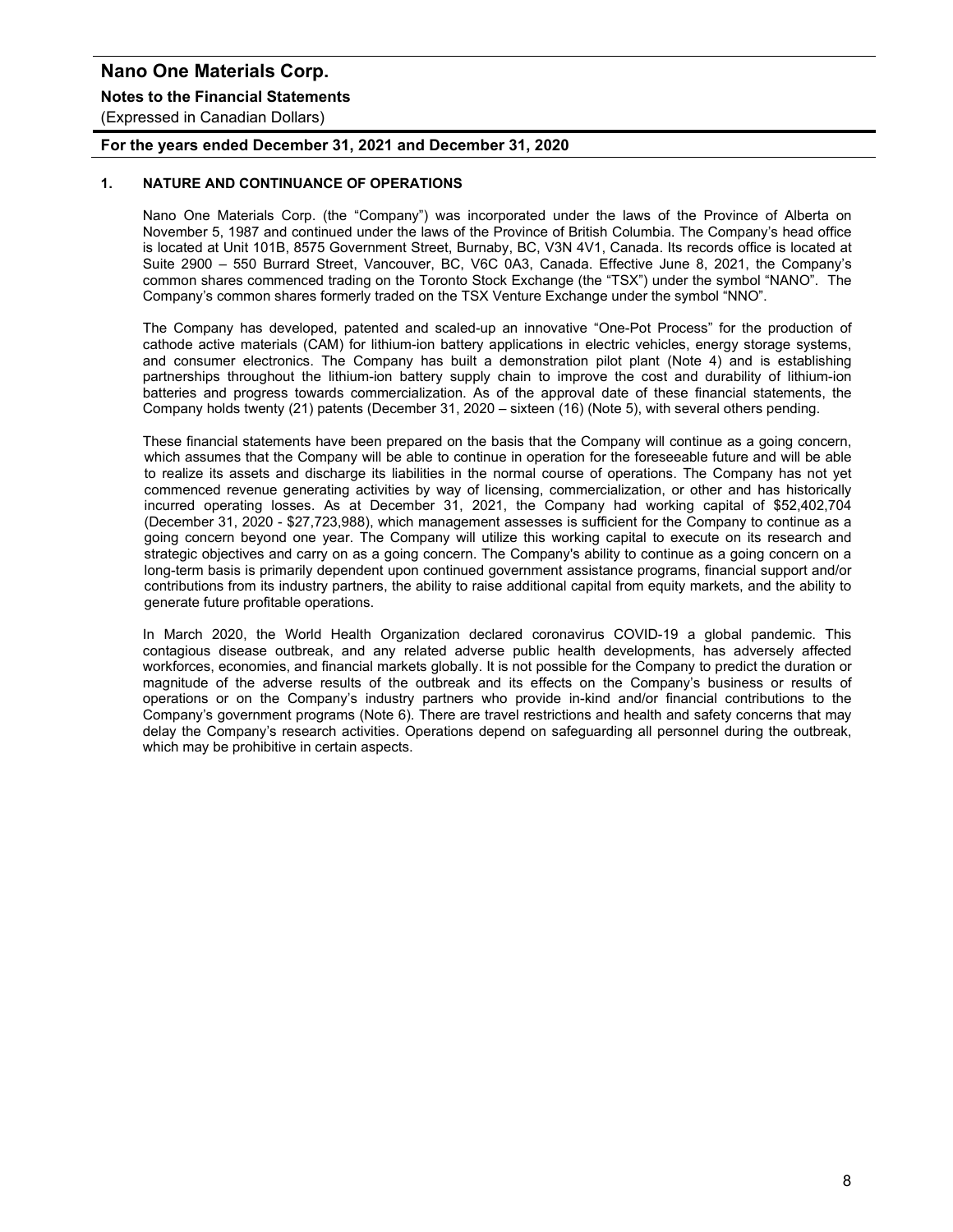## 1. NATURE AND CONTINUANCE OF OPERATIONS

Nano One Materials Corp. (the "Company") was incorporated under the laws of the Province of Alberta on November 5, 1987 and continued under the laws of the Province of British Columbia. The Company's head office is located at Unit 101B, 8575 Government Street, Burnaby, BC, V3N 4V1, Canada. Its records office is located at Suite 2900 – 550 Burrard Street, Vancouver, BC, V6C 0A3, Canada. Effective June 8, 2021, the Company's common shares commenced trading on the Toronto Stock Exchange (the "TSX") under the symbol "NANO". The Company's common shares formerly traded on the TSX Venture Exchange under the symbol "NNO".

The Company has developed, patented and scaled-up an innovative "One-Pot Process" for the production of cathode active materials (CAM) for lithium-ion battery applications in electric vehicles, energy storage systems, and consumer electronics. The Company has built a demonstration pilot plant (Note 4) and is establishing partnerships throughout the lithium-ion battery supply chain to improve the cost and durability of lithium-ion batteries and progress towards commercialization. As of the approval date of these financial statements, the Company holds twenty (21) patents (December 31, 2020 – sixteen (16) (Note 5), with several others pending.

These financial statements have been prepared on the basis that the Company will continue as a going concern, which assumes that the Company will be able to continue in operation for the foreseeable future and will be able to realize its assets and discharge its liabilities in the normal course of operations. The Company has not yet commenced revenue generating activities by way of licensing, commercialization, or other and has historically incurred operating losses. As at December 31, 2021, the Company had working capital of $52,402,704 (December 31, 2020 - $27,723,988), which management assesses is sufficient for the Company to continue as a going concern beyond one year. The Company will utilize this working capital to execute on its research and strategic objectives and carry on as a going concern. The Company's ability to continue as a going concern on a long-term basis is primarily dependent upon continued government assistance programs, financial support and/or contributions from its industry partners, the ability to raise additional capital from equity markets, and the ability to generate future profitable operations.

In March 2020, the World Health Organization declared coronavirus COVID-19 a global pandemic. This contagious disease outbreak, and any related adverse public health developments, has adversely affected workforces, economies, and financial markets globally. It is not possible for the Company to predict the duration or magnitude of the adverse results of the outbreak and its effects on the Company's business or results of operations or on the Company's industry partners who provide in-kind and/or financial contributions to the Company's government programs (Note 6). There are travel restrictions and health and safety concerns that may delay the Company's research activities. Operations depend on safeguarding all personnel during the outbreak, which may be prohibitive in certain aspects.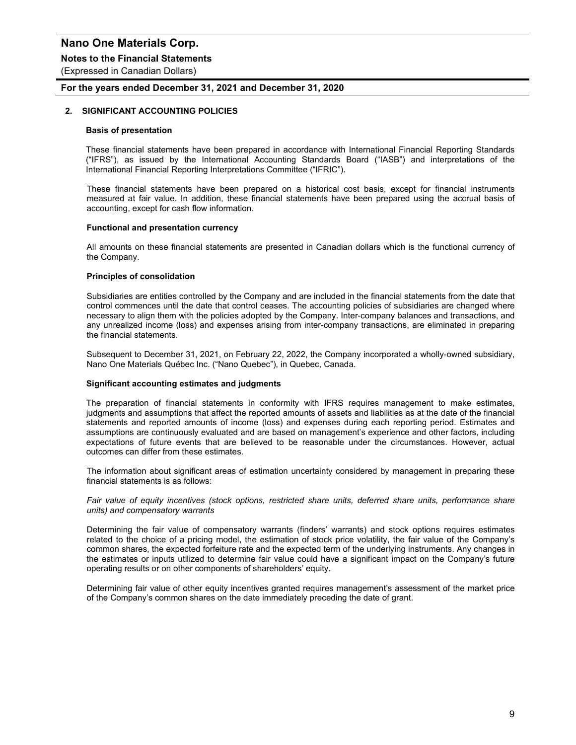## 2. SIGNIFICANT ACCOUNTING POLICIES

### Basis of presentation

These financial statements have been prepared in accordance with International Financial Reporting Standards ("IFRS"), as issued by the International Accounting Standards Board ("IASB") and interpretations of the International Financial Reporting Interpretations Committee ("IFRIC").

These financial statements have been prepared on a historical cost basis, except for financial instruments measured at fair value. In addition, these financial statements have been prepared using the accrual basis of accounting, except for cash flow information.

### Functional and presentation currency

All amounts on these financial statements are presented in Canadian dollars which is the functional currency of the Company.

### Principles of consolidation

Subsidiaries are entities controlled by the Company and are included in the financial statements from the date that control commences until the date that control ceases. The accounting policies of subsidiaries are changed where necessary to align them with the policies adopted by the Company. Inter-company balances and transactions, and any unrealized income (loss) and expenses arising from inter-company transactions, are eliminated in preparing the financial statements.

Subsequent to December 31, 2021, on February 22, 2022, the Company incorporated a wholly-owned subsidiary, Nano One Materials Québec Inc. ("Nano Quebec"), in Quebec, Canada.

### Significant accounting estimates and judgments

The preparation of financial statements in conformity with IFRS requires management to make estimates, judgments and assumptions that affect the reported amounts of assets and liabilities as at the date of the financial statements and reported amounts of income (loss) and expenses during each reporting period. Estimates and assumptions are continuously evaluated and are based on management's experience and other factors, including expectations of future events that are believed to be reasonable under the circumstances. However, actual outcomes can differ from these estimates.

The information about significant areas of estimation uncertainty considered by management in preparing these financial statements is as follows:

*Fair value of equity incentives (stock options, restricted share units, deferred share units, performance share units) and compensatory warrants*

Determining the fair value of compensatory warrants (finders' warrants) and stock options requires estimates related to the choice of a pricing model, the estimation of stock price volatility, the fair value of the Company's common shares, the expected forfeiture rate and the expected term of the underlying instruments. Any changes in the estimates or inputs utilized to determine fair value could have a significant impact on the Company's future operating results or on other components of shareholders' equity.

Determining fair value of other equity incentives granted requires management's assessment of the market price of the Company's common shares on the date immediately preceding the date of grant.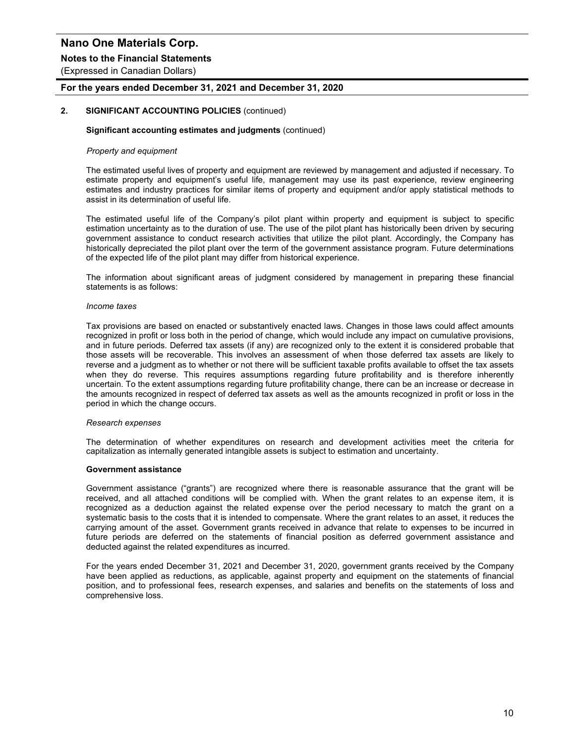## 2. SIGNIFICANT ACCOUNTING POLICIES (continued)

**Significant accounting estimates and judgments** (continued)

*Property and equipment*

The estimated useful lives of property and equipment are reviewed by management and adjusted if necessary. To estimate property and equipment's useful life, management may use its past experience, review engineering estimates and industry practices for similar items of property and equipment and/or apply statistical methods to assist in its determination of useful life.

The estimated useful life of the Company's pilot plant within property and equipment is subject to specific estimation uncertainty as to the duration of use. The use of the pilot plant has historically been driven by securing government assistance to conduct research activities that utilize the pilot plant. Accordingly, the Company has historically depreciated the pilot plant over the term of the government assistance program. Future determinations of the expected life of the pilot plant may differ from historical experience.

The information about significant areas of judgment considered by management in preparing these financial statements is as follows:

*Income taxes*

Tax provisions are based on enacted or substantively enacted laws. Changes in those laws could affect amounts recognized in profit or loss both in the period of change, which would include any impact on cumulative provisions, and in future periods. Deferred tax assets (if any) are recognized only to the extent it is considered probable that those assets will be recoverable. This involves an assessment of when those deferred tax assets are likely to reverse and a judgment as to whether or not there will be sufficient taxable profits available to offset the tax assets when they do reverse. This requires assumptions regarding future profitability and is therefore inherently uncertain. To the extent assumptions regarding future profitability change, there can be an increase or decrease in the amounts recognized in respect of deferred tax assets as well as the amounts recognized in profit or loss in the period in which the change occurs.

*Research expenses*

The determination of whether expenditures on research and development activities meet the criteria for capitalization as internally generated intangible assets is subject to estimation and uncertainty.

**Government assistance**

Government assistance ("grants") are recognized where there is reasonable assurance that the grant will be received, and all attached conditions will be complied with. When the grant relates to an expense item, it is recognized as a deduction against the related expense over the period necessary to match the grant on a systematic basis to the costs that it is intended to compensate. Where the grant relates to an asset, it reduces the carrying amount of the asset. Government grants received in advance that relate to expenses to be incurred in future periods are deferred on the statements of financial position as deferred government assistance and deducted against the related expenditures as incurred.

For the years ended December 31, 2021 and December 31, 2020, government grants received by the Company have been applied as reductions, as applicable, against property and equipment on the statements of financial position, and to professional fees, research expenses, and salaries and benefits on the statements of loss and comprehensive loss.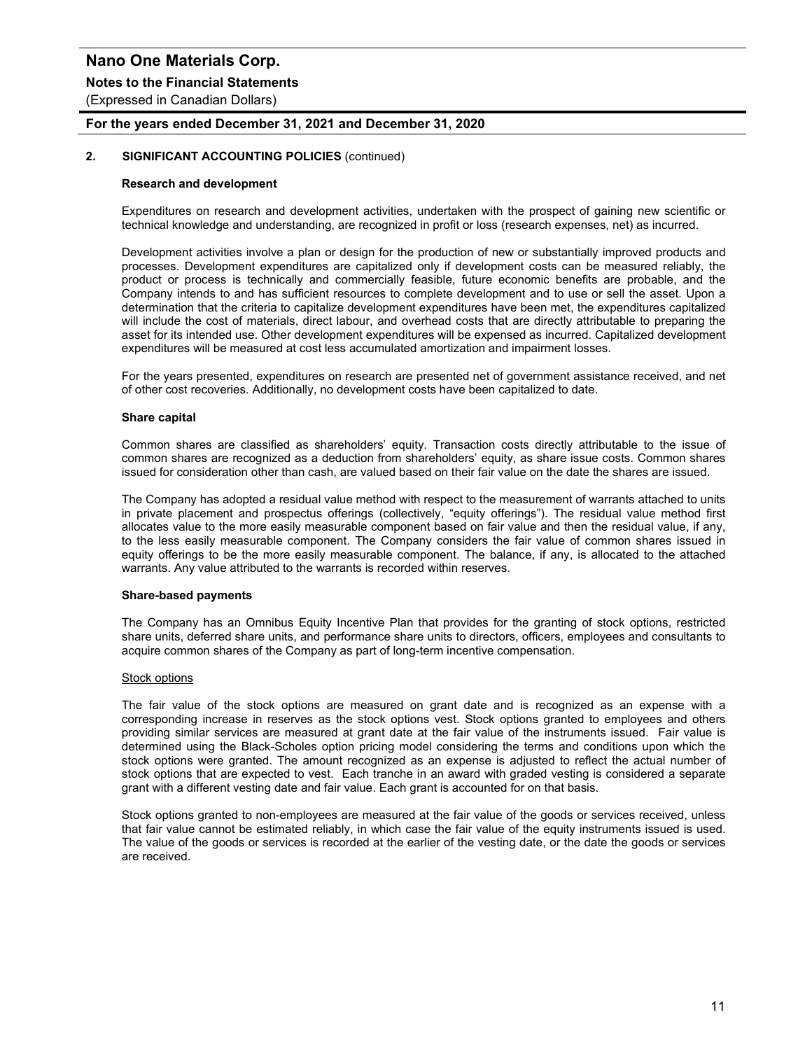## 2. SIGNIFICANT ACCOUNTING POLICIES (continued)

### Research and development

Expenditures on research and development activities, undertaken with the prospect of gaining new scientific or technical knowledge and understanding, are recognized in profit or loss (research expenses, net) as incurred.

Development activities involve a plan or design for the production of new or substantially improved products and processes. Development expenditures are capitalized only if development costs can be measured reliably, the product or process is technically and commercially feasible, future economic benefits are probable, and the Company intends to and has sufficient resources to complete development and to use or sell the asset. Upon a determination that the criteria to capitalize development expenditures have been met, the expenditures capitalized will include the cost of materials, direct labour, and overhead costs that are directly attributable to preparing the asset for its intended use. Other development expenditures will be expensed as incurred. Capitalized development expenditures will be measured at cost less accumulated amortization and impairment losses.

For the years presented, expenditures on research are presented net of government assistance received, and net of other cost recoveries. Additionally, no development costs have been capitalized to date.

### Share capital

Common shares are classified as shareholders' equity. Transaction costs directly attributable to the issue of common shares are recognized as a deduction from shareholders' equity, as share issue costs. Common shares issued for consideration other than cash, are valued based on their fair value on the date the shares are issued.

The Company has adopted a residual value method with respect to the measurement of warrants attached to units in private placement and prospectus offerings (collectively, "equity offerings"). The residual value method first allocates value to the more easily measurable component based on fair value and then the residual value, if any, to the less easily measurable component. The Company considers the fair value of common shares issued in equity offerings to be the more easily measurable component. The balance, if any, is allocated to the attached warrants. Any value attributed to the warrants is recorded within reserves.

### Share-based payments

The Company has an Omnibus Equity Incentive Plan that provides for the granting of stock options, restricted share units, deferred share units, and performance share units to directors, officers, employees and consultants to acquire common shares of the Company as part of long-term incentive compensation.

#### Stock options

The fair value of the stock options are measured on grant date and is recognized as an expense with a corresponding increase in reserves as the stock options vest. Stock options granted to employees and others providing similar services are measured at grant date at the fair value of the instruments issued. Fair value is determined using the Black-Scholes option pricing model considering the terms and conditions upon which the stock options were granted. The amount recognized as an expense is adjusted to reflect the actual number of stock options that are expected to vest. Each tranche in an award with graded vesting is considered a separate grant with a different vesting date and fair value. Each grant is accounted for on that basis.

Stock options granted to non-employees are measured at the fair value of the goods or services received, unless that fair value cannot be estimated reliably, in which case the fair value of the equity instruments issued is used. The value of the goods or services is recorded at the earlier of the vesting date, or the date the goods or services are received.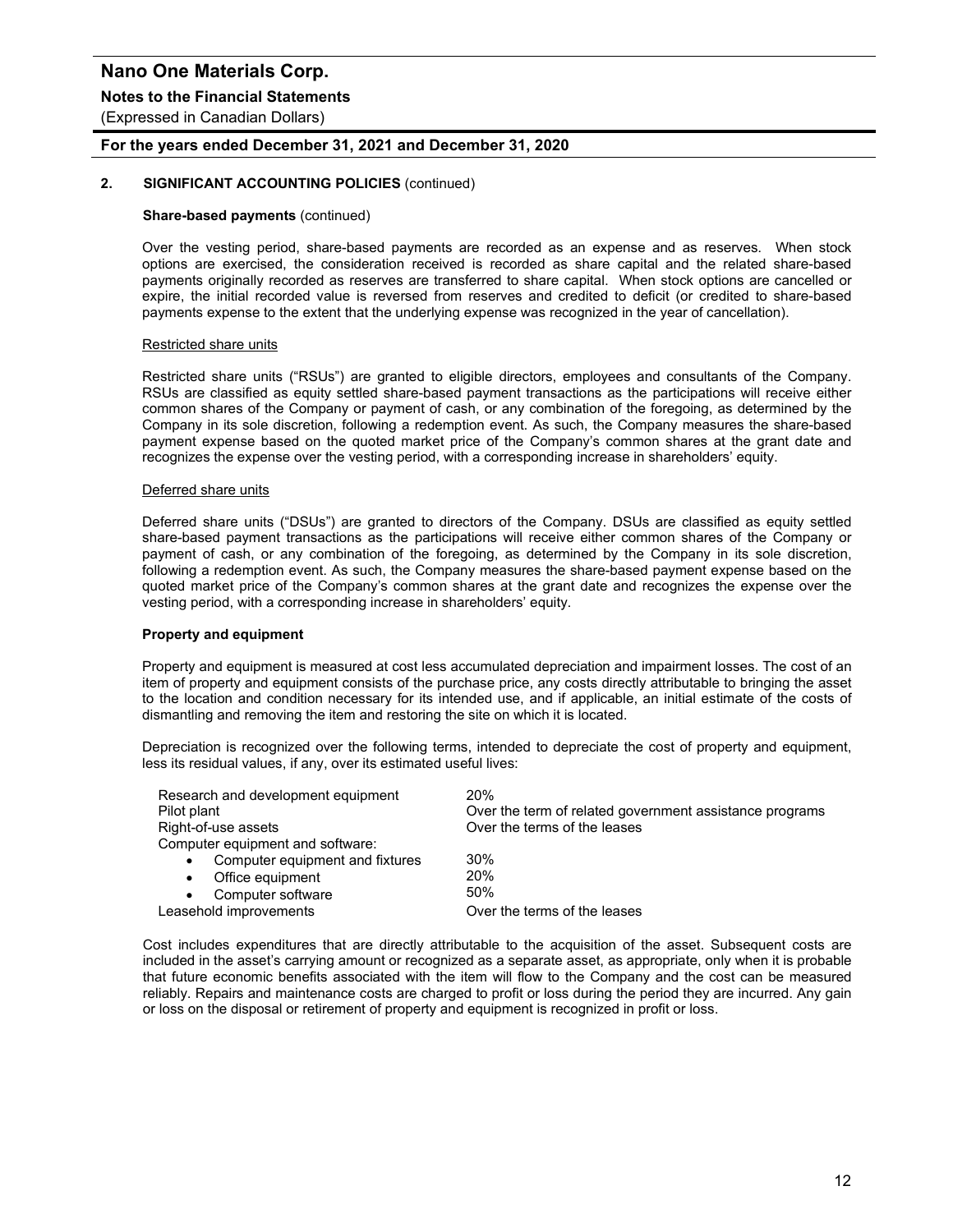## 2. SIGNIFICANT ACCOUNTING POLICIES (continued)

**Share-based payments** (continued)

Over the vesting period, share-based payments are recorded as an expense and as reserves. When stock options are exercised, the consideration received is recorded as share capital and the related share-based payments originally recorded as reserves are transferred to share capital. When stock options are cancelled or expire, the initial recorded value is reversed from reserves and credited to deficit (or credited to share-based payments expense to the extent that the underlying expense was recognized in the year of cancellation).

Restricted share units

Restricted share units ("RSUs") are granted to eligible directors, employees and consultants of the Company. RSUs are classified as equity settled share-based payment transactions as the participations will receive either common shares of the Company or payment of cash, or any combination of the foregoing, as determined by the Company in its sole discretion, following a redemption event. As such, the Company measures the share-based payment expense based on the quoted market price of the Company's common shares at the grant date and recognizes the expense over the vesting period, with a corresponding increase in shareholders' equity.

Deferred share units

Deferred share units ("DSUs") are granted to directors of the Company. DSUs are classified as equity settled share-based payment transactions as the participations will receive either common shares of the Company or payment of cash, or any combination of the foregoing, as determined by the Company in its sole discretion, following a redemption event. As such, the Company measures the share-based payment expense based on the quoted market price of the Company's common shares at the grant date and recognizes the expense over the vesting period, with a corresponding increase in shareholders' equity.

**Property and equipment**

Property and equipment is measured at cost less accumulated depreciation and impairment losses. The cost of an item of property and equipment consists of the purchase price, any costs directly attributable to bringing the asset to the location and condition necessary for its intended use, and if applicable, an initial estimate of the costs of dismantling and removing the item and restoring the site on which it is located.

Depreciation is recognized over the following terms, intended to depreciate the cost of property and equipment, less its residual values, if any, over its estimated useful lives:

| | |
|---|---|
| Research and development equipment | 20% |
| Pilot plant | Over the term of related government assistance programs |
| Right-of-use assets | Over the terms of the leases |
| Computer equipment and software: | |
| • Computer equipment and fixtures | 30% |
| • Office equipment | 20% |
| • Computer software | 50% |
| Leasehold improvements | Over the terms of the leases |

Cost includes expenditures that are directly attributable to the acquisition of the asset. Subsequent costs are included in the asset's carrying amount or recognized as a separate asset, as appropriate, only when it is probable that future economic benefits associated with the item will flow to the Company and the cost can be measured reliably. Repairs and maintenance costs are charged to profit or loss during the period they are incurred. Any gain or loss on the disposal or retirement of property and equipment is recognized in profit or loss.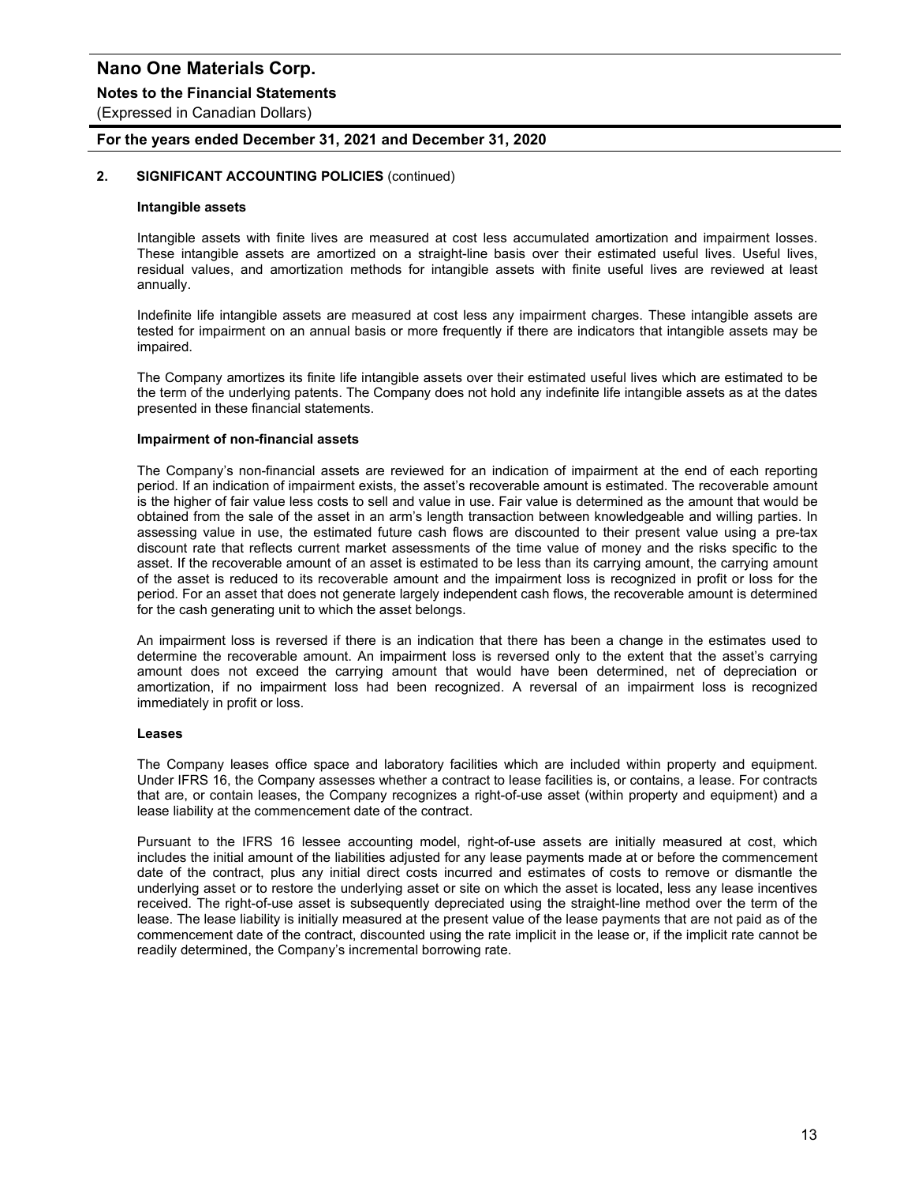## 2. SIGNIFICANT ACCOUNTING POLICIES (continued)

### Intangible assets

Intangible assets with finite lives are measured at cost less accumulated amortization and impairment losses. These intangible assets are amortized on a straight-line basis over their estimated useful lives. Useful lives, residual values, and amortization methods for intangible assets with finite useful lives are reviewed at least annually.

Indefinite life intangible assets are measured at cost less any impairment charges. These intangible assets are tested for impairment on an annual basis or more frequently if there are indicators that intangible assets may be impaired.

The Company amortizes its finite life intangible assets over their estimated useful lives which are estimated to be the term of the underlying patents. The Company does not hold any indefinite life intangible assets as at the dates presented in these financial statements.

### Impairment of non-financial assets

The Company's non-financial assets are reviewed for an indication of impairment at the end of each reporting period. If an indication of impairment exists, the asset's recoverable amount is estimated. The recoverable amount is the higher of fair value less costs to sell and value in use. Fair value is determined as the amount that would be obtained from the sale of the asset in an arm's length transaction between knowledgeable and willing parties. In assessing value in use, the estimated future cash flows are discounted to their present value using a pre-tax discount rate that reflects current market assessments of the time value of money and the risks specific to the asset. If the recoverable amount of an asset is estimated to be less than its carrying amount, the carrying amount of the asset is reduced to its recoverable amount and the impairment loss is recognized in profit or loss for the period. For an asset that does not generate largely independent cash flows, the recoverable amount is determined for the cash generating unit to which the asset belongs.

An impairment loss is reversed if there is an indication that there has been a change in the estimates used to determine the recoverable amount. An impairment loss is reversed only to the extent that the asset's carrying amount does not exceed the carrying amount that would have been determined, net of depreciation or amortization, if no impairment loss had been recognized. A reversal of an impairment loss is recognized immediately in profit or loss.

### Leases

The Company leases office space and laboratory facilities which are included within property and equipment. Under IFRS 16, the Company assesses whether a contract to lease facilities is, or contains, a lease. For contracts that are, or contain leases, the Company recognizes a right-of-use asset (within property and equipment) and a lease liability at the commencement date of the contract.

Pursuant to the IFRS 16 lessee accounting model, right-of-use assets are initially measured at cost, which includes the initial amount of the liabilities adjusted for any lease payments made at or before the commencement date of the contract, plus any initial direct costs incurred and estimates of costs to remove or dismantle the underlying asset or to restore the underlying asset or site on which the asset is located, less any lease incentives received. The right-of-use asset is subsequently depreciated using the straight-line method over the term of the lease. The lease liability is initially measured at the present value of the lease payments that are not paid as of the commencement date of the contract, discounted using the rate implicit in the lease or, if the implicit rate cannot be readily determined, the Company's incremental borrowing rate.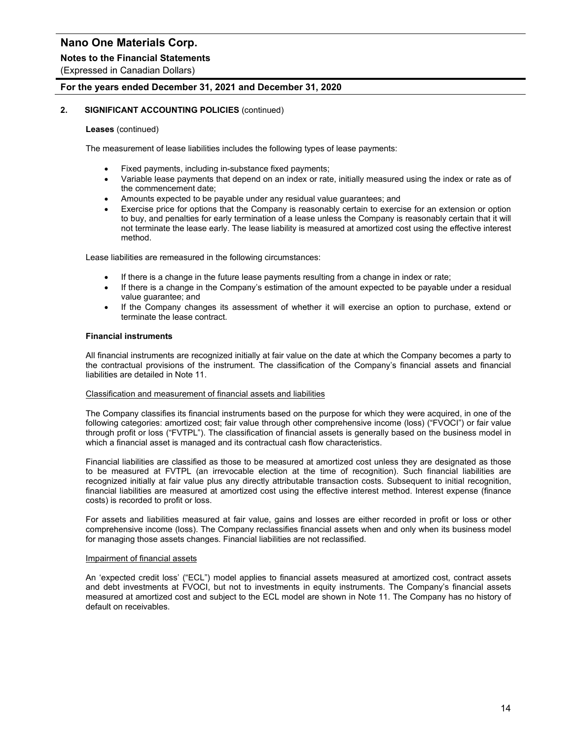## 2. SIGNIFICANT ACCOUNTING POLICIES (continued)

**Leases** (continued)

The measurement of lease liabilities includes the following types of lease payments:

- Fixed payments, including in-substance fixed payments;
- Variable lease payments that depend on an index or rate, initially measured using the index or rate as of the commencement date;
- Amounts expected to be payable under any residual value guarantees; and
- Exercise price for options that the Company is reasonably certain to exercise for an extension or option to buy, and penalties for early termination of a lease unless the Company is reasonably certain that it will not terminate the lease early. The lease liability is measured at amortized cost using the effective interest method.

Lease liabilities are remeasured in the following circumstances:

- If there is a change in the future lease payments resulting from a change in index or rate;
- If there is a change in the Company's estimation of the amount expected to be payable under a residual value guarantee; and
- If the Company changes its assessment of whether it will exercise an option to purchase, extend or terminate the lease contract.

**Financial instruments**

All financial instruments are recognized initially at fair value on the date at which the Company becomes a party to the contractual provisions of the instrument. The classification of the Company's financial assets and financial liabilities are detailed in Note 11.

Classification and measurement of financial assets and liabilities

The Company classifies its financial instruments based on the purpose for which they were acquired, in one of the following categories: amortized cost; fair value through other comprehensive income (loss) ("FVOCI") or fair value through profit or loss ("FVTPL"). The classification of financial assets is generally based on the business model in which a financial asset is managed and its contractual cash flow characteristics.

Financial liabilities are classified as those to be measured at amortized cost unless they are designated as those to be measured at FVTPL (an irrevocable election at the time of recognition). Such financial liabilities are recognized initially at fair value plus any directly attributable transaction costs. Subsequent to initial recognition, financial liabilities are measured at amortized cost using the effective interest method. Interest expense (finance costs) is recorded to profit or loss.

For assets and liabilities measured at fair value, gains and losses are either recorded in profit or loss or other comprehensive income (loss). The Company reclassifies financial assets when and only when its business model for managing those assets changes. Financial liabilities are not reclassified.

Impairment of financial assets

An 'expected credit loss' ("ECL") model applies to financial assets measured at amortized cost, contract assets and debt investments at FVOCI, but not to investments in equity instruments. The Company's financial assets measured at amortized cost and subject to the ECL model are shown in Note 11. The Company has no history of default on receivables.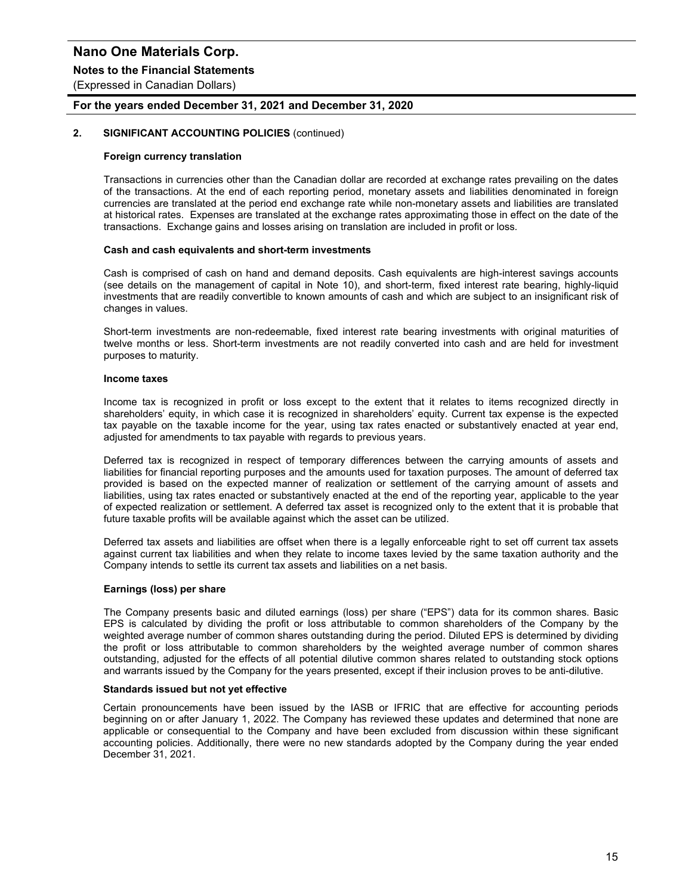## 2. SIGNIFICANT ACCOUNTING POLICIES (continued)

### Foreign currency translation

Transactions in currencies other than the Canadian dollar are recorded at exchange rates prevailing on the dates of the transactions. At the end of each reporting period, monetary assets and liabilities denominated in foreign currencies are translated at the period end exchange rate while non-monetary assets and liabilities are translated at historical rates. Expenses are translated at the exchange rates approximating those in effect on the date of the transactions. Exchange gains and losses arising on translation are included in profit or loss.

### Cash and cash equivalents and short-term investments

Cash is comprised of cash on hand and demand deposits. Cash equivalents are high-interest savings accounts (see details on the management of capital in Note 10), and short-term, fixed interest rate bearing, highly-liquid investments that are readily convertible to known amounts of cash and which are subject to an insignificant risk of changes in values.

Short-term investments are non-redeemable, fixed interest rate bearing investments with original maturities of twelve months or less. Short-term investments are not readily converted into cash and are held for investment purposes to maturity.

### Income taxes

Income tax is recognized in profit or loss except to the extent that it relates to items recognized directly in shareholders' equity, in which case it is recognized in shareholders' equity. Current tax expense is the expected tax payable on the taxable income for the year, using tax rates enacted or substantively enacted at year end, adjusted for amendments to tax payable with regards to previous years.

Deferred tax is recognized in respect of temporary differences between the carrying amounts of assets and liabilities for financial reporting purposes and the amounts used for taxation purposes. The amount of deferred tax provided is based on the expected manner of realization or settlement of the carrying amount of assets and liabilities, using tax rates enacted or substantively enacted at the end of the reporting year, applicable to the year of expected realization or settlement. A deferred tax asset is recognized only to the extent that it is probable that future taxable profits will be available against which the asset can be utilized.

Deferred tax assets and liabilities are offset when there is a legally enforceable right to set off current tax assets against current tax liabilities and when they relate to income taxes levied by the same taxation authority and the Company intends to settle its current tax assets and liabilities on a net basis.

### Earnings (loss) per share

The Company presents basic and diluted earnings (loss) per share ("EPS") data for its common shares. Basic EPS is calculated by dividing the profit or loss attributable to common shareholders of the Company by the weighted average number of common shares outstanding during the period. Diluted EPS is determined by dividing the profit or loss attributable to common shareholders by the weighted average number of common shares outstanding, adjusted for the effects of all potential dilutive common shares related to outstanding stock options and warrants issued by the Company for the years presented, except if their inclusion proves to be anti-dilutive.

### Standards issued but not yet effective

Certain pronouncements have been issued by the IASB or IFRIC that are effective for accounting periods beginning on or after January 1, 2022. The Company has reviewed these updates and determined that none are applicable or consequential to the Company and have been excluded from discussion within these significant accounting policies. Additionally, there were no new standards adopted by the Company during the year ended December 31, 2021.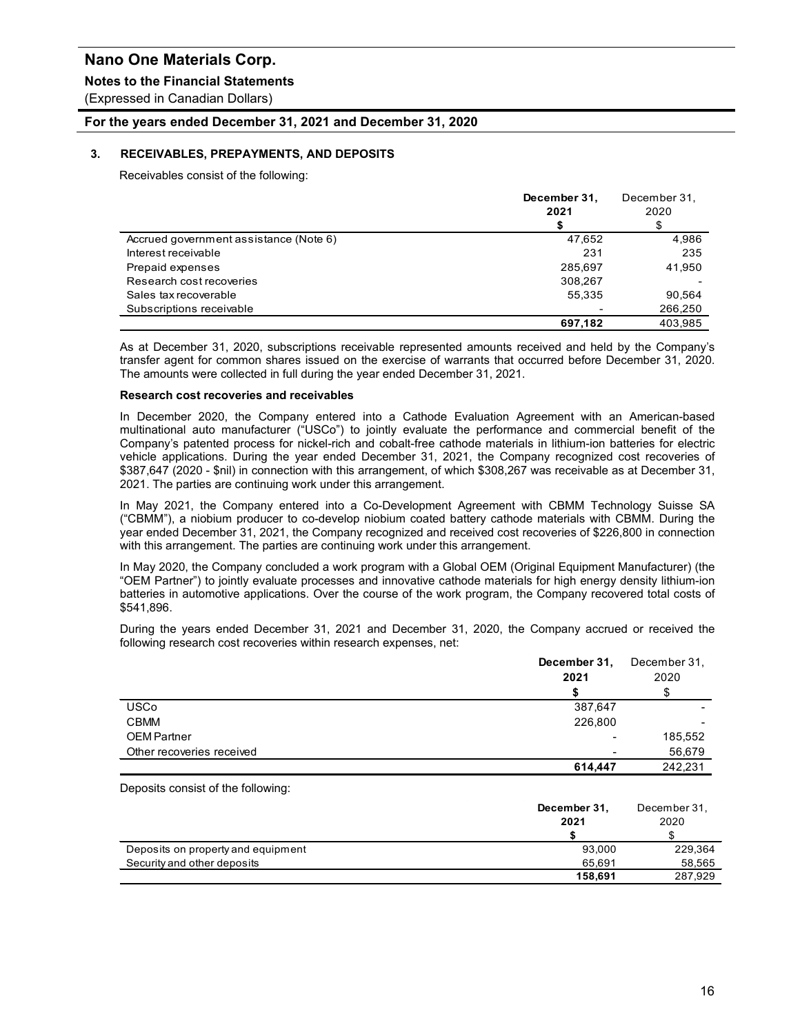## 3. RECEIVABLES, PREPAYMENTS, AND DEPOSITS

Receivables consist of the following:

| | December 31, 2021 | December 31, 2020 |
|---|---|---|
| | **$** | $ |
| Accrued government assistance (Note 6) | 47,652 | 4,986 |
| Interest receivable | 231 | 235 |
| Prepaid expenses | 285,697 | 41,950 |
| Research cost recoveries | 308,267 | - |
| Sales tax recoverable | 55,335 | 90,564 |
| Subscriptions receivable | - | 266,250 |
| | **697,182** | 403,985 |

As at December 31, 2020, subscriptions receivable represented amounts received and held by the Company's transfer agent for common shares issued on the exercise of warrants that occurred before December 31, 2020. The amounts were collected in full during the year ended December 31, 2021.

**Research cost recoveries and receivables**

In December 2020, the Company entered into a Cathode Evaluation Agreement with an American-based multinational auto manufacturer ("USCo") to jointly evaluate the performance and commercial benefit of the Company's patented process for nickel-rich and cobalt-free cathode materials in lithium-ion batteries for electric vehicle applications. During the year ended December 31, 2021, the Company recognized cost recoveries of $387,647 (2020 - $nil) in connection with this arrangement, of which $308,267 was receivable as at December 31, 2021. The parties are continuing work under this arrangement.

In May 2021, the Company entered into a Co-Development Agreement with CBMM Technology Suisse SA ("CBMM"), a niobium producer to co-develop niobium coated battery cathode materials with CBMM. During the year ended December 31, 2021, the Company recognized and received cost recoveries of $226,800 in connection with this arrangement. The parties are continuing work under this arrangement.

In May 2020, the Company concluded a work program with a Global OEM (Original Equipment Manufacturer) (the "OEM Partner") to jointly evaluate processes and innovative cathode materials for high energy density lithium-ion batteries in automotive applications. Over the course of the work program, the Company recovered total costs of $541,896.

During the years ended December 31, 2021 and December 31, 2020, the Company accrued or received the following research cost recoveries within research expenses, net:

| | December 31, 2021 | December 31, 2020 |
|---|---|---|
| | **$** | $ |
| USCo | 387,647 | - |
| CBMM | 226,800 | - |
| OEM Partner | - | 185,552 |
| Other recoveries received | - | 56,679 |
| | **614,447** | 242,231 |

Deposits consist of the following:

| | December 31, 2021 | December 31, 2020 |
|---|---|---|
| | **$** | $ |
| Deposits on property and equipment | 93,000 | 229,364 |
| Security and other deposits | 65,691 | 58,565 |
| | **158,691** | 287,929 |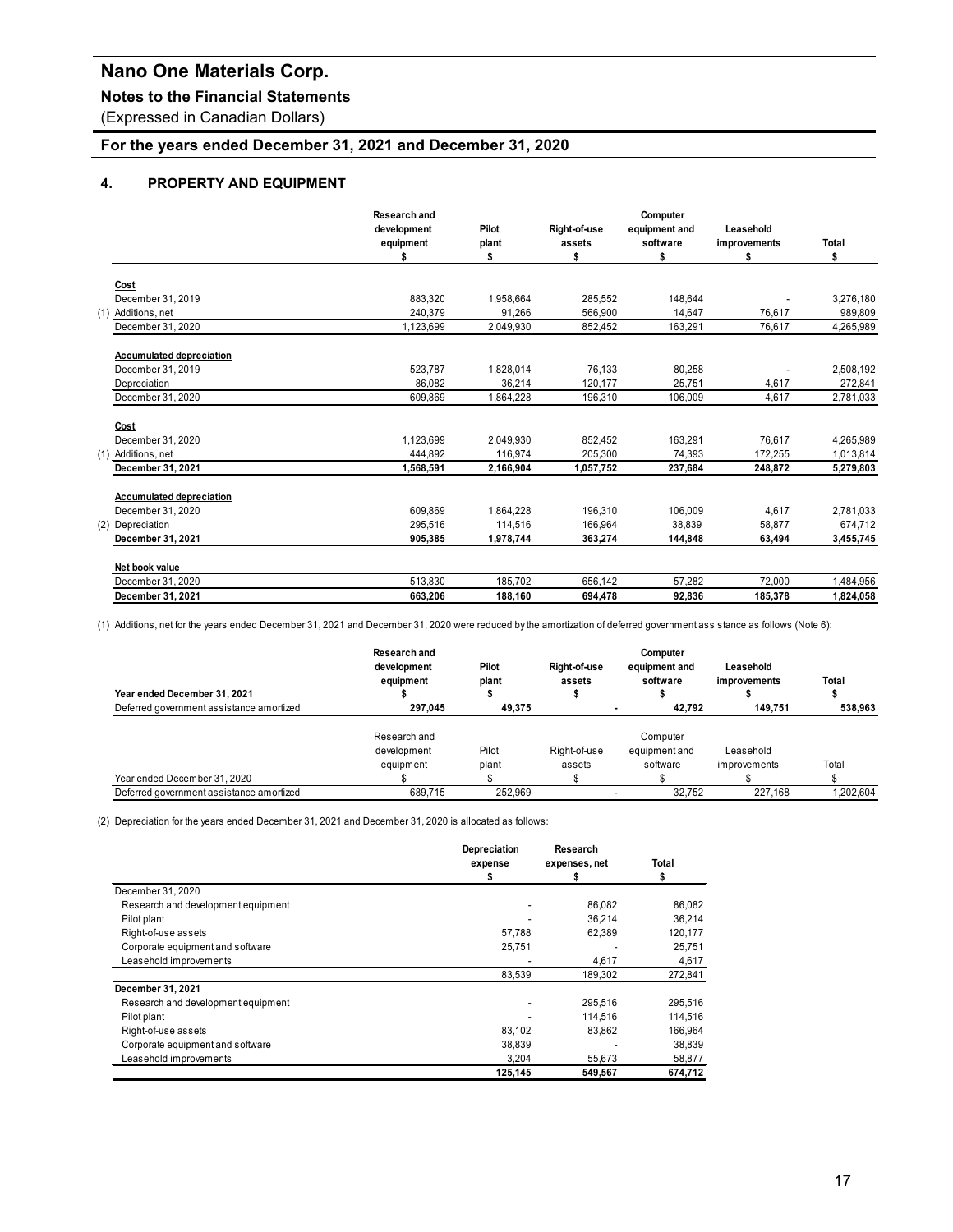## 4. PROPERTY AND EQUIPMENT

| | Research and development equipment | Pilot plant | Right-of-use assets | Computer equipment and software | Leasehold improvements | Total |
|---|---|---|---|---|---|---|
| | $ | $ | $ | $ | $ | $ |
| **Cost** | | | | | | |
| December 31, 2019 | 883,320 | 1,958,664 | 285,552 | 148,644 | - | 3,276,180 |
| (1) Additions, net | 240,379 | 91,266 | 566,900 | 14,647 | 76,617 | 989,809 |
| December 31, 2020 | 1,123,699 | 2,049,930 | 852,452 | 163,291 | 76,617 | 4,265,989 |
| **Accumulated depreciation** | | | | | | |
| December 31, 2019 | 523,787 | 1,828,014 | 76,133 | 80,258 | - | 2,508,192 |
| Depreciation | 86,082 | 36,214 | 120,177 | 25,751 | 4,617 | 272,841 |
| December 31, 2020 | 609,869 | 1,864,228 | 196,310 | 106,009 | 4,617 | 2,781,033 |
| **Cost** | | | | | | |
| December 31, 2020 | 1,123,699 | 2,049,930 | 852,452 | 163,291 | 76,617 | 4,265,989 |
| (1) Additions, net | 444,892 | 116,974 | 205,300 | 74,393 | 172,255 | 1,013,814 |
| **December 31, 2021** | **1,568,591** | **2,166,904** | **1,057,752** | **237,684** | **248,872** | **5,279,803** |
| **Accumulated depreciation** | | | | | | |
| December 31, 2020 | 609,869 | 1,864,228 | 196,310 | 106,009 | 4,617 | 2,781,033 |
| (2) Depreciation | 295,516 | 114,516 | 166,964 | 38,839 | 58,877 | 674,712 |
| **December 31, 2021** | **905,385** | **1,978,744** | **363,274** | **144,848** | **63,494** | **3,455,745** |
| **Net book value** | | | | | | |
| December 31, 2020 | 513,830 | 185,702 | 656,142 | 57,282 | 72,000 | 1,484,956 |
| **December 31, 2021** | **663,206** | **188,160** | **694,478** | **92,836** | **185,378** | **1,824,058** |

(1) Additions, net for the years ended December 31, 2021 and December 31, 2020 were reduced by the amortization of deferred government assistance as follows (Note 6):

| Year ended December 31, 2021 | Research and development equipment | Pilot plant | Right-of-use assets | Computer equipment and software | Leasehold improvements | Total |
|---|---|---|---|---|---|---|
| | $ | $ | $ | $ | $ | $ |
| Deferred government assistance amortized | **297,045** | **49,375** | **-** | **42,792** | **149,751** | **538,963** |

| Year ended December 31, 2020 | Research and development equipment | Pilot plant | Right-of-use assets | Computer equipment and software | Leasehold improvements | Total |
|---|---|---|---|---|---|---|
| | $ | $ | $ | $ | $ | $ |
| Deferred government assistance amortized | 689,715 | 252,969 | - | 32,752 | 227,168 | 1,202,604 |

(2) Depreciation for the years ended December 31, 2021 and December 31, 2020 is allocated as follows:

| | Depreciation expense | Research expenses, net | Total |
|---|---|---|---|
| | $ | $ | $ |
| December 31, 2020 | | | |
| Research and development equipment | - | 86,082 | 86,082 |
| Pilot plant | - | 36,214 | 36,214 |
| Right-of-use assets | 57,788 | 62,389 | 120,177 |
| Corporate equipment and software | 25,751 | - | 25,751 |
| Leasehold improvements | - | 4,617 | 4,617 |
| | 83,539 | 189,302 | 272,841 |
| **December 31, 2021** | | | |
| Research and development equipment | - | 295,516 | 295,516 |
| Pilot plant | - | 114,516 | 114,516 |
| Right-of-use assets | 83,102 | 83,862 | 166,964 |
| Corporate equipment and software | 38,839 | - | 38,839 |
| Leasehold improvements | 3,204 | 55,673 | 58,877 |
| | **125,145** | **549,567** | **674,712** |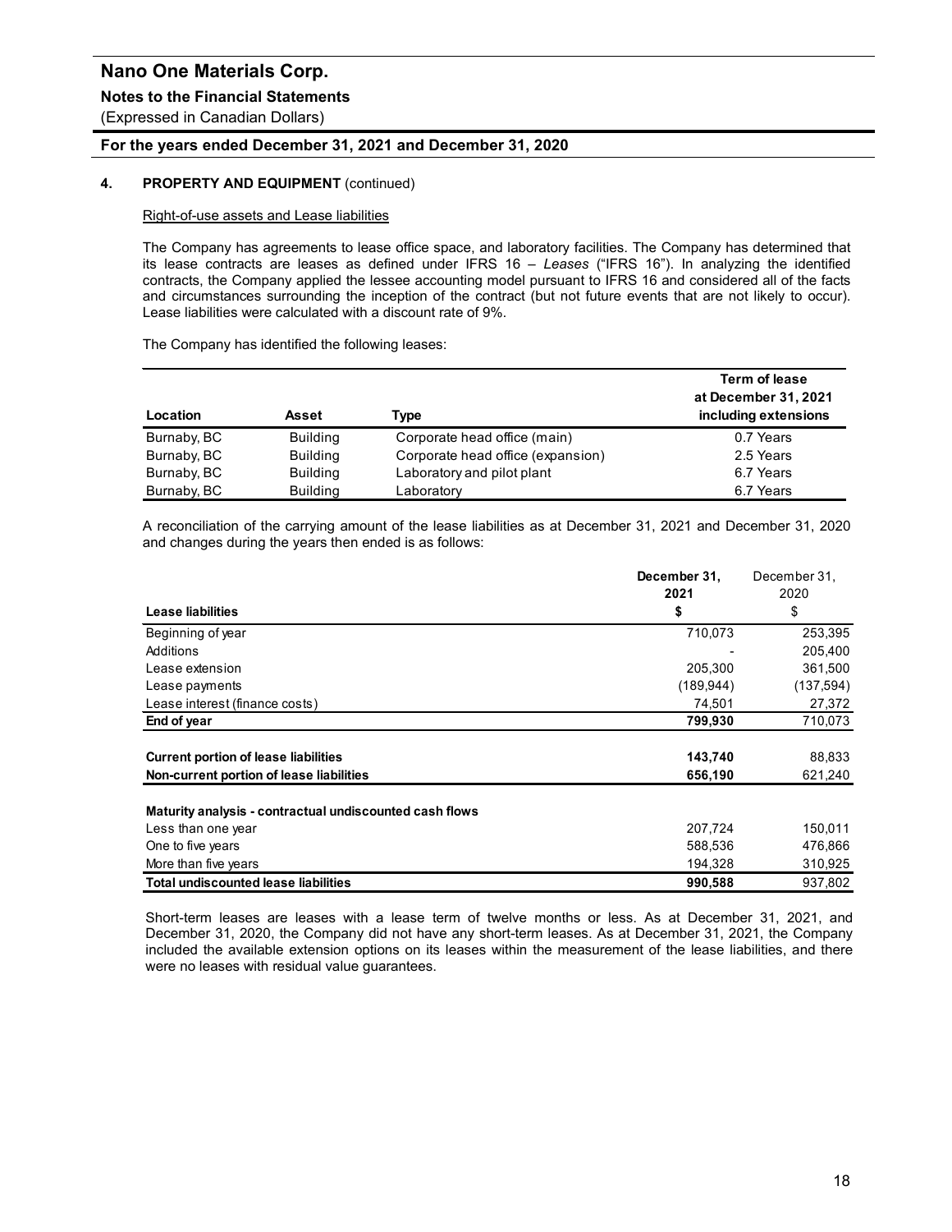## 4. PROPERTY AND EQUIPMENT (continued)

### Right-of-use assets and Lease liabilities

The Company has agreements to lease office space, and laboratory facilities. The Company has determined that its lease contracts are leases as defined under IFRS 16 – *Leases* ("IFRS 16"). In analyzing the identified contracts, the Company applied the lessee accounting model pursuant to IFRS 16 and considered all of the facts and circumstances surrounding the inception of the contract (but not future events that are not likely to occur). Lease liabilities were calculated with a discount rate of 9%.

The Company has identified the following leases:

| Location | Asset | Type | Term of lease at December 31, 2021 including extensions |
|---|---|---|---|
| Burnaby, BC | Building | Corporate head office (main) | 0.7 Years |
| Burnaby, BC | Building | Corporate head office (expansion) | 2.5 Years |
| Burnaby, BC | Building | Laboratory and pilot plant | 6.7 Years |
| Burnaby, BC | Building | Laboratory | 6.7 Years |

A reconciliation of the carrying amount of the lease liabilities as at December 31, 2021 and December 31, 2020 and changes during the years then ended is as follows:

| Lease liabilities | December 31, 2021 $ | December 31, 2020 $ |
|---|---|---|
| Beginning of year | 710,073 | 253,395 |
| Additions | - | 205,400 |
| Lease extension | 205,300 | 361,500 |
| Lease payments | (189,944) | (137,594) |
| Lease interest (finance costs) | 74,501 | 27,372 |
| **End of year** | **799,930** | 710,073 |
| | | |
| **Current portion of lease liabilities** | **143,740** | 88,833 |
| **Non-current portion of lease liabilities** | **656,190** | 621,240 |
| | | |
| **Maturity analysis - contractual undiscounted cash flows** | | |
| Less than one year | 207,724 | 150,011 |
| One to five years | 588,536 | 476,866 |
| More than five years | 194,328 | 310,925 |
| **Total undiscounted lease liabilities** | **990,588** | 937,802 |

Short-term leases are leases with a lease term of twelve months or less. As at December 31, 2021, and December 31, 2020, the Company did not have any short-term leases. As at December 31, 2021, the Company included the available extension options on its leases within the measurement of the lease liabilities, and there were no leases with residual value guarantees.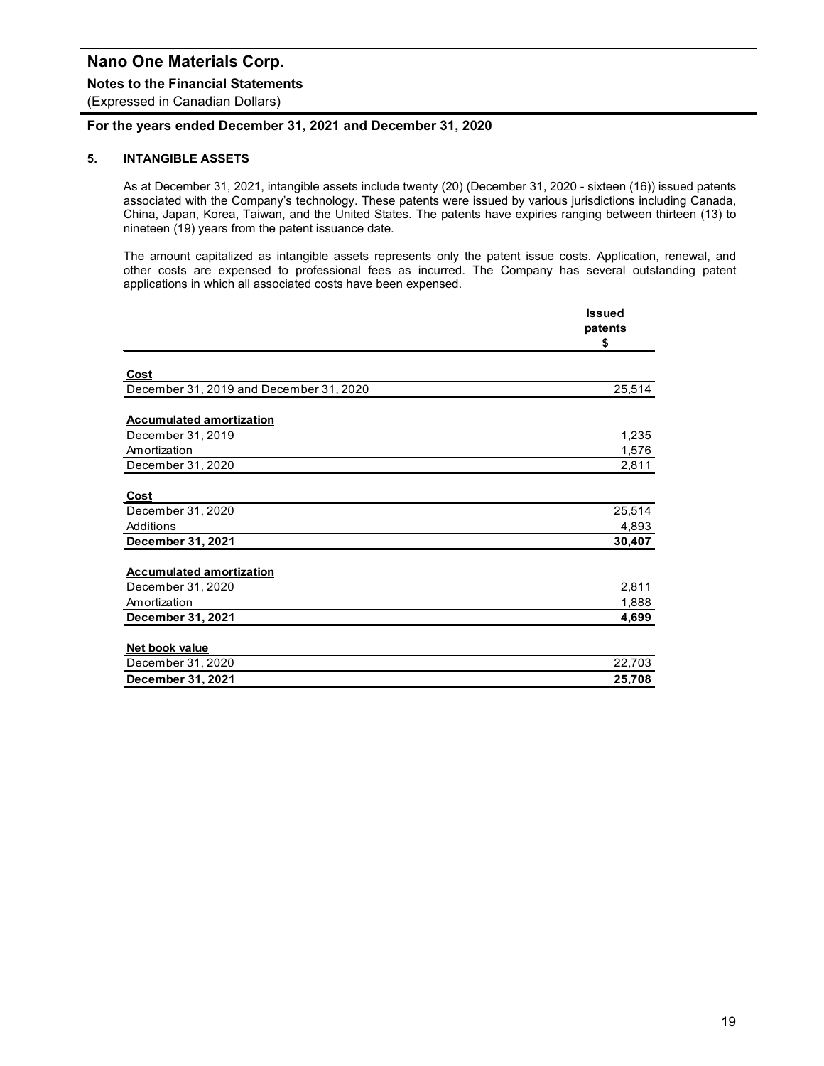# Nano One Materials Corp.

**Notes to the Financial Statements**

(Expressed in Canadian Dollars)

**For the years ended December 31, 2021 and December 31, 2020**

## 5. INTANGIBLE ASSETS

As at December 31, 2021, intangible assets include twenty (20) (December 31, 2020 - sixteen (16)) issued patents associated with the Company's technology. These patents were issued by various jurisdictions including Canada, China, Japan, Korea, Taiwan, and the United States. The patents have expiries ranging between thirteen (13) to nineteen (19) years from the patent issuance date.

The amount capitalized as intangible assets represents only the patent issue costs. Application, renewal, and other costs are expensed to professional fees as incurred. The Company has several outstanding patent applications in which all associated costs have been expensed.

| | Issued patents $ |
|---|---|
| **Cost** | |
| December 31, 2019 and December 31, 2020 | 25,514 |
| **Accumulated amortization** | |
| December 31, 2019 | 1,235 |
| Amortization | 1,576 |
| December 31, 2020 | 2,811 |
| **Cost** | |
| December 31, 2020 | 25,514 |
| Additions | 4,893 |
| **December 31, 2021** | **30,407** |
| **Accumulated amortization** | |
| December 31, 2020 | 2,811 |
| Amortization | 1,888 |
| **December 31, 2021** | **4,699** |
| **Net book value** | |
| December 31, 2020 | 22,703 |
| **December 31, 2021** | **25,708** |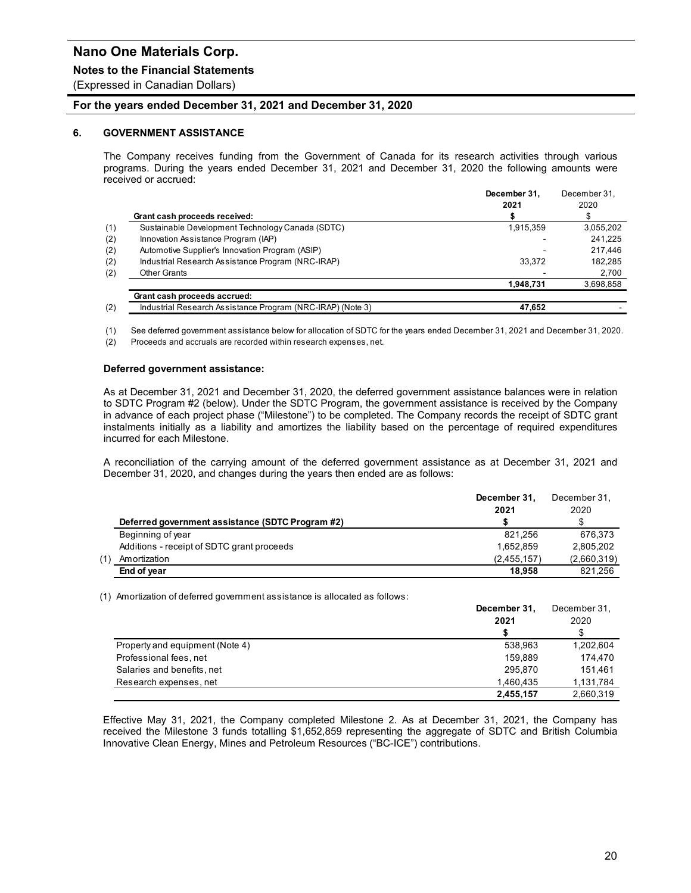# Nano One Materials Corp.

**Notes to the Financial Statements**

(Expressed in Canadian Dollars)

**For the years ended December 31, 2021 and December 31, 2020**

## 6. GOVERNMENT ASSISTANCE

The Company receives funding from the Government of Canada for its research activities through various programs. During the years ended December 31, 2021 and December 31, 2020 the following amounts were received or accrued:

| | | December 31, 2021 | December 31, 2020 |
|---|---|---|---|
| | **Grant cash proceeds received:** | **$** | $ |
| (1) | Sustainable Development Technology Canada (SDTC) | 1,915,359 | 3,055,202 |
| (2) | Innovation Assistance Program (IAP) | - | 241,225 |
| (2) | Automotive Supplier's Innovation Program (ASIP) | - | 217,446 |
| (2) | Industrial Research Assistance Program (NRC-IRAP) | 33,372 | 182,285 |
| (2) | Other Grants | - | 2,700 |
| | | **1,948,731** | 3,698,858 |
| | **Grant cash proceeds accrued:** | | |
| (2) | Industrial Research Assistance Program (NRC-IRAP) (Note 3) | **47,652** | - |

(1) See deferred government assistance below for allocation of SDTC for the years ended December 31, 2021 and December 31, 2020.

(2) Proceeds and accruals are recorded within research expenses, net.

### Deferred government assistance:

As at December 31, 2021 and December 31, 2020, the deferred government assistance balances were in relation to SDTC Program #2 (below). Under the SDTC Program, the government assistance is received by the Company in advance of each project phase ("Milestone") to be completed. The Company records the receipt of SDTC grant instalments initially as a liability and amortizes the liability based on the percentage of required expenditures incurred for each Milestone.

A reconciliation of the carrying amount of the deferred government assistance as at December 31, 2021 and December 31, 2020, and changes during the years then ended are as follows:

| | | December 31, 2021 | December 31, 2020 |
|---|---|---|---|
| | **Deferred government assistance (SDTC Program #2)** | **$** | $ |
| | Beginning of year | 821,256 | 676,373 |
| | Additions - receipt of SDTC grant proceeds | 1,652,859 | 2,805,202 |
| (1) | Amortization | (2,455,157) | (2,660,319) |
| | **End of year** | **18,958** | 821,256 |

(1) Amortization of deferred government assistance is allocated as follows:

| | December 31, 2021 | December 31, 2020 |
|---|---|---|
| | **$** | $ |
| Property and equipment (Note 4) | 538,963 | 1,202,604 |
| Professional fees, net | 159,889 | 174,470 |
| Salaries and benefits, net | 295,870 | 151,461 |
| Research expenses, net | 1,460,435 | 1,131,784 |
| | **2,455,157** | 2,660,319 |

Effective May 31, 2021, the Company completed Milestone 2. As at December 31, 2021, the Company has received the Milestone 3 funds totalling $1,652,859 representing the aggregate of SDTC and British Columbia Innovative Clean Energy, Mines and Petroleum Resources ("BC-ICE") contributions.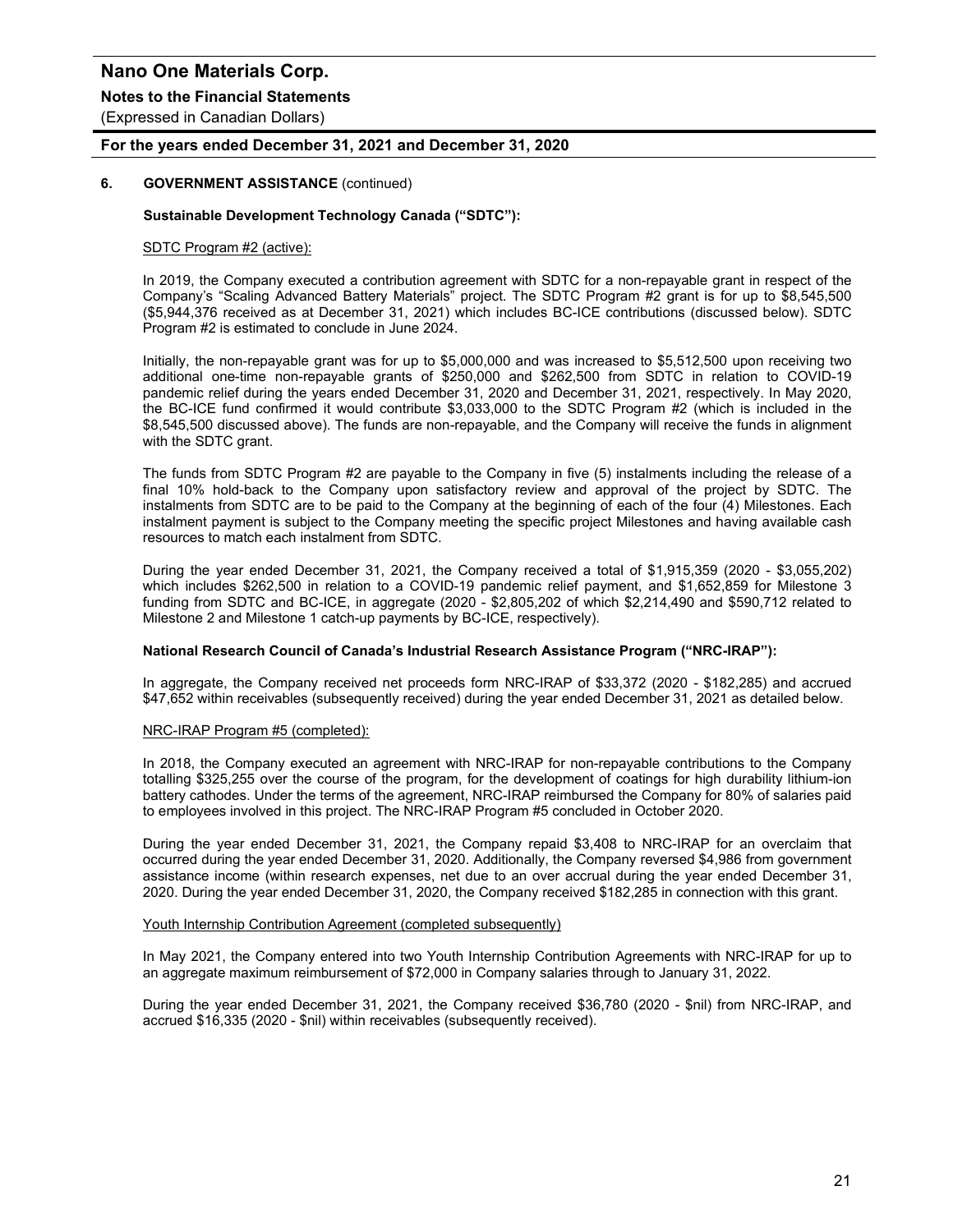## 6. GOVERNMENT ASSISTANCE (continued)

**Sustainable Development Technology Canada ("SDTC"):**

SDTC Program #2 (active):

In 2019, the Company executed a contribution agreement with SDTC for a non-repayable grant in respect of the Company's "Scaling Advanced Battery Materials" project. The SDTC Program #2 grant is for up to $8,545,500 ($5,944,376 received as at December 31, 2021) which includes BC-ICE contributions (discussed below). SDTC Program #2 is estimated to conclude in June 2024.

Initially, the non-repayable grant was for up to $5,000,000 and was increased to $5,512,500 upon receiving two additional one-time non-repayable grants of $250,000 and $262,500 from SDTC in relation to COVID-19 pandemic relief during the years ended December 31, 2020 and December 31, 2021, respectively. In May 2020, the BC-ICE fund confirmed it would contribute $3,033,000 to the SDTC Program #2 (which is included in the $8,545,500 discussed above). The funds are non-repayable, and the Company will receive the funds in alignment with the SDTC grant.

The funds from SDTC Program #2 are payable to the Company in five (5) instalments including the release of a final 10% hold-back to the Company upon satisfactory review and approval of the project by SDTC. The instalments from SDTC are to be paid to the Company at the beginning of each of the four (4) Milestones. Each instalment payment is subject to the Company meeting the specific project Milestones and having available cash resources to match each instalment from SDTC.

During the year ended December 31, 2021, the Company received a total of $1,915,359 (2020 - $3,055,202) which includes $262,500 in relation to a COVID-19 pandemic relief payment, and $1,652,859 for Milestone 3 funding from SDTC and BC-ICE, in aggregate (2020 - $2,805,202 of which $2,214,490 and $590,712 related to Milestone 2 and Milestone 1 catch-up payments by BC-ICE, respectively).

**National Research Council of Canada's Industrial Research Assistance Program ("NRC-IRAP"):**

In aggregate, the Company received net proceeds form NRC-IRAP of $33,372 (2020 - $182,285) and accrued $47,652 within receivables (subsequently received) during the year ended December 31, 2021 as detailed below.

NRC-IRAP Program #5 (completed):

In 2018, the Company executed an agreement with NRC-IRAP for non-repayable contributions to the Company totalling $325,255 over the course of the program, for the development of coatings for high durability lithium-ion battery cathodes. Under the terms of the agreement, NRC-IRAP reimbursed the Company for 80% of salaries paid to employees involved in this project. The NRC-IRAP Program #5 concluded in October 2020.

During the year ended December 31, 2021, the Company repaid $3,408 to NRC-IRAP for an overclaim that occurred during the year ended December 31, 2020. Additionally, the Company reversed $4,986 from government assistance income (within research expenses, net due to an over accrual during the year ended December 31, 2020. During the year ended December 31, 2020, the Company received $182,285 in connection with this grant.

Youth Internship Contribution Agreement (completed subsequently)

In May 2021, the Company entered into two Youth Internship Contribution Agreements with NRC-IRAP for up to an aggregate maximum reimbursement of $72,000 in Company salaries through to January 31, 2022.

During the year ended December 31, 2021, the Company received $36,780 (2020 - $nil) from NRC-IRAP, and accrued $16,335 (2020 - $nil) within receivables (subsequently received).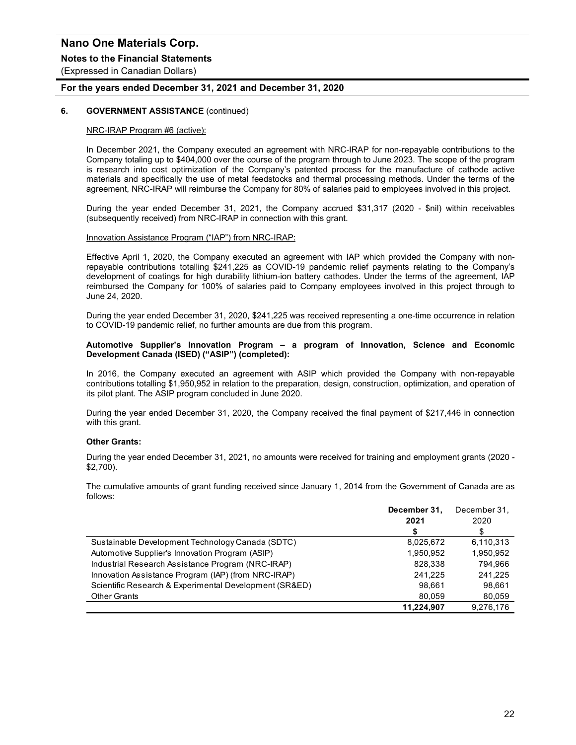## 6. GOVERNMENT ASSISTANCE (continued)

NRC-IRAP Program #6 (active):

In December 2021, the Company executed an agreement with NRC-IRAP for non-repayable contributions to the Company totaling up to $404,000 over the course of the program through to June 2023. The scope of the program is research into cost optimization of the Company's patented process for the manufacture of cathode active materials and specifically the use of metal feedstocks and thermal processing methods. Under the terms of the agreement, NRC-IRAP will reimburse the Company for 80% of salaries paid to employees involved in this project.

During the year ended December 31, 2021, the Company accrued $31,317 (2020 - $nil) within receivables (subsequently received) from NRC-IRAP in connection with this grant.

Innovation Assistance Program ("IAP") from NRC-IRAP:

Effective April 1, 2020, the Company executed an agreement with IAP which provided the Company with non-repayable contributions totalling $241,225 as COVID-19 pandemic relief payments relating to the Company's development of coatings for high durability lithium-ion battery cathodes. Under the terms of the agreement, IAP reimbursed the Company for 100% of salaries paid to Company employees involved in this project through to June 24, 2020.

During the year ended December 31, 2020, $241,225 was received representing a one-time occurrence in relation to COVID-19 pandemic relief, no further amounts are due from this program.

**Automotive Supplier's Innovation Program – a program of Innovation, Science and Economic Development Canada (ISED) ("ASIP") (completed):**

In 2016, the Company executed an agreement with ASIP which provided the Company with non-repayable contributions totalling $1,950,952 in relation to the preparation, design, construction, optimization, and operation of its pilot plant. The ASIP program concluded in June 2020.

During the year ended December 31, 2020, the Company received the final payment of $217,446 in connection with this grant.

**Other Grants:**

During the year ended December 31, 2021, no amounts were received for training and employment grants (2020 - $2,700).

The cumulative amounts of grant funding received since January 1, 2014 from the Government of Canada are as follows:

| | **December 31, 2021** | December 31, 2020 |
|---|---|---|
| | **$** | $ |
| Sustainable Development Technology Canada (SDTC) | 8,025,672 | 6,110,313 |
| Automotive Supplier's Innovation Program (ASIP) | 1,950,952 | 1,950,952 |
| Industrial Research Assistance Program (NRC-IRAP) | 828,338 | 794,966 |
| Innovation Assistance Program (IAP) (from NRC-IRAP) | 241,225 | 241,225 |
| Scientific Research & Experimental Development (SR&ED) | 98,661 | 98,661 |
| Other Grants | 80,059 | 80,059 |
| | **11,224,907** | 9,276,176 |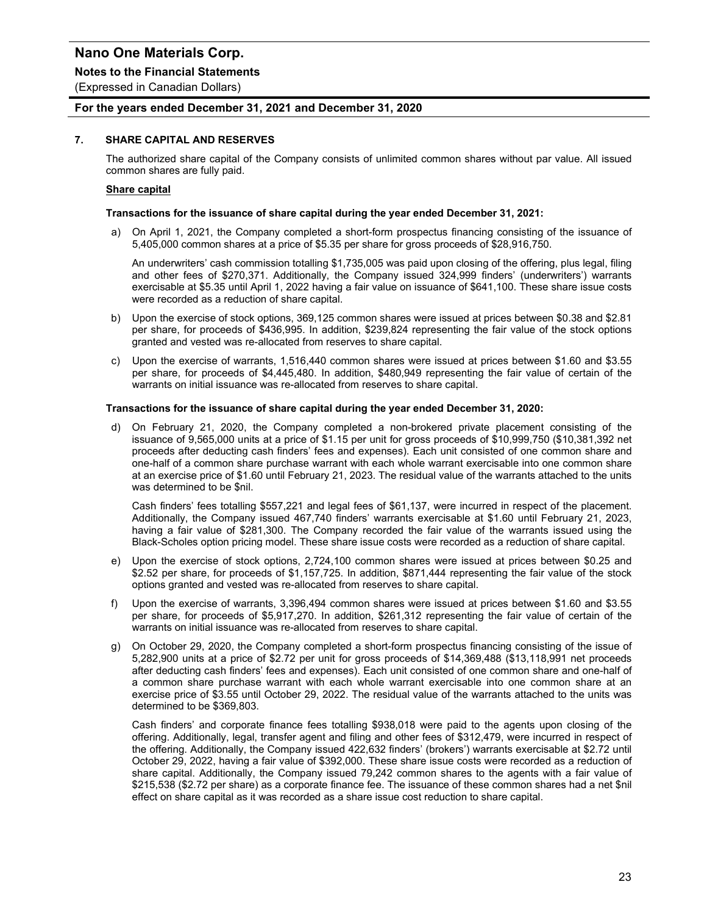## 7. SHARE CAPITAL AND RESERVES

The authorized share capital of the Company consists of unlimited common shares without par value. All issued common shares are fully paid.

**Share capital**

**Transactions for the issuance of share capital during the year ended December 31, 2021:**

a) On April 1, 2021, the Company completed a short-form prospectus financing consisting of the issuance of 5,405,000 common shares at a price of $5.35 per share for gross proceeds of $28,916,750.

   An underwriters' cash commission totalling $1,735,005 was paid upon closing of the offering, plus legal, filing and other fees of $270,371. Additionally, the Company issued 324,999 finders' (underwriters') warrants exercisable at $5.35 until April 1, 2022 having a fair value on issuance of $641,100. These share issue costs were recorded as a reduction of share capital.

b) Upon the exercise of stock options, 369,125 common shares were issued at prices between $0.38 and $2.81 per share, for proceeds of $436,995. In addition, $239,824 representing the fair value of the stock options granted and vested was re-allocated from reserves to share capital.

c) Upon the exercise of warrants, 1,516,440 common shares were issued at prices between $1.60 and $3.55 per share, for proceeds of $4,445,480. In addition, $480,949 representing the fair value of certain of the warrants on initial issuance was re-allocated from reserves to share capital.

**Transactions for the issuance of share capital during the year ended December 31, 2020:**

d) On February 21, 2020, the Company completed a non-brokered private placement consisting of the issuance of 9,565,000 units at a price of $1.15 per unit for gross proceeds of $10,999,750 ($10,381,392 net proceeds after deducting cash finders' fees and expenses). Each unit consisted of one common share and one-half of a common share purchase warrant with each whole warrant exercisable into one common share at an exercise price of $1.60 until February 21, 2023. The residual value of the warrants attached to the units was determined to be $nil.

   Cash finders' fees totalling $557,221 and legal fees of $61,137, were incurred in respect of the placement. Additionally, the Company issued 467,740 finders' warrants exercisable at $1.60 until February 21, 2023, having a fair value of $281,300. The Company recorded the fair value of the warrants issued using the Black-Scholes option pricing model. These share issue costs were recorded as a reduction of share capital.

e) Upon the exercise of stock options, 2,724,100 common shares were issued at prices between $0.25 and $2.52 per share, for proceeds of $1,157,725. In addition, $871,444 representing the fair value of the stock options granted and vested was re-allocated from reserves to share capital.

f) Upon the exercise of warrants, 3,396,494 common shares were issued at prices between $1.60 and $3.55 per share, for proceeds of $5,917,270. In addition, $261,312 representing the fair value of certain of the warrants on initial issuance was re-allocated from reserves to share capital.

g) On October 29, 2020, the Company completed a short-form prospectus financing consisting of the issue of 5,282,900 units at a price of $2.72 per unit for gross proceeds of $14,369,488 ($13,118,991 net proceeds after deducting cash finders' fees and expenses). Each unit consisted of one common share and one-half of a common share purchase warrant with each whole warrant exercisable into one common share at an exercise price of $3.55 until October 29, 2022. The residual value of the warrants attached to the units was determined to be $369,803.

   Cash finders' and corporate finance fees totalling $938,018 were paid to the agents upon closing of the offering. Additionally, legal, transfer agent and filing and other fees of $312,479, were incurred in respect of the offering. Additionally, the Company issued 422,632 finders' (brokers') warrants exercisable at $2.72 until October 29, 2022, having a fair value of $392,000. These share issue costs were recorded as a reduction of share capital. Additionally, the Company issued 79,242 common shares to the agents with a fair value of $215,538 ($2.72 per share) as a corporate finance fee. The issuance of these common shares had a net $nil effect on share capital as it was recorded as a share issue cost reduction to share capital.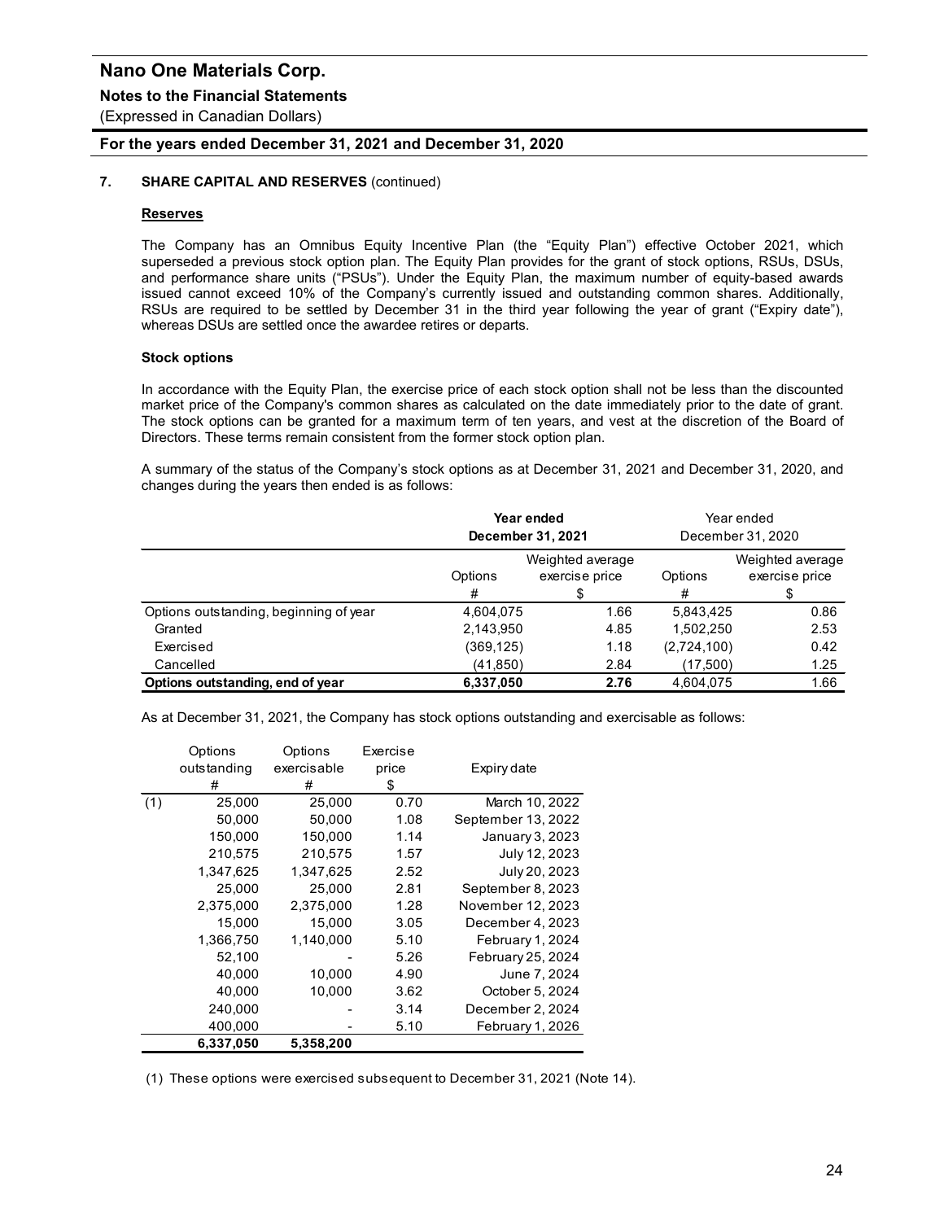## 7. SHARE CAPITAL AND RESERVES (continued)

### Reserves

The Company has an Omnibus Equity Incentive Plan (the "Equity Plan") effective October 2021, which superseded a previous stock option plan. The Equity Plan provides for the grant of stock options, RSUs, DSUs, and performance share units ("PSUs"). Under the Equity Plan, the maximum number of equity-based awards issued cannot exceed 10% of the Company's currently issued and outstanding common shares. Additionally, RSUs are required to be settled by December 31 in the third year following the year of grant ("Expiry date"), whereas DSUs are settled once the awardee retires or departs.

**Stock options**

In accordance with the Equity Plan, the exercise price of each stock option shall not be less than the discounted market price of the Company's common shares as calculated on the date immediately prior to the date of grant. The stock options can be granted for a maximum term of ten years, and vest at the discretion of the Board of Directors. These terms remain consistent from the former stock option plan.

A summary of the status of the Company's stock options as at December 31, 2021 and December 31, 2020, and changes during the years then ended is as follows:

| | **Year ended December 31, 2021** | | Year ended December 31, 2020 | |
|---|---|---|---|---|
| | Options # | Weighted average exercise price $ | Options # | Weighted average exercise price $ |
| Options outstanding, beginning of year | 4,604,075 | 1.66 | 5,843,425 | 0.86 |
| Granted | 2,143,950 | 4.85 | 1,502,250 | 2.53 |
| Exercised | (369,125) | 1.18 | (2,724,100) | 0.42 |
| Cancelled | (41,850) | 2.84 | (17,500) | 1.25 |
| **Options outstanding, end of year** | **6,337,050** | **2.76** | 4,604,075 | 1.66 |

As at December 31, 2021, the Company has stock options outstanding and exercisable as follows:

| | Options outstanding # | Options exercisable # | Exercise price $ | Expiry date |
|---|---|---|---|---|
| (1) | 25,000 | 25,000 | 0.70 | March 10, 2022 |
| | 50,000 | 50,000 | 1.08 | September 13, 2022 |
| | 150,000 | 150,000 | 1.14 | January 3, 2023 |
| | 210,575 | 210,575 | 1.57 | July 12, 2023 |
| | 1,347,625 | 1,347,625 | 2.52 | July 20, 2023 |
| | 25,000 | 25,000 | 2.81 | September 8, 2023 |
| | 2,375,000 | 2,375,000 | 1.28 | November 12, 2023 |
| | 15,000 | 15,000 | 3.05 | December 4, 2023 |
| | 1,366,750 | 1,140,000 | 5.10 | February 1, 2024 |
| | 52,100 | - | 5.26 | February 25, 2024 |
| | 40,000 | 10,000 | 4.90 | June 7, 2024 |
| | 40,000 | 10,000 | 3.62 | October 5, 2024 |
| | 240,000 | - | 3.14 | December 2, 2024 |
| | 400,000 | - | 5.10 | February 1, 2026 |
| | **6,337,050** | **5,358,200** | | |

(1) These options were exercised subsequent to December 31, 2021 (Note 14).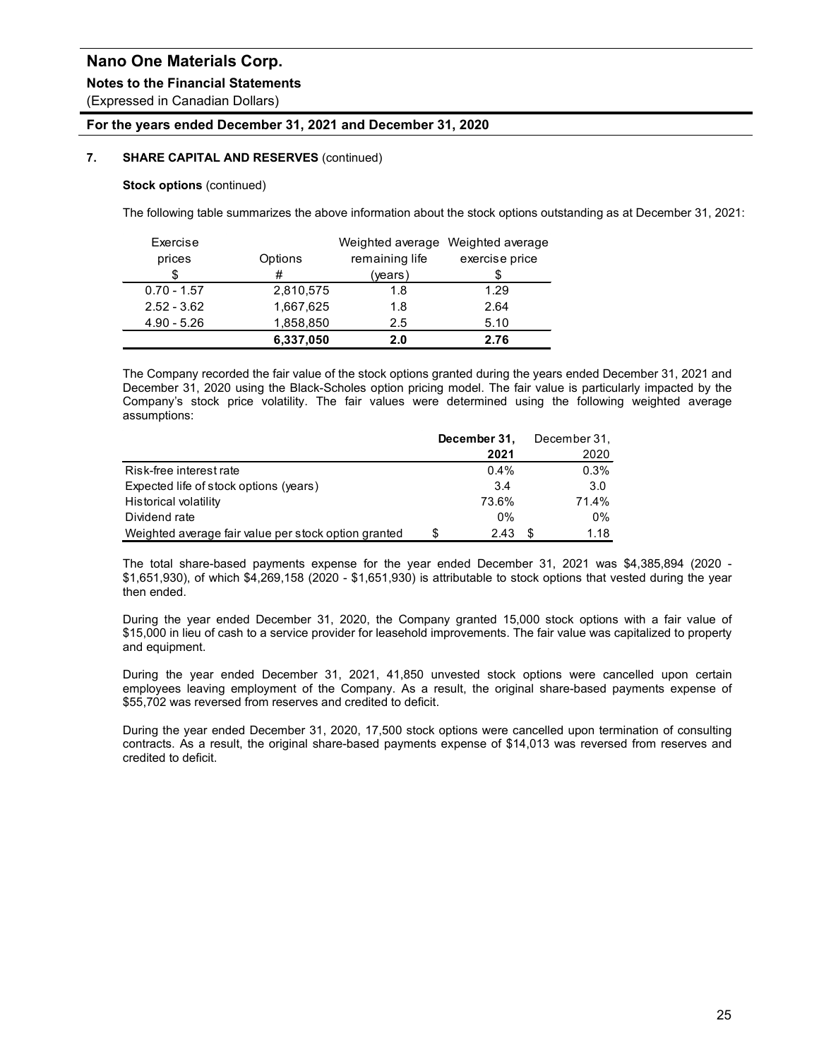# Nano One Materials Corp.

**Notes to the Financial Statements**

(Expressed in Canadian Dollars)

**For the years ended December 31, 2021 and December 31, 2020**

**7. SHARE CAPITAL AND RESERVES** (continued)

**Stock options** (continued)

The following table summarizes the above information about the stock options outstanding as at December 31, 2021:

| Exercise prices $ | Options # | Weighted average remaining life (years) | Weighted average exercise price $ |
|---|---|---|---|
| 0.70 - 1.57 | 2,810,575 | 1.8 | 1.29 |
| 2.52 - 3.62 | 1,667,625 | 1.8 | 2.64 |
| 4.90 - 5.26 | 1,858,850 | 2.5 | 5.10 |
| | **6,337,050** | **2.0** | **2.76** |

The Company recorded the fair value of the stock options granted during the years ended December 31, 2021 and December 31, 2020 using the Black-Scholes option pricing model. The fair value is particularly impacted by the Company's stock price volatility. The fair values were determined using the following weighted average assumptions:

| | **December 31, 2021** | December 31, 2020 |
|---|---|---|
| Risk-free interest rate | 0.4% | 0.3% |
| Expected life of stock options (years) | 3.4 | 3.0 |
| Historical volatility | 73.6% | 71.4% |
| Dividend rate | 0% | 0% |
| Weighted average fair value per stock option granted | $ 2.43 | $ 1.18 |

The total share-based payments expense for the year ended December 31, 2021 was $4,385,894 (2020 - $1,651,930), of which $4,269,158 (2020 - $1,651,930) is attributable to stock options that vested during the year then ended.

During the year ended December 31, 2020, the Company granted 15,000 stock options with a fair value of $15,000 in lieu of cash to a service provider for leasehold improvements. The fair value was capitalized to property and equipment.

During the year ended December 31, 2021, 41,850 unvested stock options were cancelled upon certain employees leaving employment of the Company. As a result, the original share-based payments expense of $55,702 was reversed from reserves and credited to deficit.

During the year ended December 31, 2020, 17,500 stock options were cancelled upon termination of consulting contracts. As a result, the original share-based payments expense of $14,013 was reversed from reserves and credited to deficit.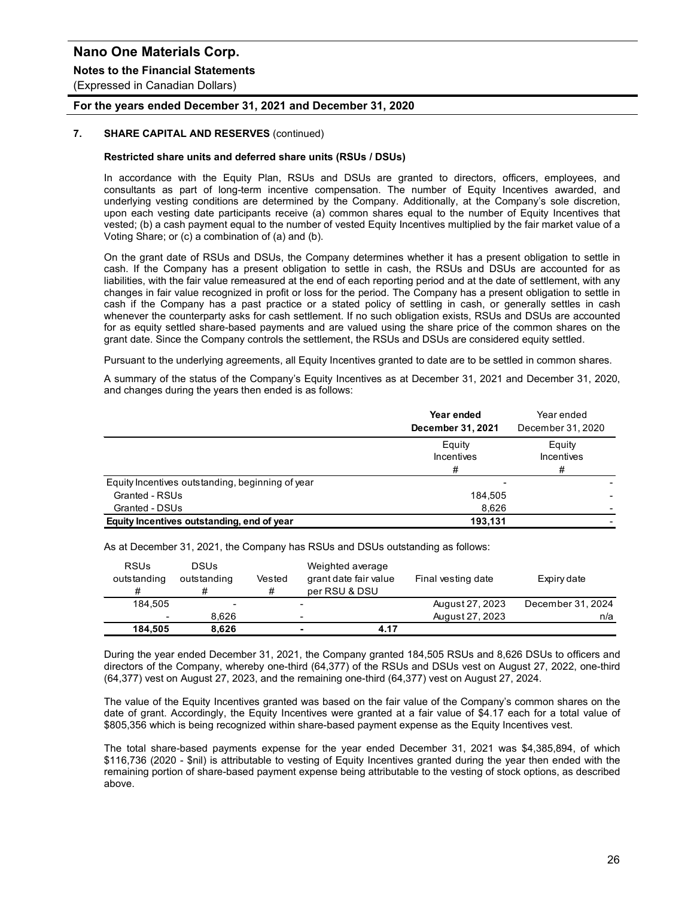**7. SHARE CAPITAL AND RESERVES** (continued)

**Restricted share units and deferred share units (RSUs / DSUs)**

In accordance with the Equity Plan, RSUs and DSUs are granted to directors, officers, employees, and consultants as part of long-term incentive compensation. The number of Equity Incentives awarded, and underlying vesting conditions are determined by the Company. Additionally, at the Company's sole discretion, upon each vesting date participants receive (a) common shares equal to the number of Equity Incentives that vested; (b) a cash payment equal to the number of vested Equity Incentives multiplied by the fair market value of a Voting Share; or (c) a combination of (a) and (b).

On the grant date of RSUs and DSUs, the Company determines whether it has a present obligation to settle in cash. If the Company has a present obligation to settle in cash, the RSUs and DSUs are accounted for as liabilities, with the fair value remeasured at the end of each reporting period and at the date of settlement, with any changes in fair value recognized in profit or loss for the period. The Company has a present obligation to settle in cash if the Company has a past practice or a stated policy of settling in cash, or generally settles in cash whenever the counterparty asks for cash settlement. If no such obligation exists, RSUs and DSUs are accounted for as equity settled share-based payments and are valued using the share price of the common shares on the grant date. Since the Company controls the settlement, the RSUs and DSUs are considered equity settled.

Pursuant to the underlying agreements, all Equity Incentives granted to date are to be settled in common shares.

A summary of the status of the Company's Equity Incentives as at December 31, 2021 and December 31, 2020, and changes during the years then ended is as follows:

| | **Year ended December 31, 2021** | Year ended December 31, 2020 |
|---|---|---|
| | Equity Incentives # | Equity Incentives # |
| Equity Incentives outstanding, beginning of year | - | - |
| Granted - RSUs | 184,505 | - |
| Granted - DSUs | 8,626 | - |
| **Equity Incentives outstanding, end of year** | **193,131** | - |

As at December 31, 2021, the Company has RSUs and DSUs outstanding as follows:

| RSUs outstanding # | DSUs outstanding # | Vested # | Weighted average grant date fair value per RSU & DSU | Final vesting date | Expiry date |
|---|---|---|---|---|---|
| 184,505 | - | - | | August 27, 2023 | December 31, 2024 |
| - | 8,626 | - | | August 27, 2023 | n/a |
| **184,505** | **8,626** | **-** | **4.17** | | |

During the year ended December 31, 2021, the Company granted 184,505 RSUs and 8,626 DSUs to officers and directors of the Company, whereby one-third (64,377) of the RSUs and DSUs vest on August 27, 2022, one-third (64,377) vest on August 27, 2023, and the remaining one-third (64,377) vest on August 27, 2024.

The value of the Equity Incentives granted was based on the fair value of the Company's common shares on the date of grant. Accordingly, the Equity Incentives were granted at a fair value of $4.17 each for a total value of $805,356 which is being recognized within share-based payment expense as the Equity Incentives vest.

The total share-based payments expense for the year ended December 31, 2021 was $4,385,894, of which $116,736 (2020 - $nil) is attributable to vesting of Equity Incentives granted during the year then ended with the remaining portion of share-based payment expense being attributable to the vesting of stock options, as described above.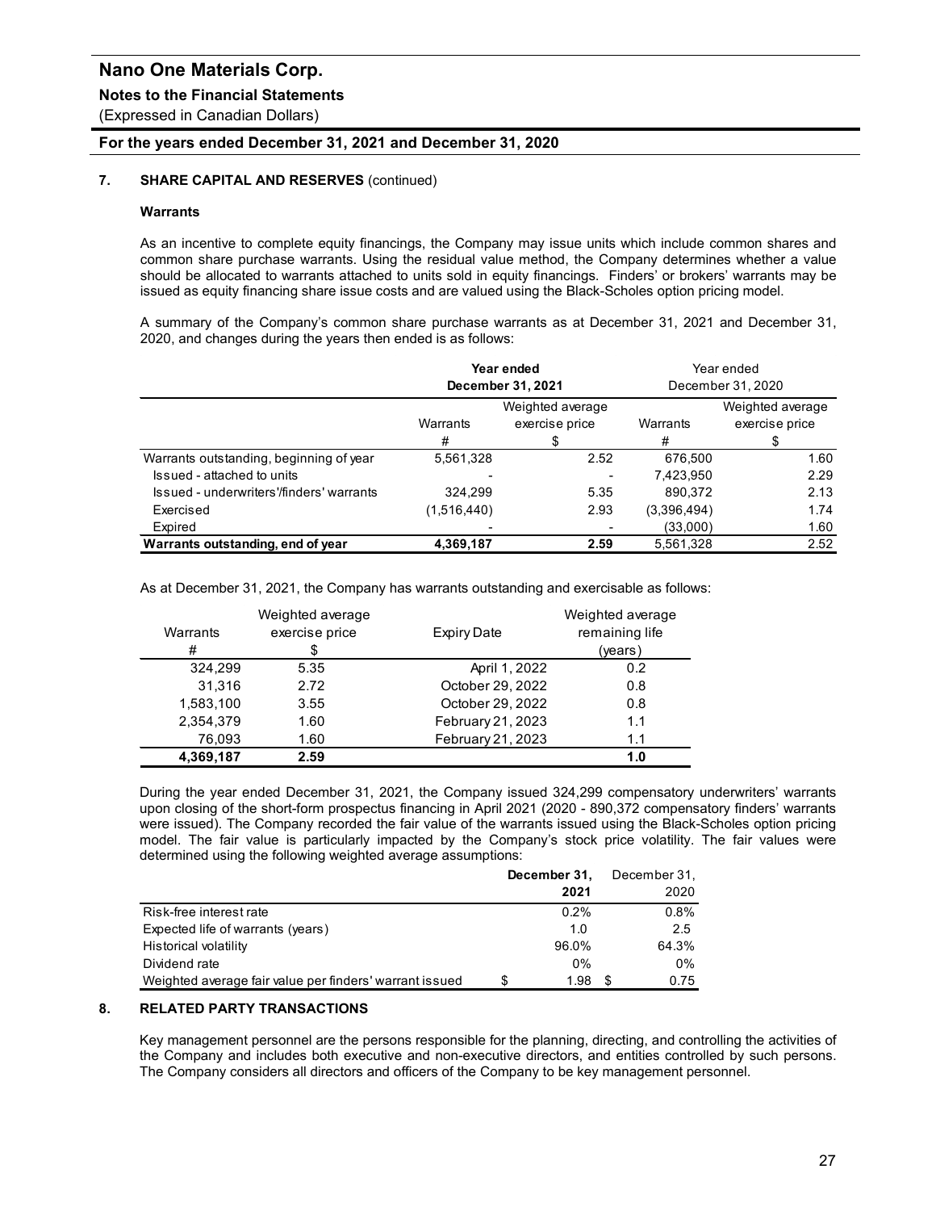# Nano One Materials Corp.

**Notes to the Financial Statements**

(Expressed in Canadian Dollars)

**For the years ended December 31, 2021 and December 31, 2020**

## 7. SHARE CAPITAL AND RESERVES (continued)

### Warrants

As an incentive to complete equity financings, the Company may issue units which include common shares and common share purchase warrants. Using the residual value method, the Company determines whether a value should be allocated to warrants attached to units sold in equity financings. Finders' or brokers' warrants may be issued as equity financing share issue costs and are valued using the Black-Scholes option pricing model.

A summary of the Company's common share purchase warrants as at December 31, 2021 and December 31, 2020, and changes during the years then ended is as follows:

| | **Year ended December 31, 2021** | | Year ended December 31, 2020 | |
|---|---|---|---|---|
| | Warrants # | Weighted average exercise price $ | Warrants # | Weighted average exercise price $ |
| Warrants outstanding, beginning of year | 5,561,328 | 2.52 | 676,500 | 1.60 |
| Issued - attached to units | - | - | 7,423,950 | 2.29 |
| Issued - underwriters'/finders' warrants | 324,299 | 5.35 | 890,372 | 2.13 |
| Exercised | (1,516,440) | 2.93 | (3,396,494) | 1.74 |
| Expired | - | - | (33,000) | 1.60 |
| **Warrants outstanding, end of year** | **4,369,187** | **2.59** | 5,561,328 | 2.52 |

As at December 31, 2021, the Company has warrants outstanding and exercisable as follows:

| Warrants # | Weighted average exercise price $ | Expiry Date | Weighted average remaining life (years) |
|---|---|---|---|
| 324,299 | 5.35 | April 1, 2022 | 0.2 |
| 31,316 | 2.72 | October 29, 2022 | 0.8 |
| 1,583,100 | 3.55 | October 29, 2022 | 0.8 |
| 2,354,379 | 1.60 | February 21, 2023 | 1.1 |
| 76,093 | 1.60 | February 21, 2023 | 1.1 |
| **4,369,187** | **2.59** | | **1.0** |

During the year ended December 31, 2021, the Company issued 324,299 compensatory underwriters' warrants upon closing of the short-form prospectus financing in April 2021 (2020 - 890,372 compensatory finders' warrants were issued). The Company recorded the fair value of the warrants issued using the Black-Scholes option pricing model. The fair value is particularly impacted by the Company's stock price volatility. The fair values were determined using the following weighted average assumptions:

| | **December 31, 2021** | December 31, 2020 |
|---|---|---|
| Risk-free interest rate | 0.2% | 0.8% |
| Expected life of warrants (years) | 1.0 | 2.5 |
| Historical volatility | 96.0% | 64.3% |
| Dividend rate | 0% | 0% |
| Weighted average fair value per finders' warrant issued | $ 1.98 | $ 0.75 |

## 8. RELATED PARTY TRANSACTIONS

Key management personnel are the persons responsible for the planning, directing, and controlling the activities of the Company and includes both executive and non-executive directors, and entities controlled by such persons. The Company considers all directors and officers of the Company to be key management personnel.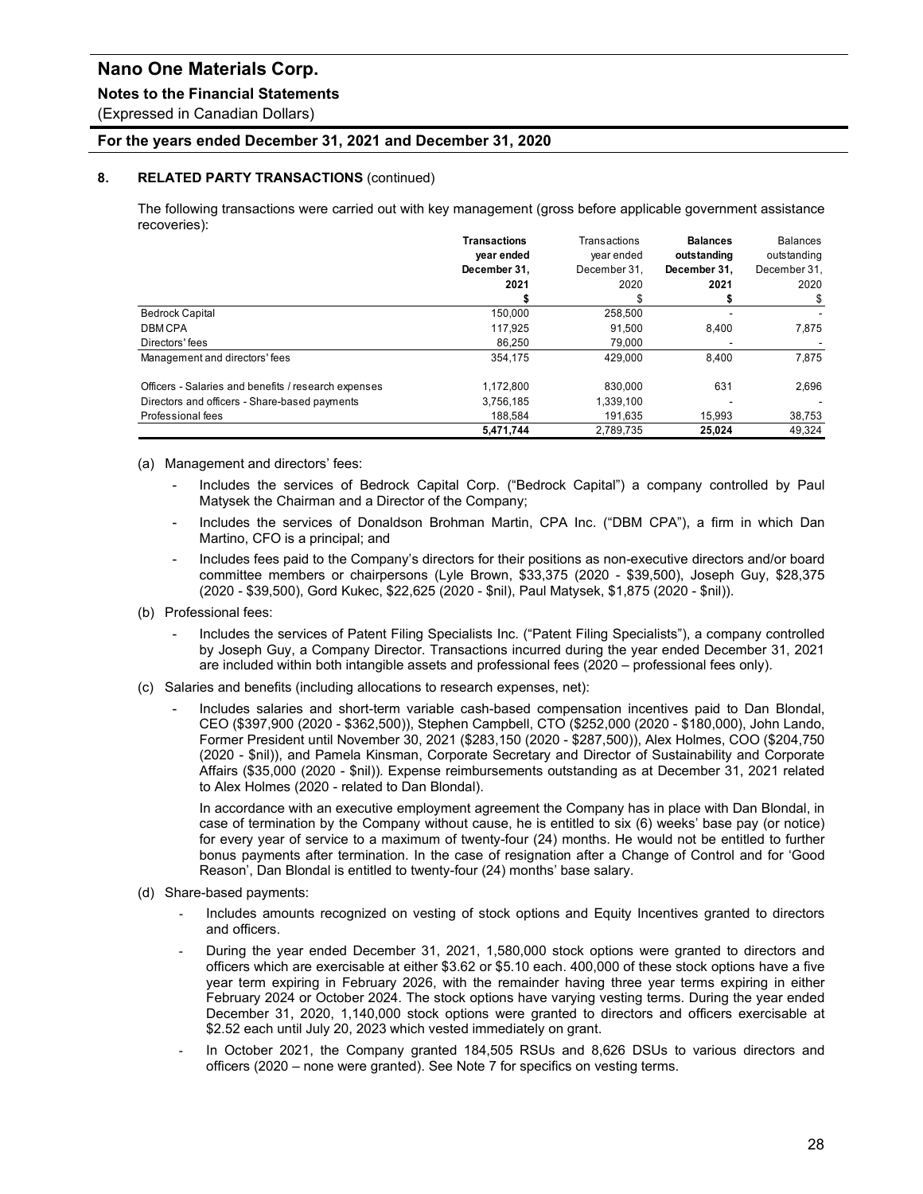## 8. RELATED PARTY TRANSACTIONS (continued)

The following transactions were carried out with key management (gross before applicable government assistance recoveries):

| | **Transactions year ended December 31, 2021** | Transactions year ended December 31, 2020 | **Balances outstanding December 31, 2021** | Balances outstanding December 31, 2020 |
|---|---|---|---|---|
| | **$** | $ | **$** | $ |
| Bedrock Capital | 150,000 | 258,500 | - | - |
| DBM CPA | 117,925 | 91,500 | 8,400 | 7,875 |
| Directors' fees | 86,250 | 79,000 | - | - |
| Management and directors' fees | 354,175 | 429,000 | 8,400 | 7,875 |
| Officers - Salaries and benefits / research expenses | 1,172,800 | 830,000 | 631 | 2,696 |
| Directors and officers - Share-based payments | 3,756,185 | 1,339,100 | - | - |
| Professional fees | 188,584 | 191,635 | 15,993 | 38,753 |
| | **5,471,744** | 2,789,735 | **25,024** | 49,324 |

(a) Management and directors' fees:

- Includes the services of Bedrock Capital Corp. ("Bedrock Capital") a company controlled by Paul Matysek the Chairman and a Director of the Company;
- Includes the services of Donaldson Brohman Martin, CPA Inc. ("DBM CPA"), a firm in which Dan Martino, CFO is a principal; and
- Includes fees paid to the Company's directors for their positions as non-executive directors and/or board committee members or chairpersons (Lyle Brown, $33,375 (2020 - $39,500), Joseph Guy, $28,375 (2020 - $39,500), Gord Kukec, $22,625 (2020 - $nil), Paul Matysek, $1,875 (2020 - $nil)).

(b) Professional fees:

- Includes the services of Patent Filing Specialists Inc. ("Patent Filing Specialists"), a company controlled by Joseph Guy, a Company Director. Transactions incurred during the year ended December 31, 2021 are included within both intangible assets and professional fees (2020 – professional fees only).

(c) Salaries and benefits (including allocations to research expenses, net):

- Includes salaries and short-term variable cash-based compensation incentives paid to Dan Blondal, CEO ($397,900 (2020 - $362,500)), Stephen Campbell, CTO ($252,000 (2020 - $180,000), John Lando, Former President until November 30, 2021 ($283,150 (2020 - $287,500)), Alex Holmes, COO ($204,750 (2020 - $nil)), and Pamela Kinsman, Corporate Secretary and Director of Sustainability and Corporate Affairs ($35,000 (2020 - $nil)). Expense reimbursements outstanding as at December 31, 2021 related to Alex Holmes (2020 - related to Dan Blondal).

  In accordance with an executive employment agreement the Company has in place with Dan Blondal, in case of termination by the Company without cause, he is entitled to six (6) weeks' base pay (or notice) for every year of service to a maximum of twenty-four (24) months. He would not be entitled to further bonus payments after termination. In the case of resignation after a Change of Control and for 'Good Reason', Dan Blondal is entitled to twenty-four (24) months' base salary.

(d) Share-based payments:

- Includes amounts recognized on vesting of stock options and Equity Incentives granted to directors and officers.
- During the year ended December 31, 2021, 1,580,000 stock options were granted to directors and officers which are exercisable at either $3.62 or $5.10 each. 400,000 of these stock options have a five year term expiring in February 2026, with the remainder having three year terms expiring in either February 2024 or October 2024. The stock options have varying vesting terms. During the year ended December 31, 2020, 1,140,000 stock options were granted to directors and officers exercisable at $2.52 each until July 20, 2023 which vested immediately on grant.
- In October 2021, the Company granted 184,505 RSUs and 8,626 DSUs to various directors and officers (2020 – none were granted). See Note 7 for specifics on vesting terms.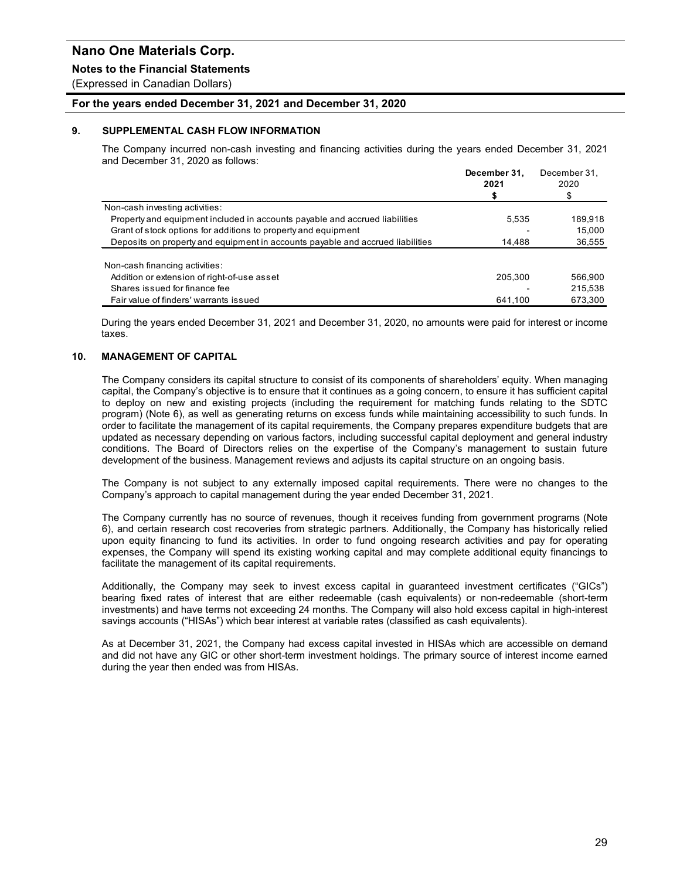# Nano One Materials Corp.

**Notes to the Financial Statements**

(Expressed in Canadian Dollars)

**For the years ended December 31, 2021 and December 31, 2020**

## 9. SUPPLEMENTAL CASH FLOW INFORMATION

The Company incurred non-cash investing and financing activities during the years ended December 31, 2021 and December 31, 2020 as follows:

| | **December 31, 2021** | December 31, 2020 |
|---|---|---|
| | **$** | $ |
| Non-cash investing activities: | | |
| Property and equipment included in accounts payable and accrued liabilities | 5,535 | 189,918 |
| Grant of stock options for additions to property and equipment | - | 15,000 |
| Deposits on property and equipment in accounts payable and accrued liabilities | 14,488 | 36,555 |
| Non-cash financing activities: | | |
| Addition or extension of right-of-use asset | 205,300 | 566,900 |
| Shares issued for finance fee | - | 215,538 |
| Fair value of finders' warrants issued | 641,100 | 673,300 |

During the years ended December 31, 2021 and December 31, 2020, no amounts were paid for interest or income taxes.

## 10. MANAGEMENT OF CAPITAL

The Company considers its capital structure to consist of its components of shareholders' equity. When managing capital, the Company's objective is to ensure that it continues as a going concern, to ensure it has sufficient capital to deploy on new and existing projects (including the requirement for matching funds relating to the SDTC program) (Note 6), as well as generating returns on excess funds while maintaining accessibility to such funds. In order to facilitate the management of its capital requirements, the Company prepares expenditure budgets that are updated as necessary depending on various factors, including successful capital deployment and general industry conditions. The Board of Directors relies on the expertise of the Company's management to sustain future development of the business. Management reviews and adjusts its capital structure on an ongoing basis.

The Company is not subject to any externally imposed capital requirements. There were no changes to the Company's approach to capital management during the year ended December 31, 2021.

The Company currently has no source of revenues, though it receives funding from government programs (Note 6), and certain research cost recoveries from strategic partners. Additionally, the Company has historically relied upon equity financing to fund its activities. In order to fund ongoing research activities and pay for operating expenses, the Company will spend its existing working capital and may complete additional equity financings to facilitate the management of its capital requirements.

Additionally, the Company may seek to invest excess capital in guaranteed investment certificates ("GICs") bearing fixed rates of interest that are either redeemable (cash equivalents) or non-redeemable (short-term investments) and have terms not exceeding 24 months. The Company will also hold excess capital in high-interest savings accounts ("HISAs") which bear interest at variable rates (classified as cash equivalents).

As at December 31, 2021, the Company had excess capital invested in HISAs which are accessible on demand and did not have any GIC or other short-term investment holdings. The primary source of interest income earned during the year then ended was from HISAs.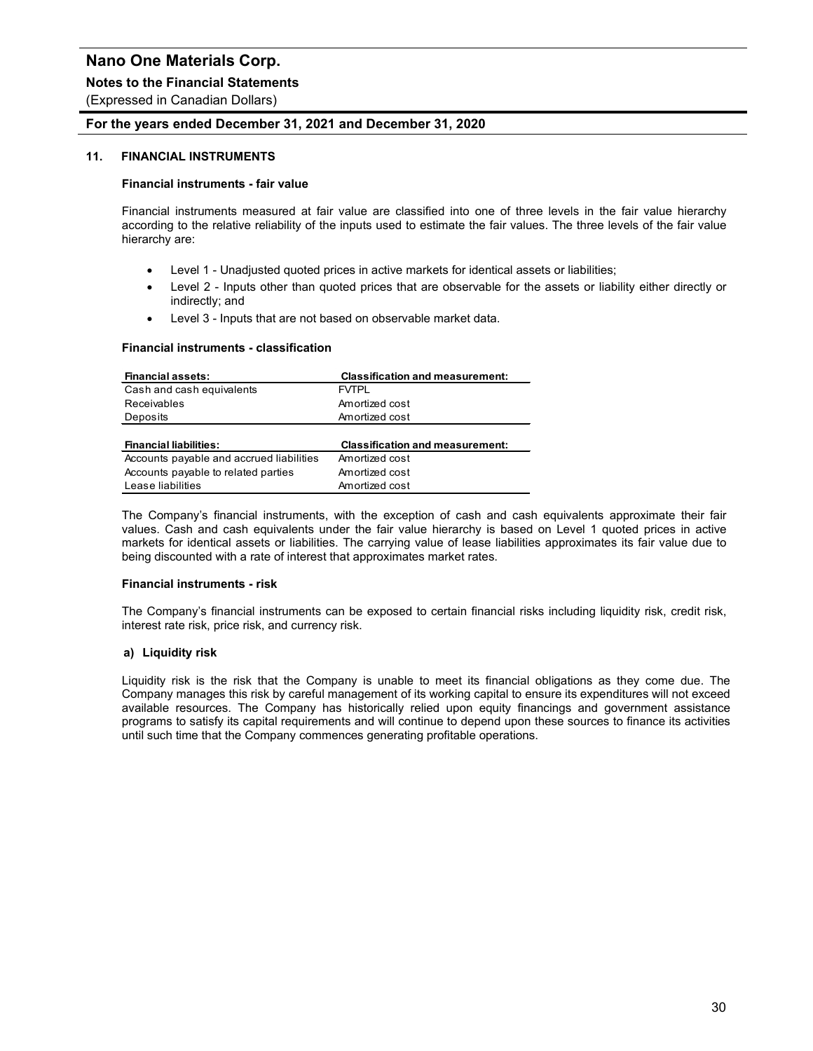## 11. FINANCIAL INSTRUMENTS

### Financial instruments - fair value

Financial instruments measured at fair value are classified into one of three levels in the fair value hierarchy according to the relative reliability of the inputs used to estimate the fair values. The three levels of the fair value hierarchy are:

- Level 1 - Unadjusted quoted prices in active markets for identical assets or liabilities;
- Level 2 - Inputs other than quoted prices that are observable for the assets or liability either directly or indirectly; and
- Level 3 - Inputs that are not based on observable market data.

### Financial instruments - classification

| Financial assets: | Classification and measurement: |
|---|---|
| Cash and cash equivalents | FVTPL |
| Receivables | Amortized cost |
| Deposits | Amortized cost |

| Financial liabilities: | Classification and measurement: |
|---|---|
| Accounts payable and accrued liabilities | Amortized cost |
| Accounts payable to related parties | Amortized cost |
| Lease liabilities | Amortized cost |

The Company's financial instruments, with the exception of cash and cash equivalents approximate their fair values. Cash and cash equivalents under the fair value hierarchy is based on Level 1 quoted prices in active markets for identical assets or liabilities. The carrying value of lease liabilities approximates its fair value due to being discounted with a rate of interest that approximates market rates.

### Financial instruments - risk

The Company's financial instruments can be exposed to certain financial risks including liquidity risk, credit risk, interest rate risk, price risk, and currency risk.

#### a) Liquidity risk

Liquidity risk is the risk that the Company is unable to meet its financial obligations as they come due. The Company manages this risk by careful management of its working capital to ensure its expenditures will not exceed available resources. The Company has historically relied upon equity financings and government assistance programs to satisfy its capital requirements and will continue to depend upon these sources to finance its activities until such time that the Company commences generating profitable operations.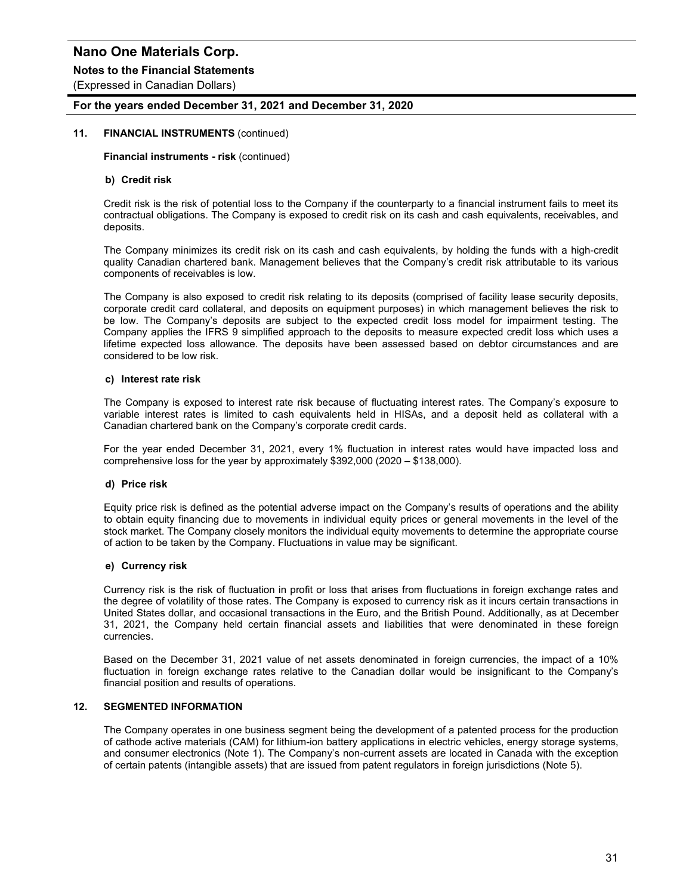## 11. FINANCIAL INSTRUMENTS (continued)

**Financial instruments - risk** (continued)

### b) Credit risk

Credit risk is the risk of potential loss to the Company if the counterparty to a financial instrument fails to meet its contractual obligations. The Company is exposed to credit risk on its cash and cash equivalents, receivables, and deposits.

The Company minimizes its credit risk on its cash and cash equivalents, by holding the funds with a high-credit quality Canadian chartered bank. Management believes that the Company's credit risk attributable to its various components of receivables is low.

The Company is also exposed to credit risk relating to its deposits (comprised of facility lease security deposits, corporate credit card collateral, and deposits on equipment purposes) in which management believes the risk to be low. The Company's deposits are subject to the expected credit loss model for impairment testing. The Company applies the IFRS 9 simplified approach to the deposits to measure expected credit loss which uses a lifetime expected loss allowance. The deposits have been assessed based on debtor circumstances and are considered to be low risk.

### c) Interest rate risk

The Company is exposed to interest rate risk because of fluctuating interest rates. The Company's exposure to variable interest rates is limited to cash equivalents held in HISAs, and a deposit held as collateral with a Canadian chartered bank on the Company's corporate credit cards.

For the year ended December 31, 2021, every 1% fluctuation in interest rates would have impacted loss and comprehensive loss for the year by approximately $392,000 (2020 – $138,000).

### d) Price risk

Equity price risk is defined as the potential adverse impact on the Company's results of operations and the ability to obtain equity financing due to movements in individual equity prices or general movements in the level of the stock market. The Company closely monitors the individual equity movements to determine the appropriate course of action to be taken by the Company. Fluctuations in value may be significant.

### e) Currency risk

Currency risk is the risk of fluctuation in profit or loss that arises from fluctuations in foreign exchange rates and the degree of volatility of those rates. The Company is exposed to currency risk as it incurs certain transactions in United States dollar, and occasional transactions in the Euro, and the British Pound. Additionally, as at December 31, 2021, the Company held certain financial assets and liabilities that were denominated in these foreign currencies.

Based on the December 31, 2021 value of net assets denominated in foreign currencies, the impact of a 10% fluctuation in foreign exchange rates relative to the Canadian dollar would be insignificant to the Company's financial position and results of operations.

## 12. SEGMENTED INFORMATION

The Company operates in one business segment being the development of a patented process for the production of cathode active materials (CAM) for lithium-ion battery applications in electric vehicles, energy storage systems, and consumer electronics (Note 1). The Company's non-current assets are located in Canada with the exception of certain patents (intangible assets) that are issued from patent regulators in foreign jurisdictions (Note 5).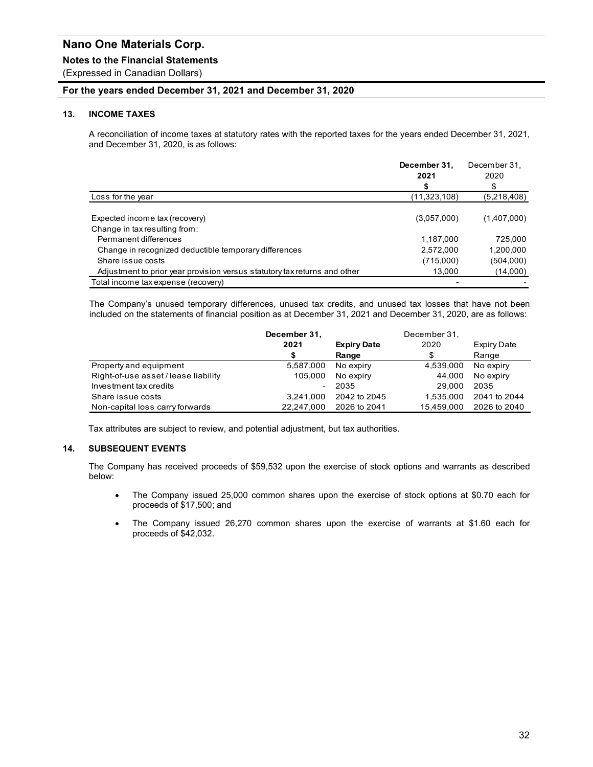# Nano One Materials Corp.

**Notes to the Financial Statements**

(Expressed in Canadian Dollars)

**For the years ended December 31, 2021 and December 31, 2020**

## 13. INCOME TAXES

A reconciliation of income taxes at statutory rates with the reported taxes for the years ended December 31, 2021, and December 31, 2020, is as follows:

| | **December 31, 2021 $** | December 31, 2020 $ |
|---|---|---|
| Loss for the year | (11,323,108) | (5,218,408) |
| | | |
| Expected income tax (recovery) | (3,057,000) | (1,407,000) |
| Change in tax resulting from: | | |
| Permanent differences | 1,187,000 | 725,000 |
| Change in recognized deductible temporary differences | 2,572,000 | 1,200,000 |
| Share issue costs | (715,000) | (504,000) |
| Adjustment to prior year provision versus statutory tax returns and other | 13,000 | (14,000) |
| Total income tax expense (recovery) | - | - |

The Company's unused temporary differences, unused tax credits, and unused tax losses that have not been included on the statements of financial position as at December 31, 2021 and December 31, 2020, are as follows:

| | **December 31, 2021 $** | **Expiry Date Range** | December 31, 2020 $ | Expiry Date Range |
|---|---|---|---|---|
| Property and equipment | 5,587,000 | No expiry | 4,539,000 | No expiry |
| Right-of-use asset / lease liability | 105,000 | No expiry | 44,000 | No expiry |
| Investment tax credits | - | 2035 | 29,000 | 2035 |
| Share issue costs | 3,241,000 | 2042 to 2045 | 1,535,000 | 2041 to 2044 |
| Non-capital loss carry forwards | 22,247,000 | 2026 to 2041 | 15,459,000 | 2026 to 2040 |

Tax attributes are subject to review, and potential adjustment, but tax authorities.

## 14. SUBSEQUENT EVENTS

The Company has received proceeds of $59,532 upon the exercise of stock options and warrants as described below:

- The Company issued 25,000 common shares upon the exercise of stock options at $0.70 each for proceeds of $17,500; and
- The Company issued 26,270 common shares upon the exercise of warrants at $1.60 each for proceeds of $42,032.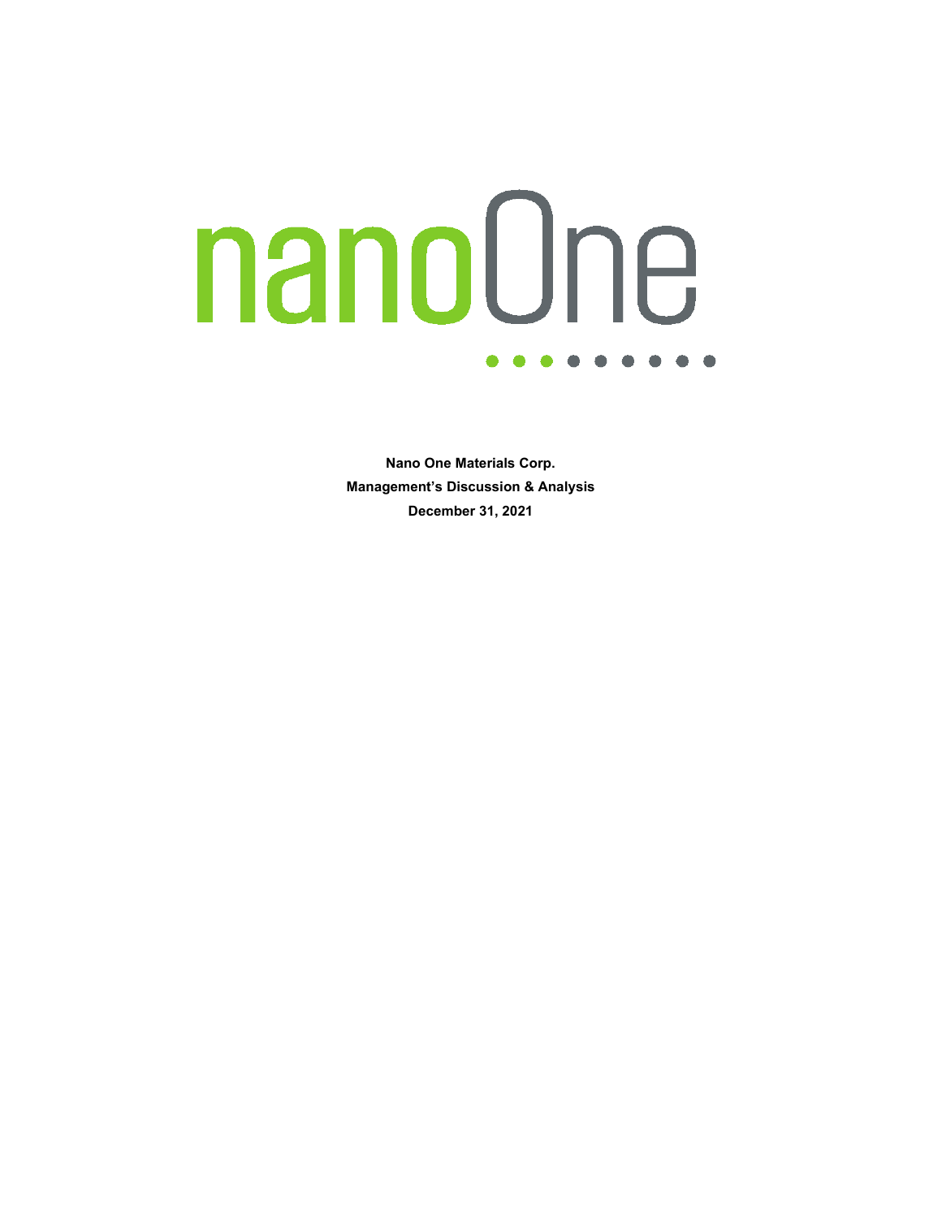nanoOne

**Nano One Materials Corp.**

**Management's Discussion & Analysis**

**December 31, 2021**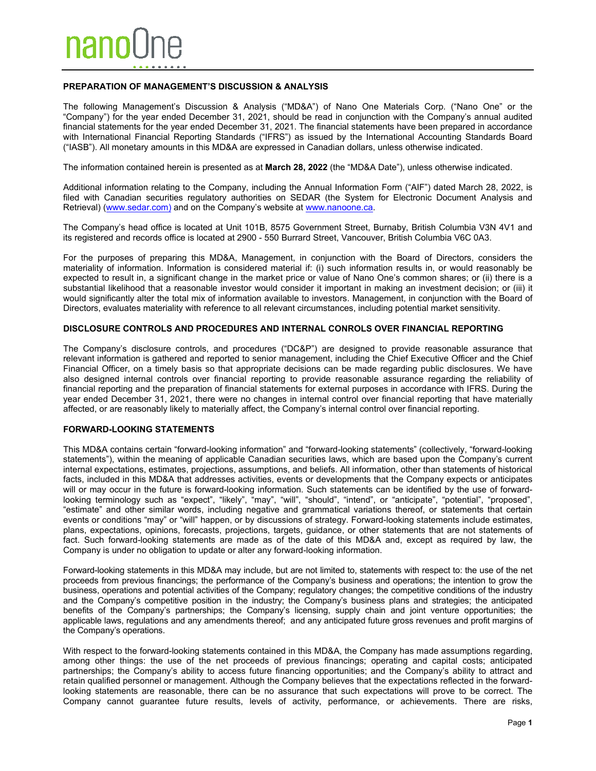## PREPARATION OF MANAGEMENT'S DISCUSSION & ANALYSIS

The following Management's Discussion & Analysis ("MD&A") of Nano One Materials Corp. ("Nano One" or the "Company") for the year ended December 31, 2021, should be read in conjunction with the Company's annual audited financial statements for the year ended December 31, 2021. The financial statements have been prepared in accordance with International Financial Reporting Standards ("IFRS") as issued by the International Accounting Standards Board ("IASB"). All monetary amounts in this MD&A are expressed in Canadian dollars, unless otherwise indicated.

The information contained herein is presented as at **March 28, 2022** (the "MD&A Date"), unless otherwise indicated.

Additional information relating to the Company, including the Annual Information Form ("AIF") dated March 28, 2022, is filed with Canadian securities regulatory authorities on SEDAR (the System for Electronic Document Analysis and Retrieval) (www.sedar.com) and on the Company's website at www.nanoone.ca.

The Company's head office is located at Unit 101B, 8575 Government Street, Burnaby, British Columbia V3N 4V1 and its registered and records office is located at 2900 - 550 Burrard Street, Vancouver, British Columbia V6C 0A3.

For the purposes of preparing this MD&A, Management, in conjunction with the Board of Directors, considers the materiality of information. Information is considered material if: (i) such information results in, or would reasonably be expected to result in, a significant change in the market price or value of Nano One's common shares; or (ii) there is a substantial likelihood that a reasonable investor would consider it important in making an investment decision; or (iii) it would significantly alter the total mix of information available to investors. Management, in conjunction with the Board of Directors, evaluates materiality with reference to all relevant circumstances, including potential market sensitivity.

## DISCLOSURE CONTROLS AND PROCEDURES AND INTERNAL CONROLS OVER FINANCIAL REPORTING

The Company's disclosure controls, and procedures ("DC&P") are designed to provide reasonable assurance that relevant information is gathered and reported to senior management, including the Chief Executive Officer and the Chief Financial Officer, on a timely basis so that appropriate decisions can be made regarding public disclosures. We have also designed internal controls over financial reporting to provide reasonable assurance regarding the reliability of financial reporting and the preparation of financial statements for external purposes in accordance with IFRS. During the year ended December 31, 2021, there were no changes in internal control over financial reporting that have materially affected, or are reasonably likely to materially affect, the Company's internal control over financial reporting.

## FORWARD-LOOKING STATEMENTS

This MD&A contains certain "forward-looking information" and "forward-looking statements" (collectively, "forward-looking statements"), within the meaning of applicable Canadian securities laws, which are based upon the Company's current internal expectations, estimates, projections, assumptions, and beliefs. All information, other than statements of historical facts, included in this MD&A that addresses activities, events or developments that the Company expects or anticipates will or may occur in the future is forward-looking information. Such statements can be identified by the use of forward-looking terminology such as "expect", "likely", "may", "will", "should", "intend", or "anticipate", "potential", "proposed", "estimate" and other similar words, including negative and grammatical variations thereof, or statements that certain events or conditions "may" or "will" happen, or by discussions of strategy. Forward-looking statements include estimates, plans, expectations, opinions, forecasts, projections, targets, guidance, or other statements that are not statements of fact. Such forward-looking statements are made as of the date of this MD&A and, except as required by law, the Company is under no obligation to update or alter any forward-looking information.

Forward-looking statements in this MD&A may include, but are not limited to, statements with respect to: the use of the net proceeds from previous financings; the performance of the Company's business and operations; the intention to grow the business, operations and potential activities of the Company; regulatory changes; the competitive conditions of the industry and the Company's competitive position in the industry; the Company's business plans and strategies; the anticipated benefits of the Company's partnerships; the Company's licensing, supply chain and joint venture opportunities; the applicable laws, regulations and any amendments thereof; and any anticipated future gross revenues and profit margins of the Company's operations.

With respect to the forward-looking statements contained in this MD&A, the Company has made assumptions regarding, among other things: the use of the net proceeds of previous financings; operating and capital costs; anticipated partnerships; the Company's ability to access future financing opportunities; and the Company's ability to attract and retain qualified personnel or management. Although the Company believes that the expectations reflected in the forward-looking statements are reasonable, there can be no assurance that such expectations will prove to be correct. The Company cannot guarantee future results, levels of activity, performance, or achievements. There are risks,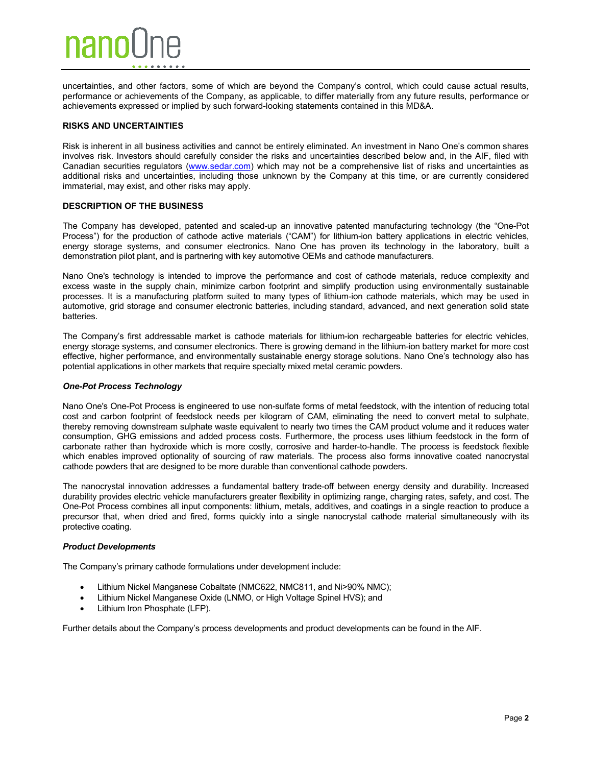uncertainties, and other factors, some of which are beyond the Company's control, which could cause actual results, performance or achievements of the Company, as applicable, to differ materially from any future results, performance or achievements expressed or implied by such forward-looking statements contained in this MD&A.

## RISKS AND UNCERTAINTIES

Risk is inherent in all business activities and cannot be entirely eliminated. An investment in Nano One's common shares involves risk. Investors should carefully consider the risks and uncertainties described below and, in the AIF, filed with Canadian securities regulators (www.sedar.com) which may not be a comprehensive list of risks and uncertainties as additional risks and uncertainties, including those unknown by the Company at this time, or are currently considered immaterial, may exist, and other risks may apply.

## DESCRIPTION OF THE BUSINESS

The Company has developed, patented and scaled-up an innovative patented manufacturing technology (the "One-Pot Process") for the production of cathode active materials ("CAM") for lithium-ion battery applications in electric vehicles, energy storage systems, and consumer electronics. Nano One has proven its technology in the laboratory, built a demonstration pilot plant, and is partnering with key automotive OEMs and cathode manufacturers.

Nano One's technology is intended to improve the performance and cost of cathode materials, reduce complexity and excess waste in the supply chain, minimize carbon footprint and simplify production using environmentally sustainable processes. It is a manufacturing platform suited to many types of lithium-ion cathode materials, which may be used in automotive, grid storage and consumer electronic batteries, including standard, advanced, and next generation solid state batteries.

The Company's first addressable market is cathode materials for lithium-ion rechargeable batteries for electric vehicles, energy storage systems, and consumer electronics. There is growing demand in the lithium-ion battery market for more cost effective, higher performance, and environmentally sustainable energy storage solutions. Nano One's technology also has potential applications in other markets that require specialty mixed metal ceramic powders.

### *One-Pot Process Technology*

Nano One's One-Pot Process is engineered to use non-sulfate forms of metal feedstock, with the intention of reducing total cost and carbon footprint of feedstock needs per kilogram of CAM, eliminating the need to convert metal to sulphate, thereby removing downstream sulphate waste equivalent to nearly two times the CAM product volume and it reduces water consumption, GHG emissions and added process costs. Furthermore, the process uses lithium feedstock in the form of carbonate rather than hydroxide which is more costly, corrosive and harder-to-handle. The process is feedstock flexible which enables improved optionality of sourcing of raw materials. The process also forms innovative coated nanocrystal cathode powders that are designed to be more durable than conventional cathode powders.

The nanocrystal innovation addresses a fundamental battery trade-off between energy density and durability. Increased durability provides electric vehicle manufacturers greater flexibility in optimizing range, charging rates, safety, and cost. The One-Pot Process combines all input components: lithium, metals, additives, and coatings in a single reaction to produce a precursor that, when dried and fired, forms quickly into a single nanocrystal cathode material simultaneously with its protective coating.

### *Product Developments*

The Company's primary cathode formulations under development include:

- Lithium Nickel Manganese Cobaltate (NMC622, NMC811, and Ni>90% NMC);
- Lithium Nickel Manganese Oxide (LNMO, or High Voltage Spinel HVS); and
- Lithium Iron Phosphate (LFP).

Further details about the Company's process developments and product developments can be found in the AIF.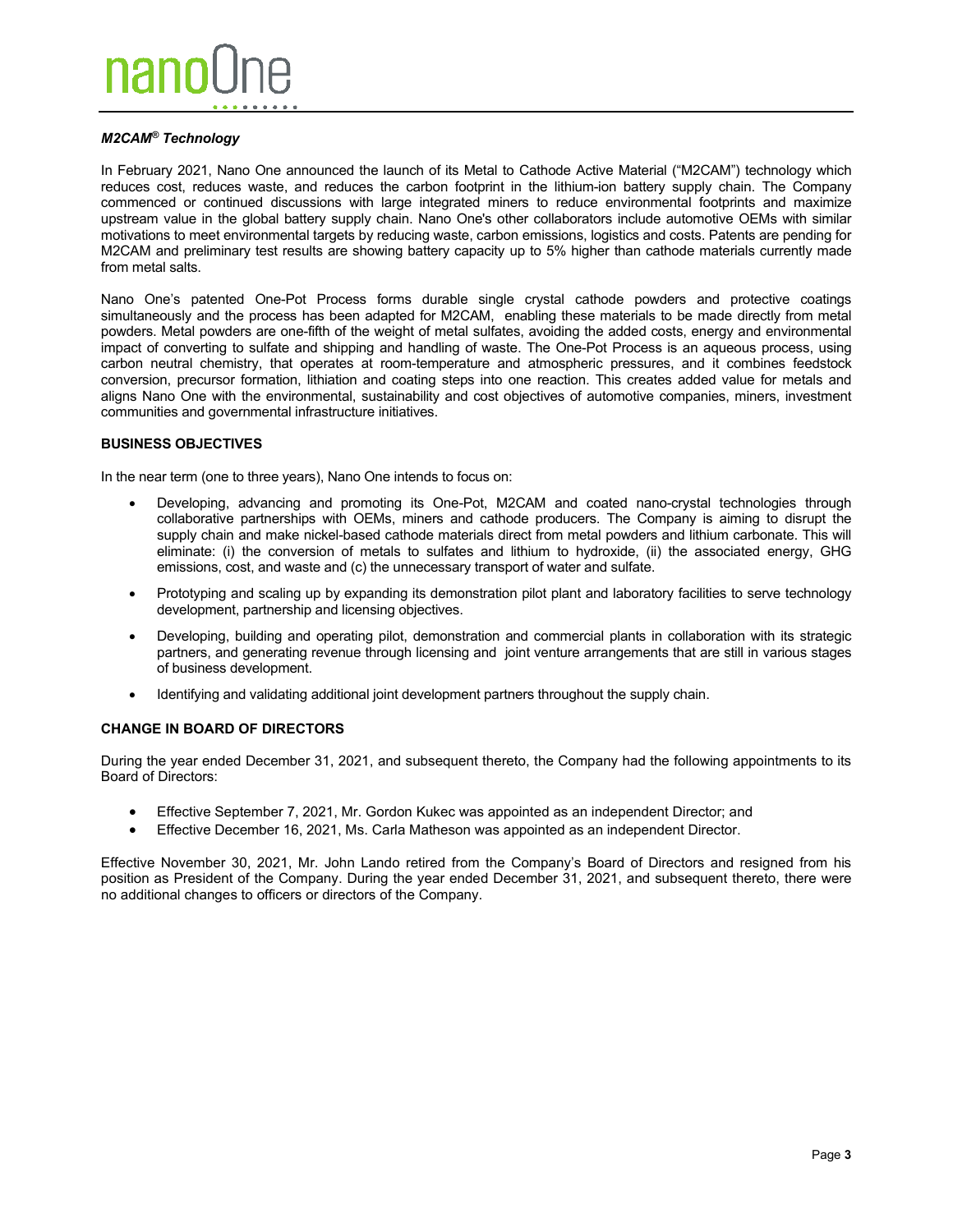### *M2CAM® Technology*

In February 2021, Nano One announced the launch of its Metal to Cathode Active Material ("M2CAM") technology which reduces cost, reduces waste, and reduces the carbon footprint in the lithium-ion battery supply chain. The Company commenced or continued discussions with large integrated miners to reduce environmental footprints and maximize upstream value in the global battery supply chain. Nano One's other collaborators include automotive OEMs with similar motivations to meet environmental targets by reducing waste, carbon emissions, logistics and costs. Patents are pending for M2CAM and preliminary test results are showing battery capacity up to 5% higher than cathode materials currently made from metal salts.

Nano One's patented One-Pot Process forms durable single crystal cathode powders and protective coatings simultaneously and the process has been adapted for M2CAM, enabling these materials to be made directly from metal powders. Metal powders are one-fifth of the weight of metal sulfates, avoiding the added costs, energy and environmental impact of converting to sulfate and shipping and handling of waste. The One-Pot Process is an aqueous process, using carbon neutral chemistry, that operates at room-temperature and atmospheric pressures, and it combines feedstock conversion, precursor formation, lithiation and coating steps into one reaction. This creates added value for metals and aligns Nano One with the environmental, sustainability and cost objectives of automotive companies, miners, investment communities and governmental infrastructure initiatives.

## BUSINESS OBJECTIVES

In the near term (one to three years), Nano One intends to focus on:

- Developing, advancing and promoting its One-Pot, M2CAM and coated nano-crystal technologies through collaborative partnerships with OEMs, miners and cathode producers. The Company is aiming to disrupt the supply chain and make nickel-based cathode materials direct from metal powders and lithium carbonate. This will eliminate: (i) the conversion of metals to sulfates and lithium to hydroxide, (ii) the associated energy, GHG emissions, cost, and waste and (c) the unnecessary transport of water and sulfate.
- Prototyping and scaling up by expanding its demonstration pilot plant and laboratory facilities to serve technology development, partnership and licensing objectives.
- Developing, building and operating pilot, demonstration and commercial plants in collaboration with its strategic partners, and generating revenue through licensing and joint venture arrangements that are still in various stages of business development.
- Identifying and validating additional joint development partners throughout the supply chain.

## CHANGE IN BOARD OF DIRECTORS

During the year ended December 31, 2021, and subsequent thereto, the Company had the following appointments to its Board of Directors:

- Effective September 7, 2021, Mr. Gordon Kukec was appointed as an independent Director; and
- Effective December 16, 2021, Ms. Carla Matheson was appointed as an independent Director.

Effective November 30, 2021, Mr. John Lando retired from the Company's Board of Directors and resigned from his position as President of the Company. During the year ended December 31, 2021, and subsequent thereto, there were no additional changes to officers or directors of the Company.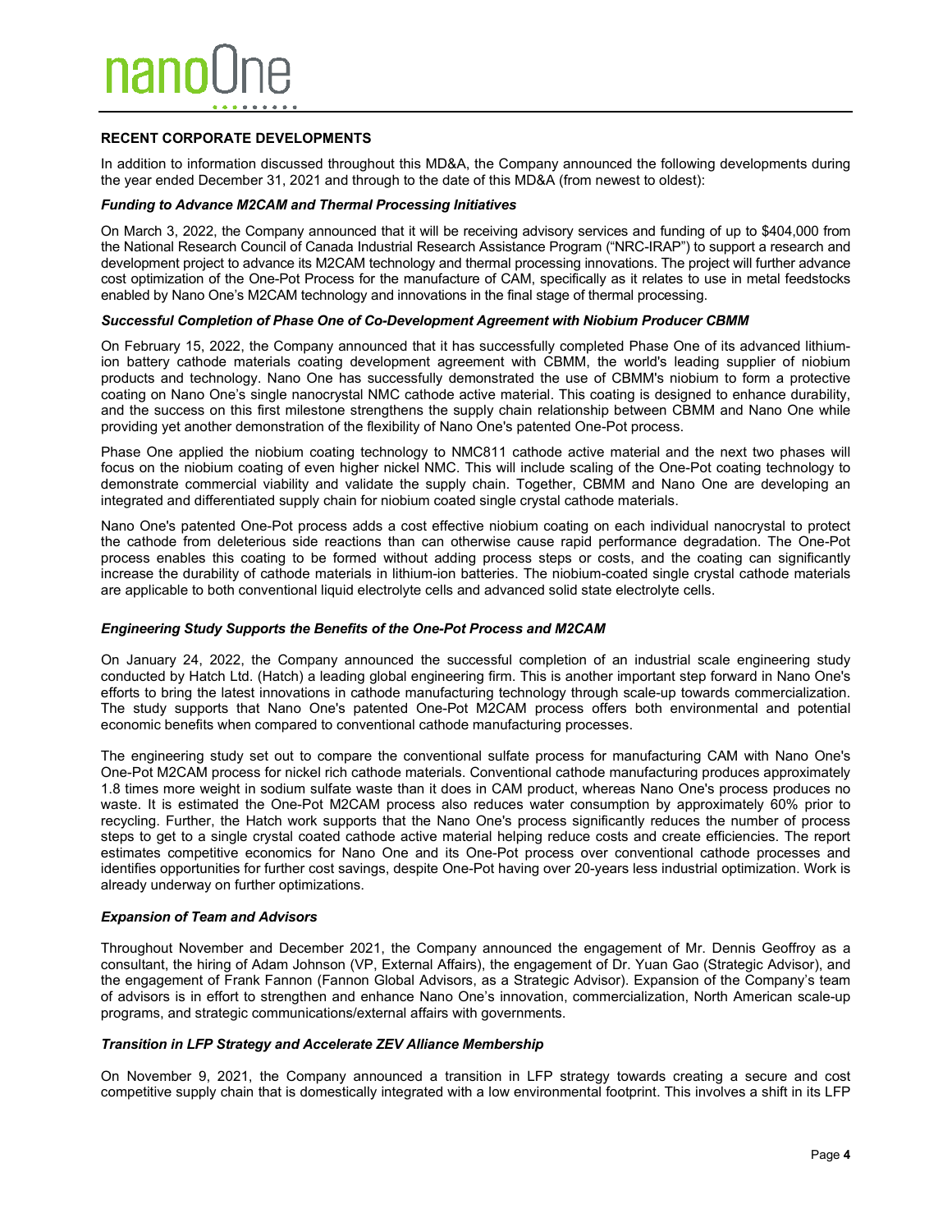## RECENT CORPORATE DEVELOPMENTS

In addition to information discussed throughout this MD&A, the Company announced the following developments during the year ended December 31, 2021 and through to the date of this MD&A (from newest to oldest):

### *Funding to Advance M2CAM and Thermal Processing Initiatives*

On March 3, 2022, the Company announced that it will be receiving advisory services and funding of up to $404,000 from the National Research Council of Canada Industrial Research Assistance Program ("NRC-IRAP") to support a research and development project to advance its M2CAM technology and thermal processing innovations. The project will further advance cost optimization of the One-Pot Process for the manufacture of CAM, specifically as it relates to use in metal feedstocks enabled by Nano One's M2CAM technology and innovations in the final stage of thermal processing.

### *Successful Completion of Phase One of Co-Development Agreement with Niobium Producer CBMM*

On February 15, 2022, the Company announced that it has successfully completed Phase One of its advanced lithium-ion battery cathode materials coating development agreement with CBMM, the world's leading supplier of niobium products and technology. Nano One has successfully demonstrated the use of CBMM's niobium to form a protective coating on Nano One's single nanocrystal NMC cathode active material. This coating is designed to enhance durability, and the success on this first milestone strengthens the supply chain relationship between CBMM and Nano One while providing yet another demonstration of the flexibility of Nano One's patented One-Pot process.

Phase One applied the niobium coating technology to NMC811 cathode active material and the next two phases will focus on the niobium coating of even higher nickel NMC. This will include scaling of the One-Pot coating technology to demonstrate commercial viability and validate the supply chain. Together, CBMM and Nano One are developing an integrated and differentiated supply chain for niobium coated single crystal cathode materials.

Nano One's patented One-Pot process adds a cost effective niobium coating on each individual nanocrystal to protect the cathode from deleterious side reactions than can otherwise cause rapid performance degradation. The One-Pot process enables this coating to be formed without adding process steps or costs, and the coating can significantly increase the durability of cathode materials in lithium-ion batteries. The niobium-coated single crystal cathode materials are applicable to both conventional liquid electrolyte cells and advanced solid state electrolyte cells.

### *Engineering Study Supports the Benefits of the One-Pot Process and M2CAM*

On January 24, 2022, the Company announced the successful completion of an industrial scale engineering study conducted by Hatch Ltd. (Hatch) a leading global engineering firm. This is another important step forward in Nano One's efforts to bring the latest innovations in cathode manufacturing technology through scale-up towards commercialization. The study supports that Nano One's patented One-Pot M2CAM process offers both environmental and potential economic benefits when compared to conventional cathode manufacturing processes.

The engineering study set out to compare the conventional sulfate process for manufacturing CAM with Nano One's One-Pot M2CAM process for nickel rich cathode materials. Conventional cathode manufacturing produces approximately 1.8 times more weight in sodium sulfate waste than it does in CAM product, whereas Nano One's process produces no waste. It is estimated the One-Pot M2CAM process also reduces water consumption by approximately 60% prior to recycling. Further, the Hatch work supports that the Nano One's process significantly reduces the number of process steps to get to a single crystal coated cathode active material helping reduce costs and create efficiencies. The report estimates competitive economics for Nano One and its One-Pot process over conventional cathode processes and identifies opportunities for further cost savings, despite One-Pot having over 20-years less industrial optimization. Work is already underway on further optimizations.

### *Expansion of Team and Advisors*

Throughout November and December 2021, the Company announced the engagement of Mr. Dennis Geoffroy as a consultant, the hiring of Adam Johnson (VP, External Affairs), the engagement of Dr. Yuan Gao (Strategic Advisor), and the engagement of Frank Fannon (Fannon Global Advisors, as a Strategic Advisor). Expansion of the Company's team of advisors is in effort to strengthen and enhance Nano One's innovation, commercialization, North American scale-up programs, and strategic communications/external affairs with governments.

### *Transition in LFP Strategy and Accelerate ZEV Alliance Membership*

On November 9, 2021, the Company announced a transition in LFP strategy towards creating a secure and cost competitive supply chain that is domestically integrated with a low environmental footprint. This involves a shift in its LFP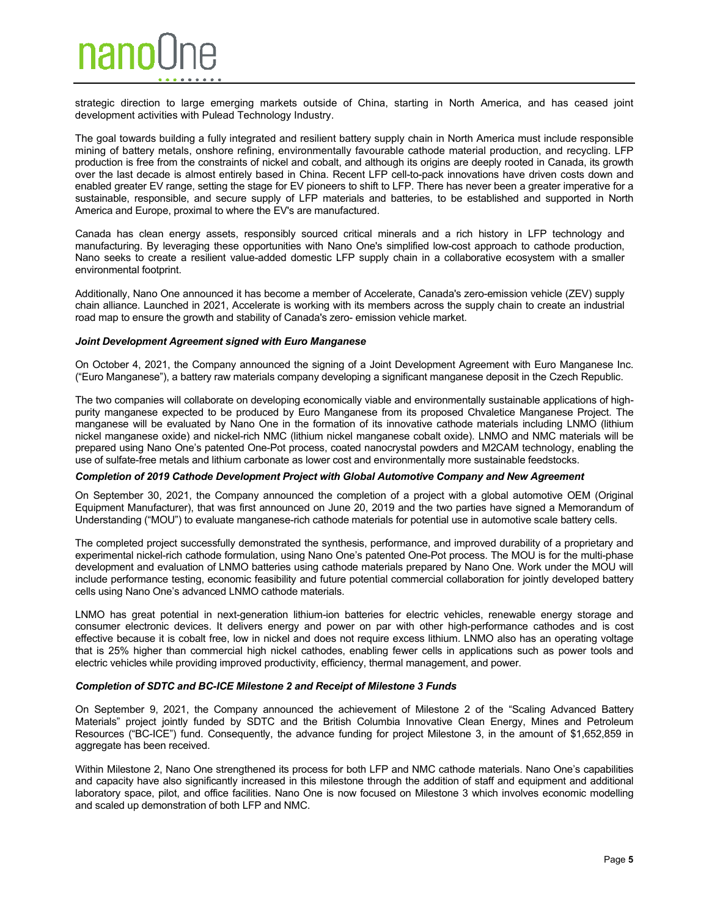strategic direction to large emerging markets outside of China, starting in North America, and has ceased joint development activities with Pulead Technology Industry.

The goal towards building a fully integrated and resilient battery supply chain in North America must include responsible mining of battery metals, onshore refining, environmentally favourable cathode material production, and recycling. LFP production is free from the constraints of nickel and cobalt, and although its origins are deeply rooted in Canada, its growth over the last decade is almost entirely based in China. Recent LFP cell-to-pack innovations have driven costs down and enabled greater EV range, setting the stage for EV pioneers to shift to LFP. There has never been a greater imperative for a sustainable, responsible, and secure supply of LFP materials and batteries, to be established and supported in North America and Europe, proximal to where the EV's are manufactured.

Canada has clean energy assets, responsibly sourced critical minerals and a rich history in LFP technology and manufacturing. By leveraging these opportunities with Nano One's simplified low-cost approach to cathode production, Nano seeks to create a resilient value-added domestic LFP supply chain in a collaborative ecosystem with a smaller environmental footprint.

Additionally, Nano One announced it has become a member of Accelerate, Canada's zero-emission vehicle (ZEV) supply chain alliance. Launched in 2021, Accelerate is working with its members across the supply chain to create an industrial road map to ensure the growth and stability of Canada's zero- emission vehicle market.

***Joint Development Agreement signed with Euro Manganese***

On October 4, 2021, the Company announced the signing of a Joint Development Agreement with Euro Manganese Inc. ("Euro Manganese"), a battery raw materials company developing a significant manganese deposit in the Czech Republic.

The two companies will collaborate on developing economically viable and environmentally sustainable applications of high-purity manganese expected to be produced by Euro Manganese from its proposed Chvaletice Manganese Project. The manganese will be evaluated by Nano One in the formation of its innovative cathode materials including LNMO (lithium nickel manganese oxide) and nickel-rich NMC (lithium nickel manganese cobalt oxide). LNMO and NMC materials will be prepared using Nano One's patented One-Pot process, coated nanocrystal powders and M2CAM technology, enabling the use of sulfate-free metals and lithium carbonate as lower cost and environmentally more sustainable feedstocks.

***Completion of 2019 Cathode Development Project with Global Automotive Company and New Agreement***

On September 30, 2021, the Company announced the completion of a project with a global automotive OEM (Original Equipment Manufacturer), that was first announced on June 20, 2019 and the two parties have signed a Memorandum of Understanding ("MOU") to evaluate manganese-rich cathode materials for potential use in automotive scale battery cells.

The completed project successfully demonstrated the synthesis, performance, and improved durability of a proprietary and experimental nickel-rich cathode formulation, using Nano One's patented One-Pot process. The MOU is for the multi-phase development and evaluation of LNMO batteries using cathode materials prepared by Nano One. Work under the MOU will include performance testing, economic feasibility and future potential commercial collaboration for jointly developed battery cells using Nano One's advanced LNMO cathode materials.

LNMO has great potential in next-generation lithium-ion batteries for electric vehicles, renewable energy storage and consumer electronic devices. It delivers energy and power on par with other high-performance cathodes and is cost effective because it is cobalt free, low in nickel and does not require excess lithium. LNMO also has an operating voltage that is 25% higher than commercial high nickel cathodes, enabling fewer cells in applications such as power tools and electric vehicles while providing improved productivity, efficiency, thermal management, and power.

***Completion of SDTC and BC-ICE Milestone 2 and Receipt of Milestone 3 Funds***

On September 9, 2021, the Company announced the achievement of Milestone 2 of the "Scaling Advanced Battery Materials" project jointly funded by SDTC and the British Columbia Innovative Clean Energy, Mines and Petroleum Resources ("BC-ICE") fund. Consequently, the advance funding for project Milestone 3, in the amount of $1,652,859 in aggregate has been received.

Within Milestone 2, Nano One strengthened its process for both LFP and NMC cathode materials. Nano One's capabilities and capacity have also significantly increased in this milestone through the addition of staff and equipment and additional laboratory space, pilot, and office facilities. Nano One is now focused on Milestone 3 which involves economic modelling and scaled up demonstration of both LFP and NMC.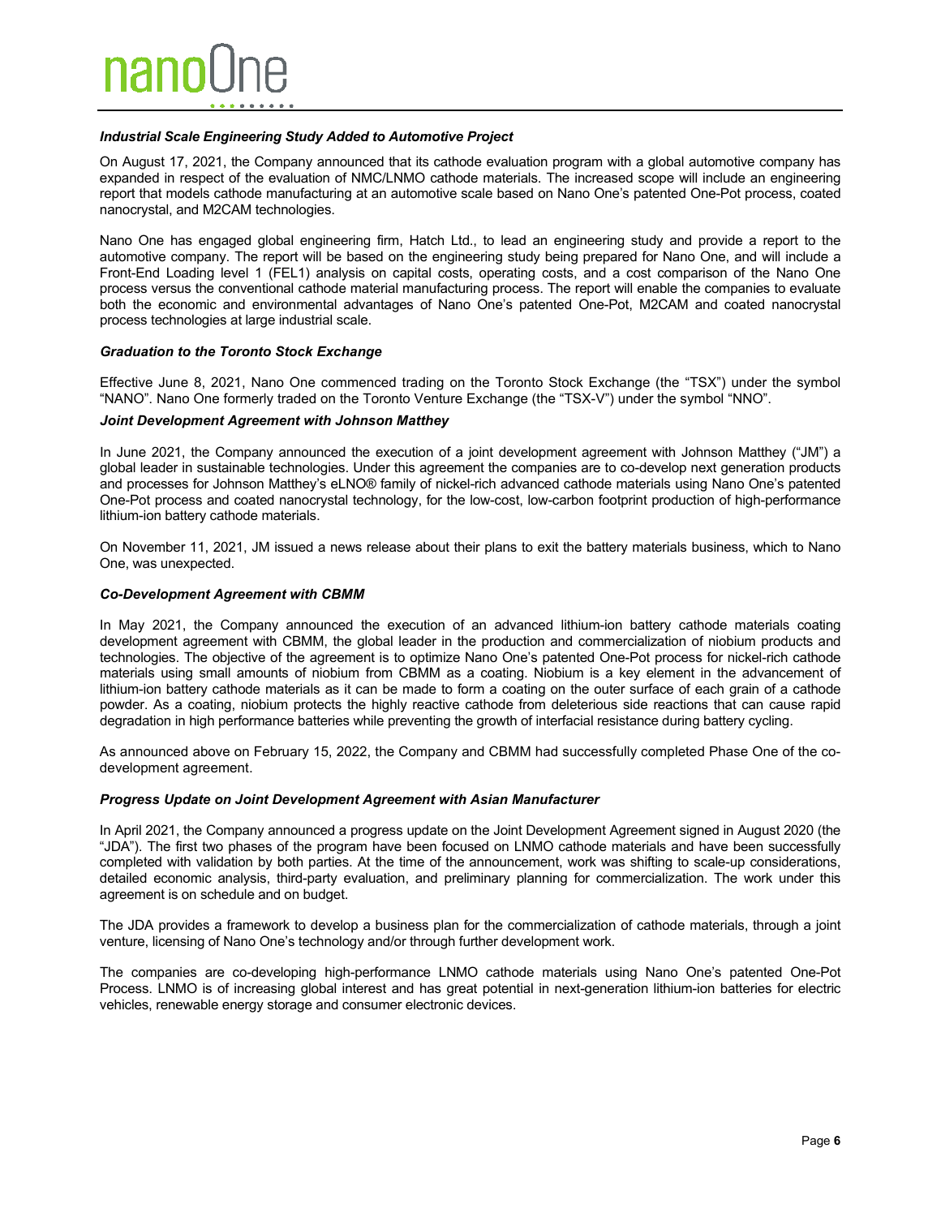### *Industrial Scale Engineering Study Added to Automotive Project*

On August 17, 2021, the Company announced that its cathode evaluation program with a global automotive company has expanded in respect of the evaluation of NMC/LNMO cathode materials. The increased scope will include an engineering report that models cathode manufacturing at an automotive scale based on Nano One's patented One-Pot process, coated nanocrystal, and M2CAM technologies.

Nano One has engaged global engineering firm, Hatch Ltd., to lead an engineering study and provide a report to the automotive company. The report will be based on the engineering study being prepared for Nano One, and will include a Front-End Loading level 1 (FEL1) analysis on capital costs, operating costs, and a cost comparison of the Nano One process versus the conventional cathode material manufacturing process. The report will enable the companies to evaluate both the economic and environmental advantages of Nano One's patented One-Pot, M2CAM and coated nanocrystal process technologies at large industrial scale.

### *Graduation to the Toronto Stock Exchange*

Effective June 8, 2021, Nano One commenced trading on the Toronto Stock Exchange (the "TSX") under the symbol "NANO". Nano One formerly traded on the Toronto Venture Exchange (the "TSX-V") under the symbol "NNO".

### *Joint Development Agreement with Johnson Matthey*

In June 2021, the Company announced the execution of a joint development agreement with Johnson Matthey ("JM") a global leader in sustainable technologies. Under this agreement the companies are to co-develop next generation products and processes for Johnson Matthey's eLNO® family of nickel-rich advanced cathode materials using Nano One's patented One-Pot process and coated nanocrystal technology, for the low-cost, low-carbon footprint production of high-performance lithium-ion battery cathode materials.

On November 11, 2021, JM issued a news release about their plans to exit the battery materials business, which to Nano One, was unexpected.

### *Co-Development Agreement with CBMM*

In May 2021, the Company announced the execution of an advanced lithium-ion battery cathode materials coating development agreement with CBMM, the global leader in the production and commercialization of niobium products and technologies. The objective of the agreement is to optimize Nano One's patented One-Pot process for nickel-rich cathode materials using small amounts of niobium from CBMM as a coating. Niobium is a key element in the advancement of lithium-ion battery cathode materials as it can be made to form a coating on the outer surface of each grain of a cathode powder. As a coating, niobium protects the highly reactive cathode from deleterious side reactions that can cause rapid degradation in high performance batteries while preventing the growth of interfacial resistance during battery cycling.

As announced above on February 15, 2022, the Company and CBMM had successfully completed Phase One of the co-development agreement.

### *Progress Update on Joint Development Agreement with Asian Manufacturer*

In April 2021, the Company announced a progress update on the Joint Development Agreement signed in August 2020 (the "JDA"). The first two phases of the program have been focused on LNMO cathode materials and have been successfully completed with validation by both parties. At the time of the announcement, work was shifting to scale-up considerations, detailed economic analysis, third-party evaluation, and preliminary planning for commercialization. The work under this agreement is on schedule and on budget.

The JDA provides a framework to develop a business plan for the commercialization of cathode materials, through a joint venture, licensing of Nano One's technology and/or through further development work.

The companies are co-developing high-performance LNMO cathode materials using Nano One's patented One-Pot Process. LNMO is of increasing global interest and has great potential in next-generation lithium-ion batteries for electric vehicles, renewable energy storage and consumer electronic devices.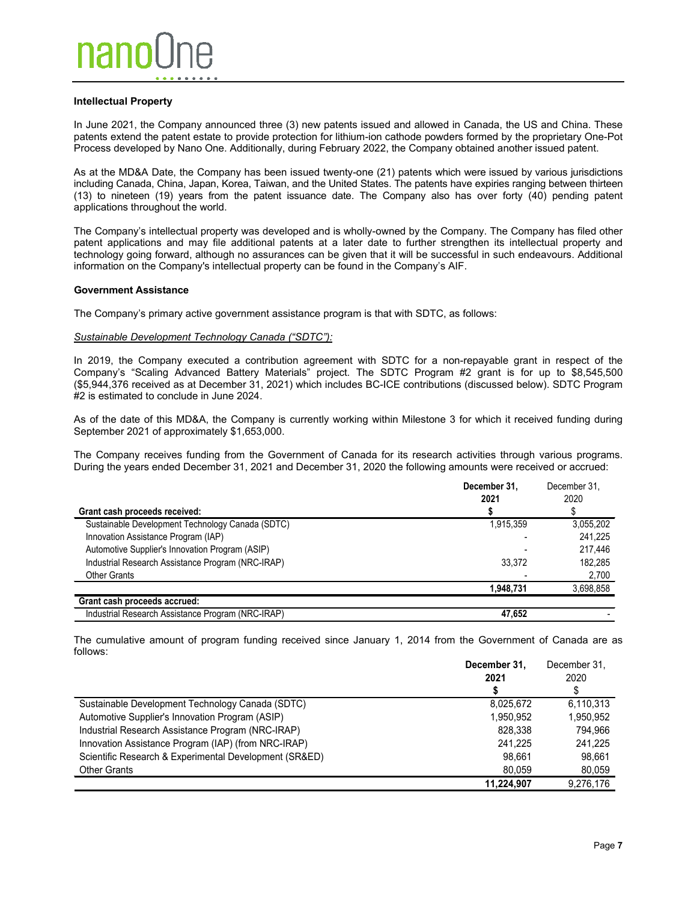### Intellectual Property

In June 2021, the Company announced three (3) new patents issued and allowed in Canada, the US and China. These patents extend the patent estate to provide protection for lithium-ion cathode powders formed by the proprietary One-Pot Process developed by Nano One. Additionally, during February 2022, the Company obtained another issued patent.

As at the MD&A Date, the Company has been issued twenty-one (21) patents which were issued by various jurisdictions including Canada, China, Japan, Korea, Taiwan, and the United States. The patents have expiries ranging between thirteen (13) to nineteen (19) years from the patent issuance date. The Company also has over forty (40) pending patent applications throughout the world.

The Company's intellectual property was developed and is wholly-owned by the Company. The Company has filed other patent applications and may file additional patents at a later date to further strengthen its intellectual property and technology going forward, although no assurances can be given that it will be successful in such endeavours. Additional information on the Company's intellectual property can be found in the Company's AIF.

### Government Assistance

The Company's primary active government assistance program is that with SDTC, as follows:

*Sustainable Development Technology Canada ("SDTC"):*

In 2019, the Company executed a contribution agreement with SDTC for a non-repayable grant in respect of the Company's "Scaling Advanced Battery Materials" project. The SDTC Program #2 grant is for up to $8,545,500 ($5,944,376 received as at December 31, 2021) which includes BC-ICE contributions (discussed below). SDTC Program #2 is estimated to conclude in June 2024.

As of the date of this MD&A, the Company is currently working within Milestone 3 for which it received funding during September 2021 of approximately $1,653,000.

The Company receives funding from the Government of Canada for its research activities through various programs. During the years ended December 31, 2021 and December 31, 2020 the following amounts were received or accrued:

| | **December 31, 2021** | December 31, 2020 |
|---|---|---|
| **Grant cash proceeds received:** | **$** | $ |
| Sustainable Development Technology Canada (SDTC) | 1,915,359 | 3,055,202 |
| Innovation Assistance Program (IAP) | - | 241,225 |
| Automotive Supplier's Innovation Program (ASIP) | - | 217,446 |
| Industrial Research Assistance Program (NRC-IRAP) | 33,372 | 182,285 |
| Other Grants | - | 2,700 |
| | **1,948,731** | 3,698,858 |
| **Grant cash proceeds accrued:** | | |
| Industrial Research Assistance Program (NRC-IRAP) | **47,652** | - |

The cumulative amount of program funding received since January 1, 2014 from the Government of Canada are as follows:

| | **December 31, 2021 $** | December 31, 2020 $ |
|---|---|---|
| Sustainable Development Technology Canada (SDTC) | 8,025,672 | 6,110,313 |
| Automotive Supplier's Innovation Program (ASIP) | 1,950,952 | 1,950,952 |
| Industrial Research Assistance Program (NRC-IRAP) | 828,338 | 794,966 |
| Innovation Assistance Program (IAP) (from NRC-IRAP) | 241,225 | 241,225 |
| Scientific Research & Experimental Development (SR&ED) | 98,661 | 98,661 |
| Other Grants | 80,059 | 80,059 |
| | **11,224,907** | 9,276,176 |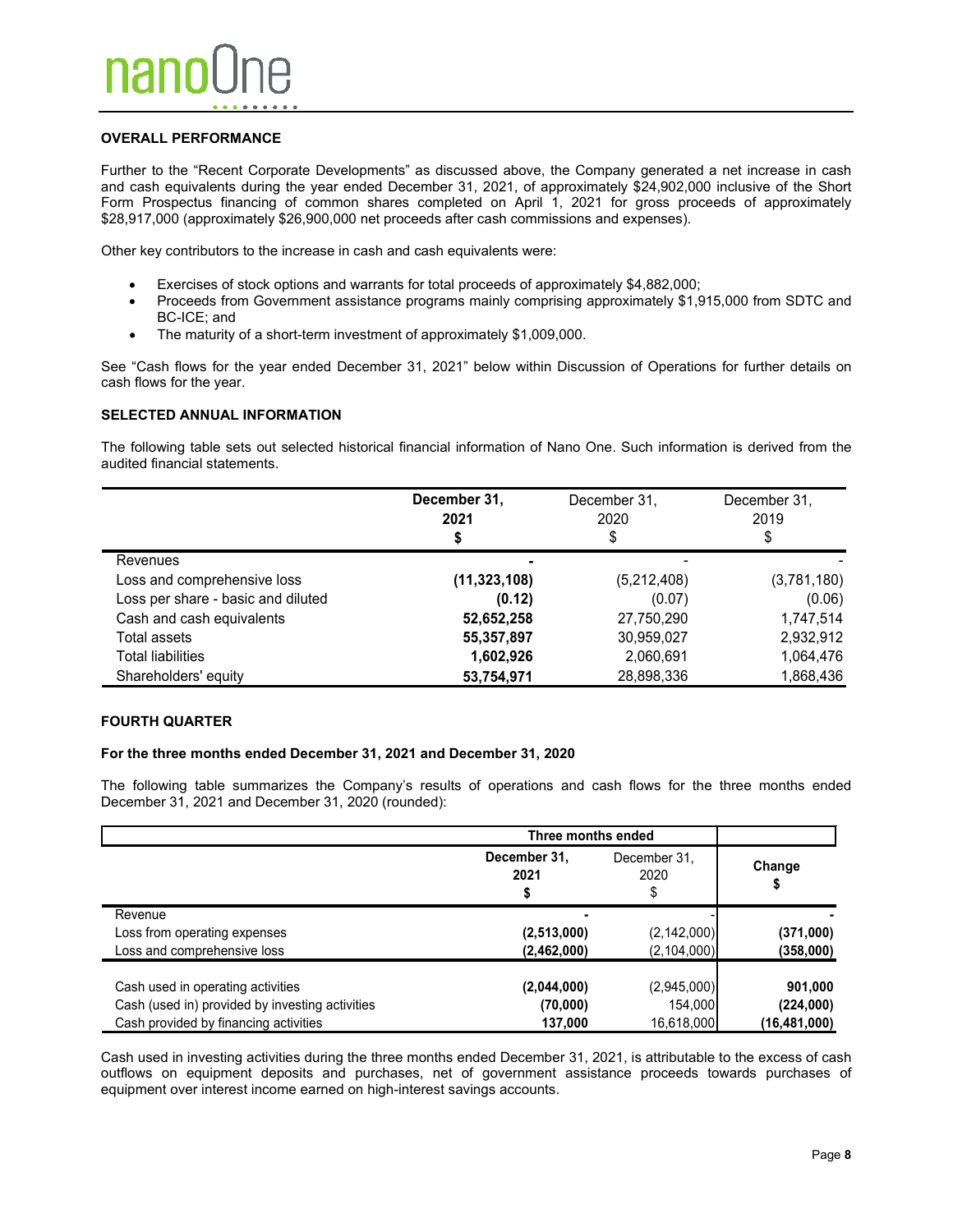## OVERALL PERFORMANCE

Further to the "Recent Corporate Developments" as discussed above, the Company generated a net increase in cash and cash equivalents during the year ended December 31, 2021, of approximately $24,902,000 inclusive of the Short Form Prospectus financing of common shares completed on April 1, 2021 for gross proceeds of approximately $28,917,000 (approximately $26,900,000 net proceeds after cash commissions and expenses).

Other key contributors to the increase in cash and cash equivalents were:

- Exercises of stock options and warrants for total proceeds of approximately $4,882,000;
- Proceeds from Government assistance programs mainly comprising approximately $1,915,000 from SDTC and BC-ICE; and
- The maturity of a short-term investment of approximately $1,009,000.

See "Cash flows for the year ended December 31, 2021" below within Discussion of Operations for further details on cash flows for the year.

## SELECTED ANNUAL INFORMATION

The following table sets out selected historical financial information of Nano One. Such information is derived from the audited financial statements.

| | **December 31, 2021 $** | December 31, 2020 $ | December 31, 2019 $ |
|---|---|---|---|
| Revenues | **-** | - | - |
| Loss and comprehensive loss | **(11,323,108)** | (5,212,408) | (3,781,180) |
| Loss per share - basic and diluted | **(0.12)** | (0.07) | (0.06) |
| Cash and cash equivalents | **52,652,258** | 27,750,290 | 1,747,514 |
| Total assets | **55,357,897** | 30,959,027 | 2,932,912 |
| Total liabilities | **1,602,926** | 2,060,691 | 1,064,476 |
| Shareholders' equity | **53,754,971** | 28,898,336 | 1,868,436 |

## FOURTH QUARTER

### For the three months ended December 31, 2021 and December 31, 2020

The following table summarizes the Company's results of operations and cash flows for the three months ended December 31, 2021 and December 31, 2020 (rounded):

| | **Three months ended** | | |
|---|---|---|---|
| | **December 31, 2021 $** | December 31, 2020 $ | **Change $** |
| Revenue | **-** | - | **-** |
| Loss from operating expenses | **(2,513,000)** | (2,142,000) | **(371,000)** |
| Loss and comprehensive loss | **(2,462,000)** | (2,104,000) | **(358,000)** |
| Cash used in operating activities | **(2,044,000)** | (2,945,000) | **901,000** |
| Cash (used in) provided by investing activities | **(70,000)** | 154,000 | **(224,000)** |
| Cash provided by financing activities | **137,000** | 16,618,000 | **(16,481,000)** |

Cash used in investing activities during the three months ended December 31, 2021, is attributable to the excess of cash outflows on equipment deposits and purchases, net of government assistance proceeds towards purchases of equipment over interest income earned on high-interest savings accounts.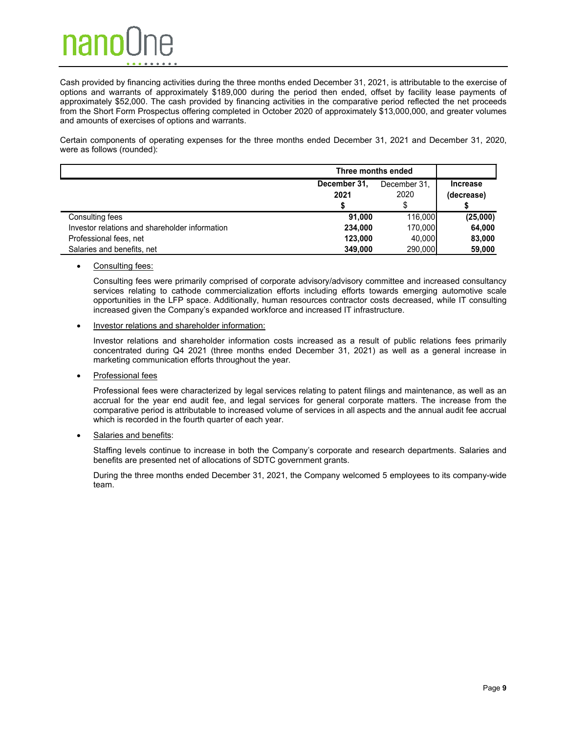Cash provided by financing activities during the three months ended December 31, 2021, is attributable to the exercise of options and warrants of approximately $189,000 during the period then ended, offset by facility lease payments of approximately $52,000. The cash provided by financing activities in the comparative period reflected the net proceeds from the Short Form Prospectus offering completed in October 2020 of approximately $13,000,000, and greater volumes and amounts of exercises of options and warrants.

Certain components of operating expenses for the three months ended December 31, 2021 and December 31, 2020, were as follows (rounded):

| | Three months ended | | |
|---|---|---|---|
| | **December 31, 2021 $** | December 31, 2020 $ | **Increase (decrease) $** |
| Consulting fees | **91,000** | 116,000 | **(25,000)** |
| Investor relations and shareholder information | **234,000** | 170,000 | **64,000** |
| Professional fees, net | **123,000** | 40,000 | **83,000** |
| Salaries and benefits, net | **349,000** | 290,000 | **59,000** |

- Consulting fees:

  Consulting fees were primarily comprised of corporate advisory/advisory committee and increased consultancy services relating to cathode commercialization efforts including efforts towards emerging automotive scale opportunities in the LFP space. Additionally, human resources contractor costs decreased, while IT consulting increased given the Company's expanded workforce and increased IT infrastructure.

- Investor relations and shareholder information:

  Investor relations and shareholder information costs increased as a result of public relations fees primarily concentrated during Q4 2021 (three months ended December 31, 2021) as well as a general increase in marketing communication efforts throughout the year.

- Professional fees

  Professional fees were characterized by legal services relating to patent filings and maintenance, as well as an accrual for the year end audit fee, and legal services for general corporate matters. The increase from the comparative period is attributable to increased volume of services in all aspects and the annual audit fee accrual which is recorded in the fourth quarter of each year.

- Salaries and benefits:

  Staffing levels continue to increase in both the Company's corporate and research departments. Salaries and benefits are presented net of allocations of SDTC government grants.

  During the three months ended December 31, 2021, the Company welcomed 5 employees to its company-wide team.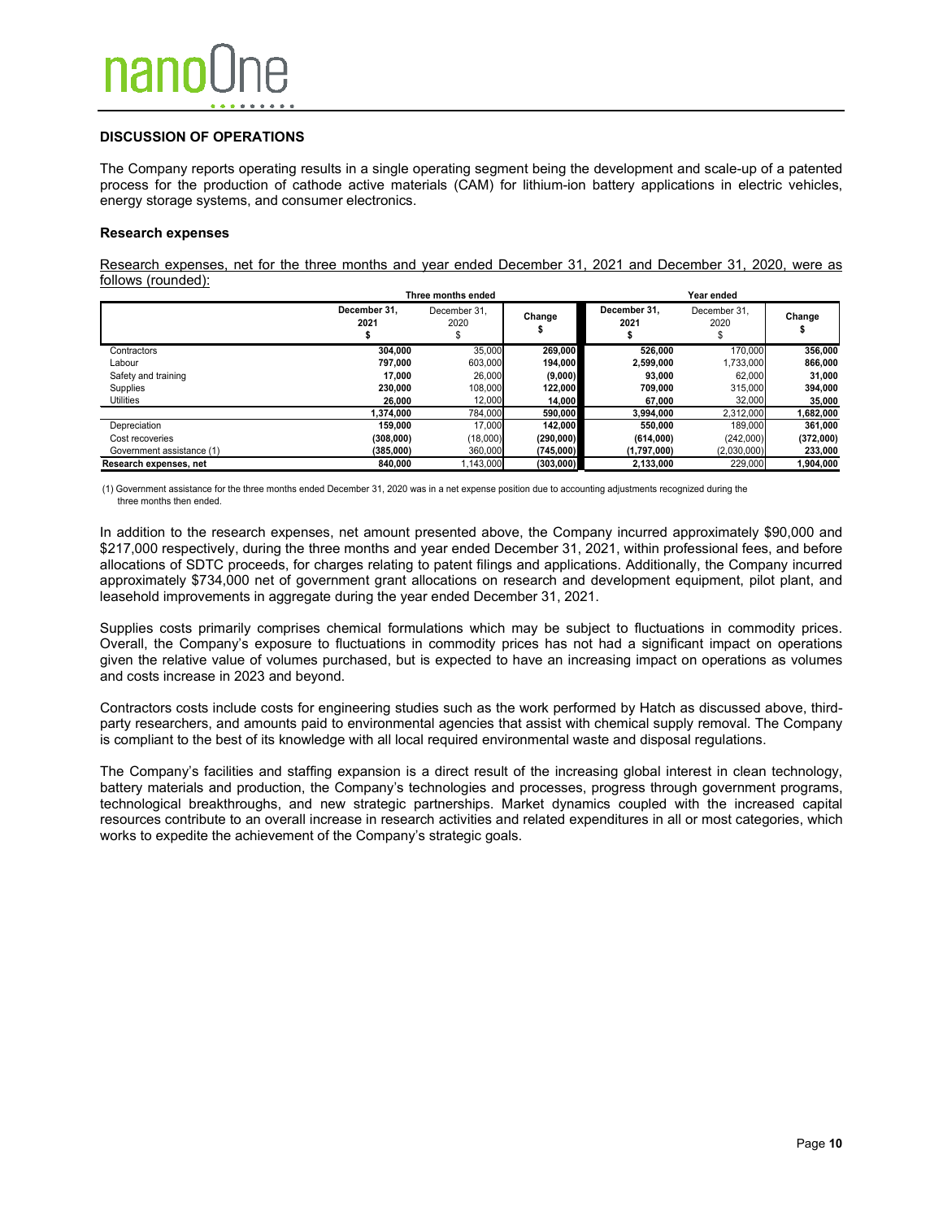## DISCUSSION OF OPERATIONS

The Company reports operating results in a single operating segment being the development and scale-up of a patented process for the production of cathode active materials (CAM) for lithium-ion battery applications in electric vehicles, energy storage systems, and consumer electronics.

### Research expenses

Research expenses, net for the three months and year ended December 31, 2021 and December 31, 2020, were as follows (rounded):

| | Three months ended | | | Year ended | | |
|---|---|---|---|---|---|---|
| | December 31, 2021 $ | December 31, 2020 $ | Change $ | December 31, 2021 $ | December 31, 2020 $ | Change $ |
| Contractors | 304,000 | 35,000 | 269,000 | 526,000 | 170,000 | 356,000 |
| Labour | 797,000 | 603,000 | 194,000 | 2,599,000 | 1,733,000 | 866,000 |
| Safety and training | 17,000 | 26,000 | (9,000) | 93,000 | 62,000 | 31,000 |
| Supplies | 230,000 | 108,000 | 122,000 | 709,000 | 315,000 | 394,000 |
| Utilities | 26,000 | 12,000 | 14,000 | 67,000 | 32,000 | 35,000 |
| | 1,374,000 | 784,000 | 590,000 | 3,994,000 | 2,312,000 | 1,682,000 |
| Depreciation | 159,000 | 17,000 | 142,000 | 550,000 | 189,000 | 361,000 |
| Cost recoveries | (308,000) | (18,000) | (290,000) | (614,000) | (242,000) | (372,000) |
| Government assistance (1) | (385,000) | 360,000 | (745,000) | (1,797,000) | (2,030,000) | 233,000 |
| **Research expenses, net** | 840,000 | 1,143,000 | (303,000) | 2,133,000 | 229,000 | 1,904,000 |

(1) Government assistance for the three months ended December 31, 2020 was in a net expense position due to accounting adjustments recognized during the three months then ended.

In addition to the research expenses, net amount presented above, the Company incurred approximately $90,000 and $217,000 respectively, during the three months and year ended December 31, 2021, within professional fees, and before allocations of SDTC proceeds, for charges relating to patent filings and applications. Additionally, the Company incurred approximately $734,000 net of government grant allocations on research and development equipment, pilot plant, and leasehold improvements in aggregate during the year ended December 31, 2021.

Supplies costs primarily comprises chemical formulations which may be subject to fluctuations in commodity prices. Overall, the Company's exposure to fluctuations in commodity prices has not had a significant impact on operations given the relative value of volumes purchased, but is expected to have an increasing impact on operations as volumes and costs increase in 2023 and beyond.

Contractors costs include costs for engineering studies such as the work performed by Hatch as discussed above, third-party researchers, and amounts paid to environmental agencies that assist with chemical supply removal. The Company is compliant to the best of its knowledge with all local required environmental waste and disposal regulations.

The Company's facilities and staffing expansion is a direct result of the increasing global interest in clean technology, battery materials and production, the Company's technologies and processes, progress through government programs, technological breakthroughs, and new strategic partnerships. Market dynamics coupled with the increased capital resources contribute to an overall increase in research activities and related expenditures in all or most categories, which works to expedite the achievement of the Company's strategic goals.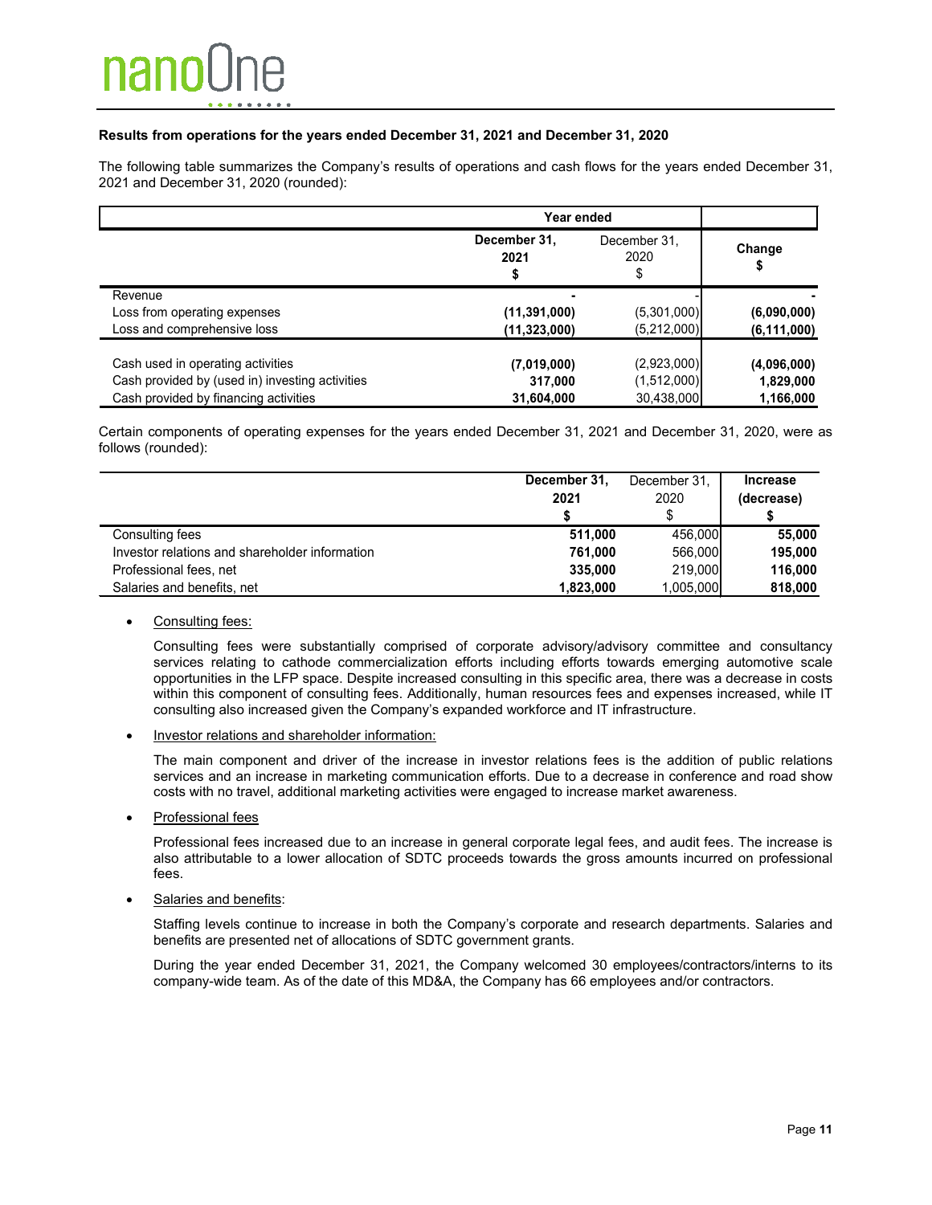**Results from operations for the years ended December 31, 2021 and December 31, 2020**

The following table summarizes the Company's results of operations and cash flows for the years ended December 31, 2021 and December 31, 2020 (rounded):

| | Year ended | | |
|---|---|---|---|
| | **December 31, 2021 $** | December 31, 2020 $ | **Change $** |
| Revenue | **-** | - | **-** |
| Loss from operating expenses | **(11,391,000)** | (5,301,000) | **(6,090,000)** |
| Loss and comprehensive loss | **(11,323,000)** | (5,212,000) | **(6,111,000)** |
| Cash used in operating activities | **(7,019,000)** | (2,923,000) | **(4,096,000)** |
| Cash provided by (used in) investing activities | **317,000** | (1,512,000) | **1,829,000** |
| Cash provided by financing activities | **31,604,000** | 30,438,000 | **1,166,000** |

Certain components of operating expenses for the years ended December 31, 2021 and December 31, 2020, were as follows (rounded):

| | **December 31, 2021 $** | December 31, 2020 $ | **Increase (decrease) $** |
|---|---|---|---|
| Consulting fees | **511,000** | 456,000 | **55,000** |
| Investor relations and shareholder information | **761,000** | 566,000 | **195,000** |
| Professional fees, net | **335,000** | 219,000 | **116,000** |
| Salaries and benefits, net | **1,823,000** | 1,005,000 | **818,000** |

- Consulting fees:

  Consulting fees were substantially comprised of corporate advisory/advisory committee and consultancy services relating to cathode commercialization efforts including efforts towards emerging automotive scale opportunities in the LFP space. Despite increased consulting in this specific area, there was a decrease in costs within this component of consulting fees. Additionally, human resources fees and expenses increased, while IT consulting also increased given the Company's expanded workforce and IT infrastructure.

- Investor relations and shareholder information:

  The main component and driver of the increase in investor relations fees is the addition of public relations services and an increase in marketing communication efforts. Due to a decrease in conference and road show costs with no travel, additional marketing activities were engaged to increase market awareness.

- Professional fees

  Professional fees increased due to an increase in general corporate legal fees, and audit fees. The increase is also attributable to a lower allocation of SDTC proceeds towards the gross amounts incurred on professional fees.

- Salaries and benefits:

  Staffing levels continue to increase in both the Company's corporate and research departments. Salaries and benefits are presented net of allocations of SDTC government grants.

  During the year ended December 31, 2021, the Company welcomed 30 employees/contractors/interns to its company-wide team. As of the date of this MD&A, the Company has 66 employees and/or contractors.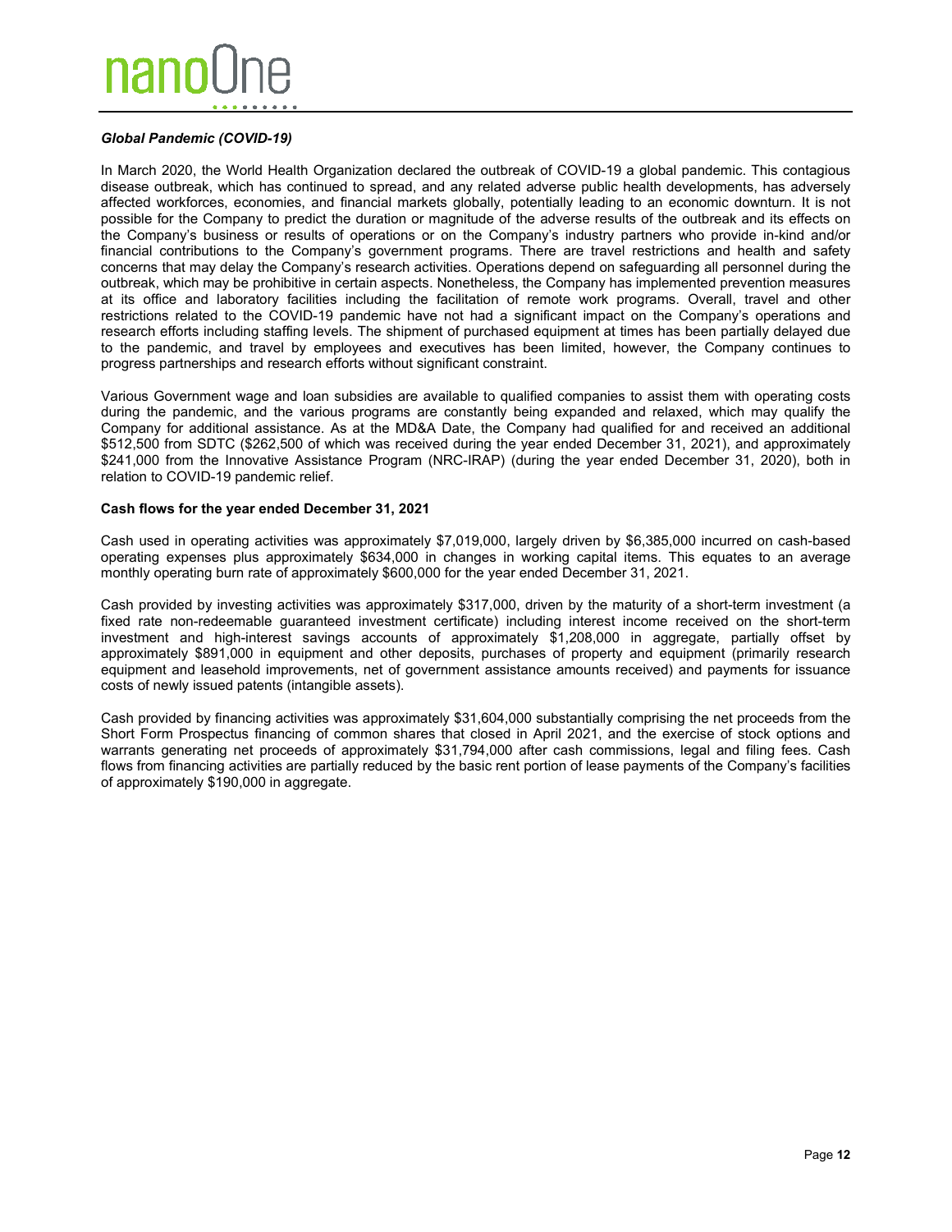### *Global Pandemic (COVID-19)*

In March 2020, the World Health Organization declared the outbreak of COVID-19 a global pandemic. This contagious disease outbreak, which has continued to spread, and any related adverse public health developments, has adversely affected workforces, economies, and financial markets globally, potentially leading to an economic downturn. It is not possible for the Company to predict the duration or magnitude of the adverse results of the outbreak and its effects on the Company's business or results of operations or on the Company's industry partners who provide in-kind and/or financial contributions to the Company's government programs. There are travel restrictions and health and safety concerns that may delay the Company's research activities. Operations depend on safeguarding all personnel during the outbreak, which may be prohibitive in certain aspects. Nonetheless, the Company has implemented prevention measures at its office and laboratory facilities including the facilitation of remote work programs. Overall, travel and other restrictions related to the COVID-19 pandemic have not had a significant impact on the Company's operations and research efforts including staffing levels. The shipment of purchased equipment at times has been partially delayed due to the pandemic, and travel by employees and executives has been limited, however, the Company continues to progress partnerships and research efforts without significant constraint.

Various Government wage and loan subsidies are available to qualified companies to assist them with operating costs during the pandemic, and the various programs are constantly being expanded and relaxed, which may qualify the Company for additional assistance. As at the MD&A Date, the Company had qualified for and received an additional $512,500 from SDTC ($262,500 of which was received during the year ended December 31, 2021), and approximately $241,000 from the Innovative Assistance Program (NRC-IRAP) (during the year ended December 31, 2020), both in relation to COVID-19 pandemic relief.

**Cash flows for the year ended December 31, 2021**

Cash used in operating activities was approximately $7,019,000, largely driven by $6,385,000 incurred on cash-based operating expenses plus approximately $634,000 in changes in working capital items. This equates to an average monthly operating burn rate of approximately $600,000 for the year ended December 31, 2021.

Cash provided by investing activities was approximately $317,000, driven by the maturity of a short-term investment (a fixed rate non-redeemable guaranteed investment certificate) including interest income received on the short-term investment and high-interest savings accounts of approximately $1,208,000 in aggregate, partially offset by approximately $891,000 in equipment and other deposits, purchases of property and equipment (primarily research equipment and leasehold improvements, net of government assistance amounts received) and payments for issuance costs of newly issued patents (intangible assets).

Cash provided by financing activities was approximately $31,604,000 substantially comprising the net proceeds from the Short Form Prospectus financing of common shares that closed in April 2021, and the exercise of stock options and warrants generating net proceeds of approximately $31,794,000 after cash commissions, legal and filing fees. Cash flows from financing activities are partially reduced by the basic rent portion of lease payments of the Company's facilities of approximately $190,000 in aggregate.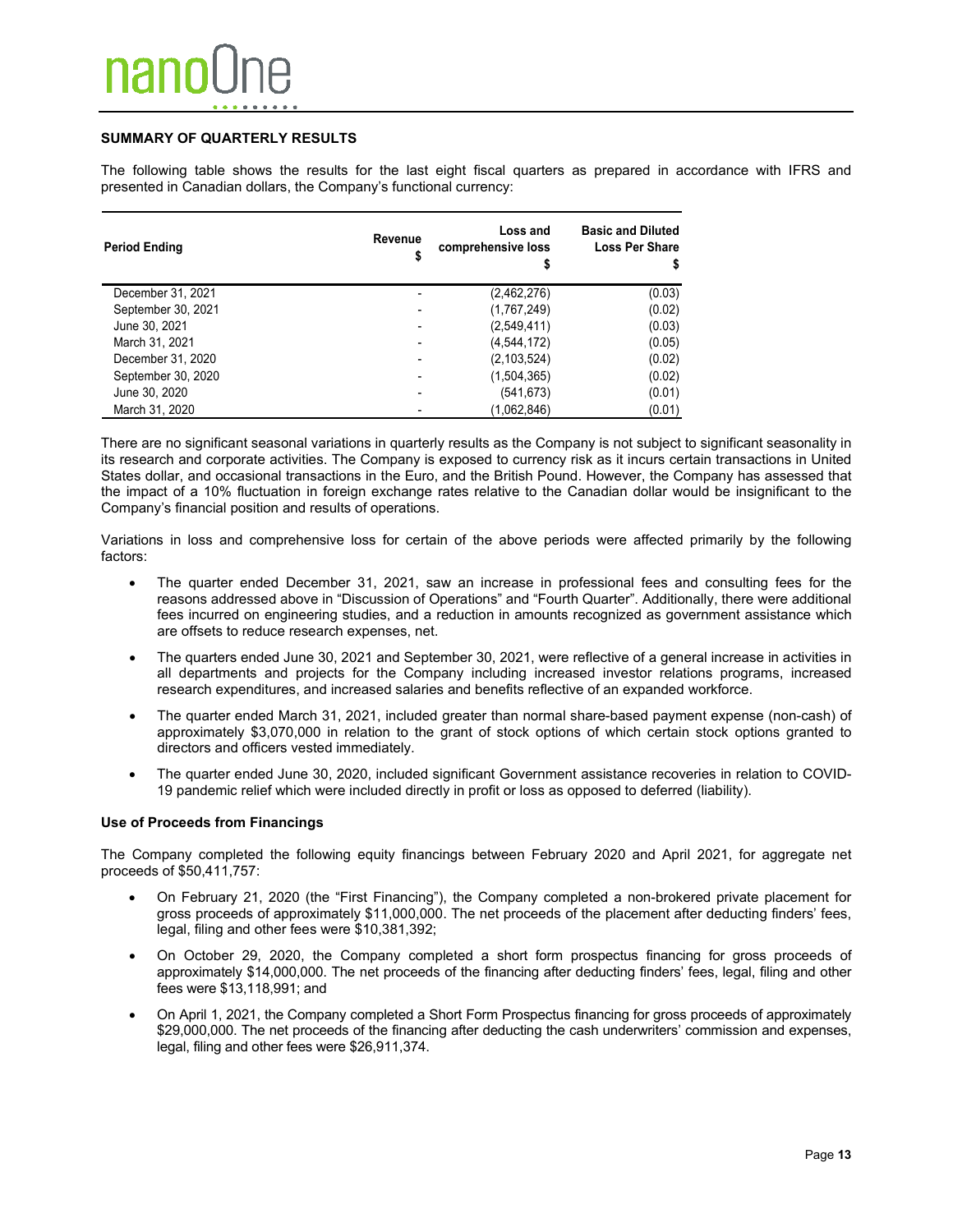## SUMMARY OF QUARTERLY RESULTS

The following table shows the results for the last eight fiscal quarters as prepared in accordance with IFRS and presented in Canadian dollars, the Company's functional currency:

| Period Ending | Revenue $ | Loss and comprehensive loss $ | Basic and Diluted Loss Per Share $ |
|---|---|---|---|
| December 31, 2021 | - | (2,462,276) | (0.03) |
| September 30, 2021 | - | (1,767,249) | (0.02) |
| June 30, 2021 | - | (2,549,411) | (0.03) |
| March 31, 2021 | - | (4,544,172) | (0.05) |
| December 31, 2020 | - | (2,103,524) | (0.02) |
| September 30, 2020 | - | (1,504,365) | (0.02) |
| June 30, 2020 | - | (541,673) | (0.01) |
| March 31, 2020 | - | (1,062,846) | (0.01) |

There are no significant seasonal variations in quarterly results as the Company is not subject to significant seasonality in its research and corporate activities. The Company is exposed to currency risk as it incurs certain transactions in United States dollar, and occasional transactions in the Euro, and the British Pound. However, the Company has assessed that the impact of a 10% fluctuation in foreign exchange rates relative to the Canadian dollar would be insignificant to the Company's financial position and results of operations.

Variations in loss and comprehensive loss for certain of the above periods were affected primarily by the following factors:

- The quarter ended December 31, 2021, saw an increase in professional fees and consulting fees for the reasons addressed above in "Discussion of Operations" and "Fourth Quarter". Additionally, there were additional fees incurred on engineering studies, and a reduction in amounts recognized as government assistance which are offsets to reduce research expenses, net.
- The quarters ended June 30, 2021 and September 30, 2021, were reflective of a general increase in activities in all departments and projects for the Company including increased investor relations programs, increased research expenditures, and increased salaries and benefits reflective of an expanded workforce.
- The quarter ended March 31, 2021, included greater than normal share-based payment expense (non-cash) of approximately $3,070,000 in relation to the grant of stock options of which certain stock options granted to directors and officers vested immediately.
- The quarter ended June 30, 2020, included significant Government assistance recoveries in relation to COVID-19 pandemic relief which were included directly in profit or loss as opposed to deferred (liability).

### Use of Proceeds from Financings

The Company completed the following equity financings between February 2020 and April 2021, for aggregate net proceeds of $50,411,757:

- On February 21, 2020 (the "First Financing"), the Company completed a non-brokered private placement for gross proceeds of approximately $11,000,000. The net proceeds of the placement after deducting finders' fees, legal, filing and other fees were $10,381,392;
- On October 29, 2020, the Company completed a short form prospectus financing for gross proceeds of approximately $14,000,000. The net proceeds of the financing after deducting finders' fees, legal, filing and other fees were $13,118,991; and
- On April 1, 2021, the Company completed a Short Form Prospectus financing for gross proceeds of approximately $29,000,000. The net proceeds of the financing after deducting the cash underwriters' commission and expenses, legal, filing and other fees were $26,911,374.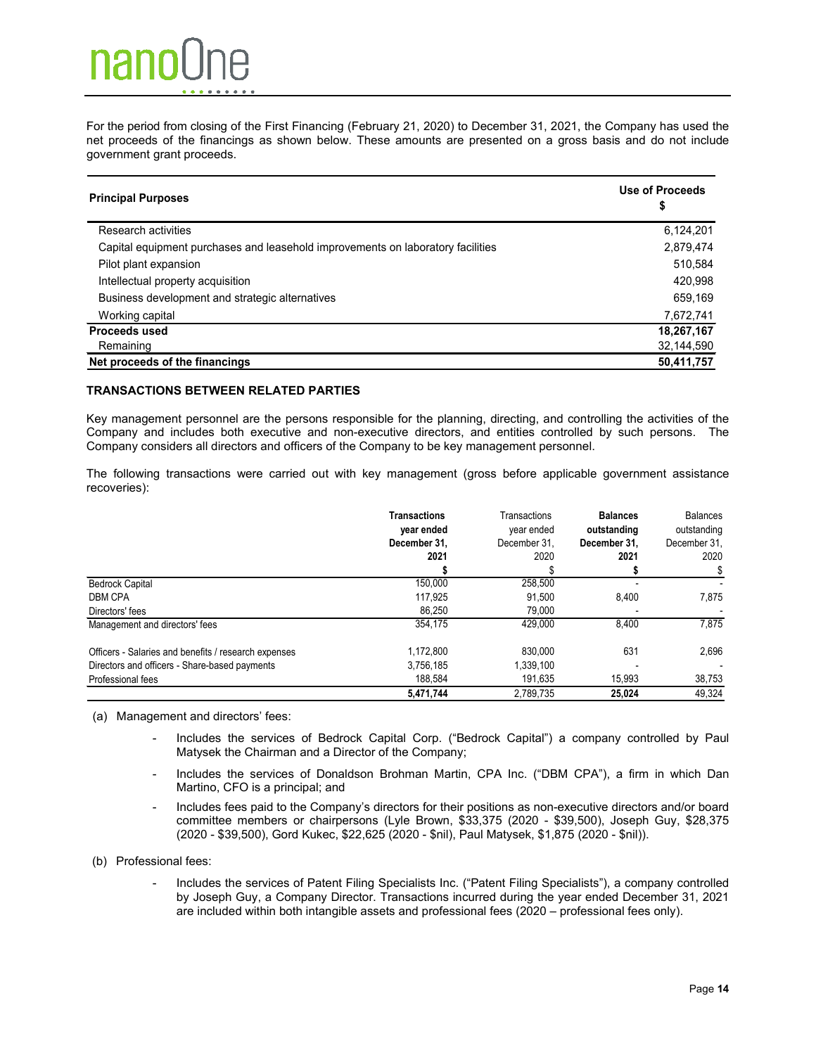For the period from closing of the First Financing (February 21, 2020) to December 31, 2021, the Company has used the net proceeds of the financings as shown below. These amounts are presented on a gross basis and do not include government grant proceeds.

| **Principal Purposes** | **Use of Proceeds $** |
|---|---|
| Research activities | 6,124,201 |
| Capital equipment purchases and leasehold improvements on laboratory facilities | 2,879,474 |
| Pilot plant expansion | 510,584 |
| Intellectual property acquisition | 420,998 |
| Business development and strategic alternatives | 659,169 |
| Working capital | 7,672,741 |
| **Proceeds used** | **18,267,167** |
| Remaining | 32,144,590 |
| **Net proceeds of the financings** | **50,411,757** |

**TRANSACTIONS BETWEEN RELATED PARTIES**

Key management personnel are the persons responsible for the planning, directing, and controlling the activities of the Company and includes both executive and non-executive directors, and entities controlled by such persons. The Company considers all directors and officers of the Company to be key management personnel.

The following transactions were carried out with key management (gross before applicable government assistance recoveries):

| | **Transactions year ended December 31, 2021** | Transactions year ended December 31, 2020 | **Balances outstanding December 31, 2021** | Balances outstanding December 31, 2020 |
|---|---|---|---|---|
| | **$** | $ | **$** | $ |
| Bedrock Capital | 150,000 | 258,500 | - | - |
| DBM CPA | 117,925 | 91,500 | 8,400 | 7,875 |
| Directors' fees | 86,250 | 79,000 | - | - |
| Management and directors' fees | 354,175 | 429,000 | 8,400 | 7,875 |
| Officers - Salaries and benefits / research expenses | 1,172,800 | 830,000 | 631 | 2,696 |
| Directors and officers - Share-based payments | 3,756,185 | 1,339,100 | - | - |
| Professional fees | 188,584 | 191,635 | 15,993 | 38,753 |
| | **5,471,744** | 2,789,735 | **25,024** | 49,324 |

(a) Management and directors' fees:

- Includes the services of Bedrock Capital Corp. ("Bedrock Capital") a company controlled by Paul Matysek the Chairman and a Director of the Company;
- Includes the services of Donaldson Brohman Martin, CPA Inc. ("DBM CPA"), a firm in which Dan Martino, CFO is a principal; and
- Includes fees paid to the Company's directors for their positions as non-executive directors and/or board committee members or chairpersons (Lyle Brown, $33,375 (2020 - $39,500), Joseph Guy, $28,375 (2020 - $39,500), Gord Kukec, $22,625 (2020 - $nil), Paul Matysek, $1,875 (2020 - $nil)).

(b) Professional fees:

- Includes the services of Patent Filing Specialists Inc. ("Patent Filing Specialists"), a company controlled by Joseph Guy, a Company Director. Transactions incurred during the year ended December 31, 2021 are included within both intangible assets and professional fees (2020 – professional fees only).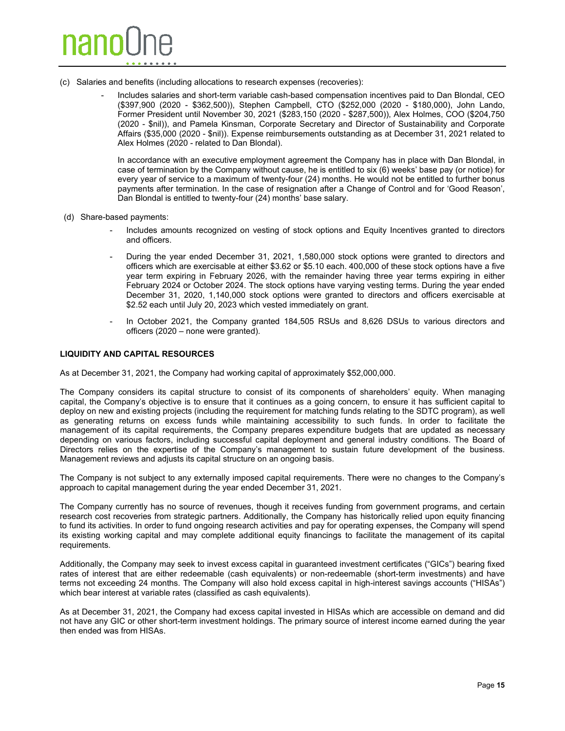(c) Salaries and benefits (including allocations to research expenses (recoveries):

- Includes salaries and short-term variable cash-based compensation incentives paid to Dan Blondal, CEO ($397,900 (2020 - $362,500)), Stephen Campbell, CTO ($252,000 (2020 - $180,000), John Lando, Former President until November 30, 2021 ($283,150 (2020 - $287,500)), Alex Holmes, COO ($204,750 (2020 - $nil)), and Pamela Kinsman, Corporate Secretary and Director of Sustainability and Corporate Affairs ($35,000 (2020 - $nil)). Expense reimbursements outstanding as at December 31, 2021 related to Alex Holmes (2020 - related to Dan Blondal).

  In accordance with an executive employment agreement the Company has in place with Dan Blondal, in case of termination by the Company without cause, he is entitled to six (6) weeks' base pay (or notice) for every year of service to a maximum of twenty-four (24) months. He would not be entitled to further bonus payments after termination. In the case of resignation after a Change of Control and for 'Good Reason', Dan Blondal is entitled to twenty-four (24) months' base salary.

(d) Share-based payments:

- Includes amounts recognized on vesting of stock options and Equity Incentives granted to directors and officers.
- During the year ended December 31, 2021, 1,580,000 stock options were granted to directors and officers which are exercisable at either $3.62 or $5.10 each. 400,000 of these stock options have a five year term expiring in February 2026, with the remainder having three year terms expiring in either February 2024 or October 2024. The stock options have varying vesting terms. During the year ended December 31, 2020, 1,140,000 stock options were granted to directors and officers exercisable at $2.52 each until July 20, 2023 which vested immediately on grant.
- In October 2021, the Company granted 184,505 RSUs and 8,626 DSUs to various directors and officers (2020 – none were granted).

**LIQUIDITY AND CAPITAL RESOURCES**

As at December 31, 2021, the Company had working capital of approximately $52,000,000.

The Company considers its capital structure to consist of its components of shareholders' equity. When managing capital, the Company's objective is to ensure that it continues as a going concern, to ensure it has sufficient capital to deploy on new and existing projects (including the requirement for matching funds relating to the SDTC program), as well as generating returns on excess funds while maintaining accessibility to such funds. In order to facilitate the management of its capital requirements, the Company prepares expenditure budgets that are updated as necessary depending on various factors, including successful capital deployment and general industry conditions. The Board of Directors relies on the expertise of the Company's management to sustain future development of the business. Management reviews and adjusts its capital structure on an ongoing basis.

The Company is not subject to any externally imposed capital requirements. There were no changes to the Company's approach to capital management during the year ended December 31, 2021.

The Company currently has no source of revenues, though it receives funding from government programs, and certain research cost recoveries from strategic partners. Additionally, the Company has historically relied upon equity financing to fund its activities. In order to fund ongoing research activities and pay for operating expenses, the Company will spend its existing working capital and may complete additional equity financings to facilitate the management of its capital requirements.

Additionally, the Company may seek to invest excess capital in guaranteed investment certificates ("GICs") bearing fixed rates of interest that are either redeemable (cash equivalents) or non-redeemable (short-term investments) and have terms not exceeding 24 months. The Company will also hold excess capital in high-interest savings accounts ("HISAs") which bear interest at variable rates (classified as cash equivalents).

As at December 31, 2021, the Company had excess capital invested in HISAs which are accessible on demand and did not have any GIC or other short-term investment holdings. The primary source of interest income earned during the year then ended was from HISAs.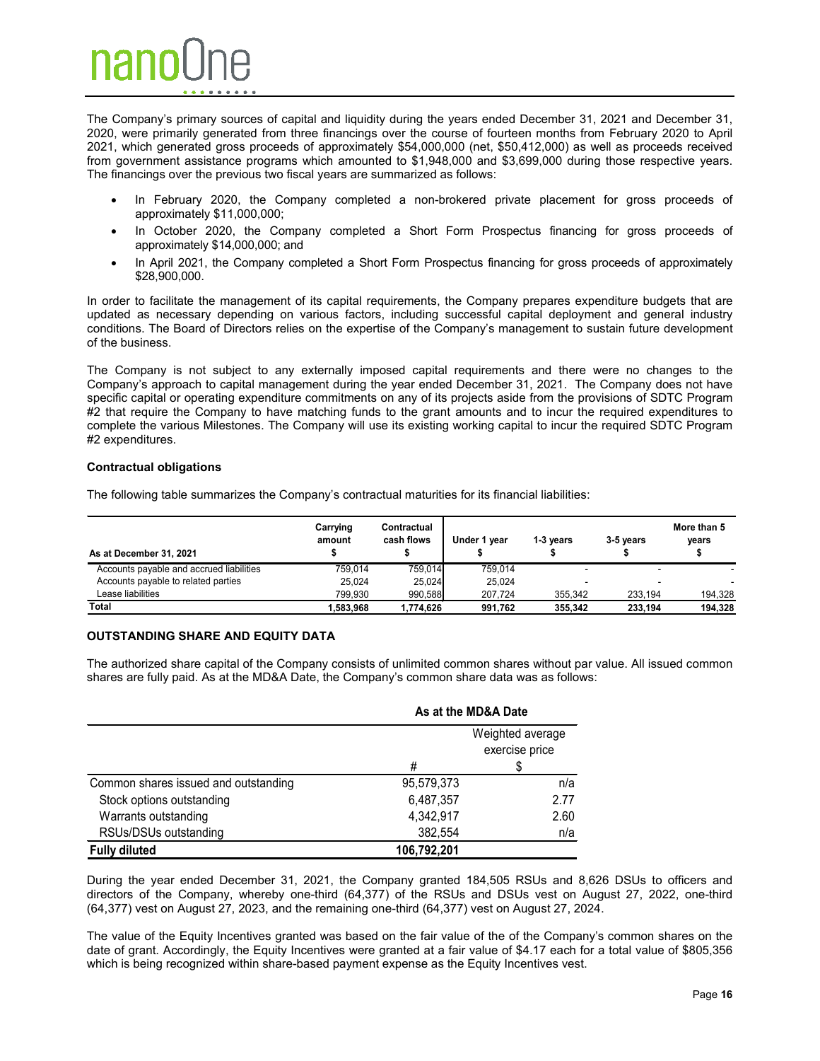The Company's primary sources of capital and liquidity during the years ended December 31, 2021 and December 31, 2020, were primarily generated from three financings over the course of fourteen months from February 2020 to April 2021, which generated gross proceeds of approximately $54,000,000 (net, $50,412,000) as well as proceeds received from government assistance programs which amounted to $1,948,000 and $3,699,000 during those respective years. The financings over the previous two fiscal years are summarized as follows:

- In February 2020, the Company completed a non-brokered private placement for gross proceeds of approximately $11,000,000;
- In October 2020, the Company completed a Short Form Prospectus financing for gross proceeds of approximately $14,000,000; and
- In April 2021, the Company completed a Short Form Prospectus financing for gross proceeds of approximately $28,900,000.

In order to facilitate the management of its capital requirements, the Company prepares expenditure budgets that are updated as necessary depending on various factors, including successful capital deployment and general industry conditions. The Board of Directors relies on the expertise of the Company's management to sustain future development of the business.

The Company is not subject to any externally imposed capital requirements and there were no changes to the Company's approach to capital management during the year ended December 31, 2021. The Company does not have specific capital or operating expenditure commitments on any of its projects aside from the provisions of SDTC Program #2 that require the Company to have matching funds to the grant amounts and to incur the required expenditures to complete the various Milestones. The Company will use its existing working capital to incur the required SDTC Program #2 expenditures.

**Contractual obligations**

The following table summarizes the Company's contractual maturities for its financial liabilities:

| As at December 31, 2021 | Carrying amount $ | Contractual cash flows $ | Under 1 year $ | 1-3 years $ | 3-5 years $ | More than 5 years $ |
|---|---|---|---|---|---|---|
| Accounts payable and accrued liabilities | 759,014 | 759,014 | 759,014 | - | - | - |
| Accounts payable to related parties | 25,024 | 25,024 | 25,024 | - | - | - |
| Lease liabilities | 799,930 | 990,588 | 207,724 | 355,342 | 233,194 | 194,328 |
| **Total** | **1,583,968** | **1,774,626** | **991,762** | **355,342** | **233,194** | **194,328** |

## OUTSTANDING SHARE AND EQUITY DATA

The authorized share capital of the Company consists of unlimited common shares without par value. All issued common shares are fully paid. As at the MD&A Date, the Company's common share data was as follows:

| | As at the MD&A Date | |
|---|---|---|
| | # | Weighted average exercise price $ |
| Common shares issued and outstanding | 95,579,373 | n/a |
| Stock options outstanding | 6,487,357 | 2.77 |
| Warrants outstanding | 4,342,917 | 2.60 |
| RSUs/DSUs outstanding | 382,554 | n/a |
| **Fully diluted** | **106,792,201** | |

During the year ended December 31, 2021, the Company granted 184,505 RSUs and 8,626 DSUs to officers and directors of the Company, whereby one-third (64,377) of the RSUs and DSUs vest on August 27, 2022, one-third (64,377) vest on August 27, 2023, and the remaining one-third (64,377) vest on August 27, 2024.

The value of the Equity Incentives granted was based on the fair value of the of the Company's common shares on the date of grant. Accordingly, the Equity Incentives were granted at a fair value of $4.17 each for a total value of $805,356 which is being recognized within share-based payment expense as the Equity Incentives vest.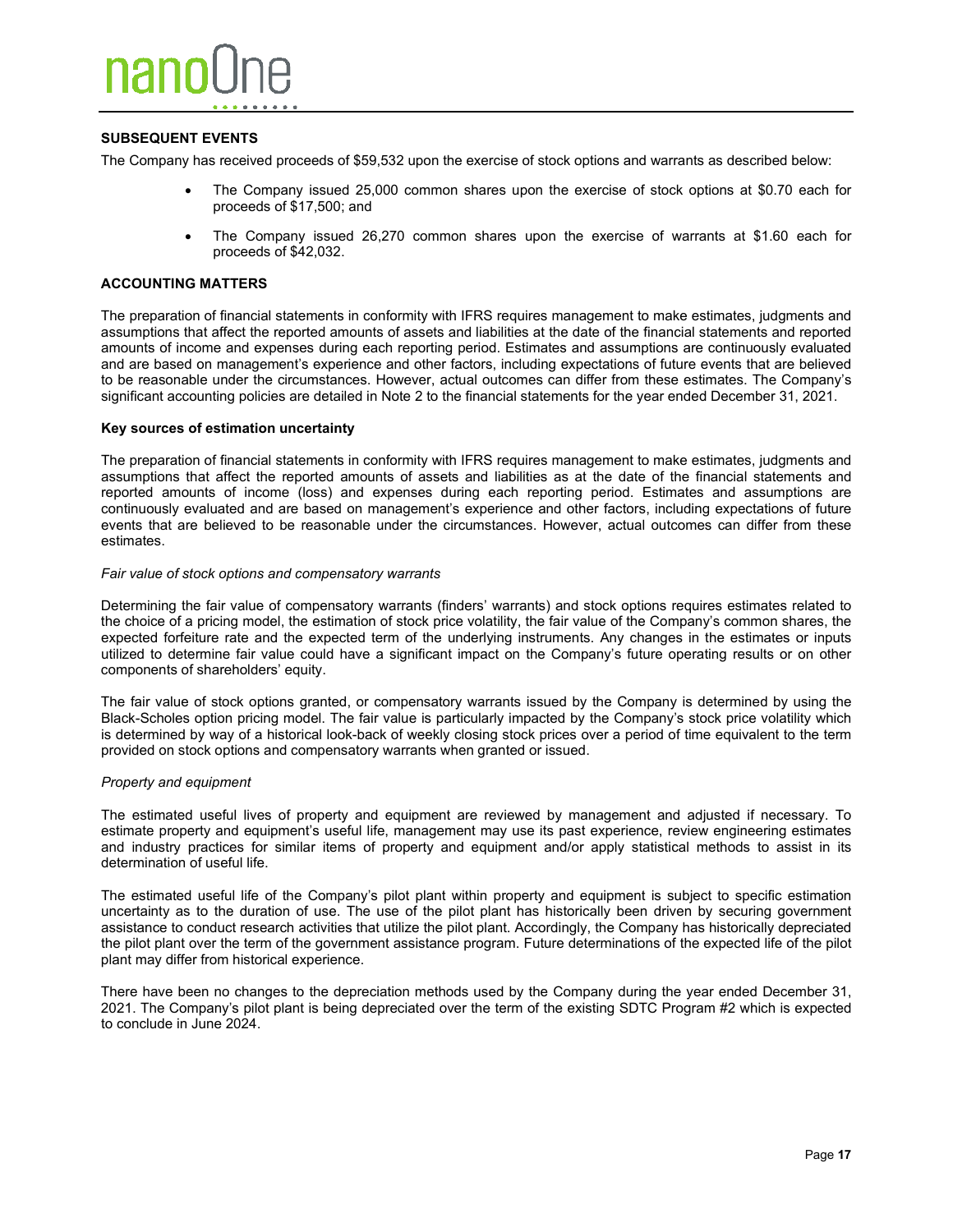## SUBSEQUENT EVENTS

The Company has received proceeds of $59,532 upon the exercise of stock options and warrants as described below:

- The Company issued 25,000 common shares upon the exercise of stock options at $0.70 each for proceeds of $17,500; and
- The Company issued 26,270 common shares upon the exercise of warrants at $1.60 each for proceeds of $42,032.

## ACCOUNTING MATTERS

The preparation of financial statements in conformity with IFRS requires management to make estimates, judgments and assumptions that affect the reported amounts of assets and liabilities at the date of the financial statements and reported amounts of income and expenses during each reporting period. Estimates and assumptions are continuously evaluated and are based on management's experience and other factors, including expectations of future events that are believed to be reasonable under the circumstances. However, actual outcomes can differ from these estimates. The Company's significant accounting policies are detailed in Note 2 to the financial statements for the year ended December 31, 2021.

### Key sources of estimation uncertainty

The preparation of financial statements in conformity with IFRS requires management to make estimates, judgments and assumptions that affect the reported amounts of assets and liabilities as at the date of the financial statements and reported amounts of income (loss) and expenses during each reporting period. Estimates and assumptions are continuously evaluated and are based on management's experience and other factors, including expectations of future events that are believed to be reasonable under the circumstances. However, actual outcomes can differ from these estimates.

*Fair value of stock options and compensatory warrants*

Determining the fair value of compensatory warrants (finders' warrants) and stock options requires estimates related to the choice of a pricing model, the estimation of stock price volatility, the fair value of the Company's common shares, the expected forfeiture rate and the expected term of the underlying instruments. Any changes in the estimates or inputs utilized to determine fair value could have a significant impact on the Company's future operating results or on other components of shareholders' equity.

The fair value of stock options granted, or compensatory warrants issued by the Company is determined by using the Black-Scholes option pricing model. The fair value is particularly impacted by the Company's stock price volatility which is determined by way of a historical look-back of weekly closing stock prices over a period of time equivalent to the term provided on stock options and compensatory warrants when granted or issued.

*Property and equipment*

The estimated useful lives of property and equipment are reviewed by management and adjusted if necessary. To estimate property and equipment's useful life, management may use its past experience, review engineering estimates and industry practices for similar items of property and equipment and/or apply statistical methods to assist in its determination of useful life.

The estimated useful life of the Company's pilot plant within property and equipment is subject to specific estimation uncertainty as to the duration of use. The use of the pilot plant has historically been driven by securing government assistance to conduct research activities that utilize the pilot plant. Accordingly, the Company has historically depreciated the pilot plant over the term of the government assistance program. Future determinations of the expected life of the pilot plant may differ from historical experience.

There have been no changes to the depreciation methods used by the Company during the year ended December 31, 2021. The Company's pilot plant is being depreciated over the term of the existing SDTC Program #2 which is expected to conclude in June 2024.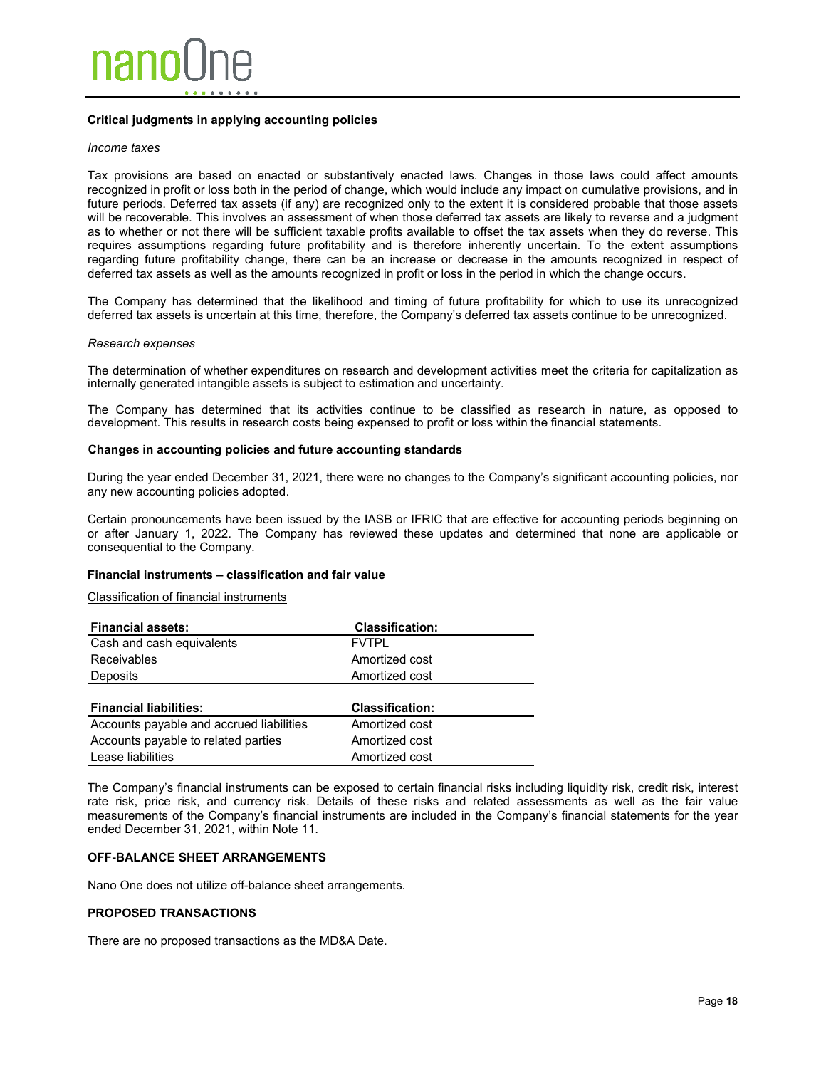### Critical judgments in applying accounting policies

*Income taxes*

Tax provisions are based on enacted or substantively enacted laws. Changes in those laws could affect amounts recognized in profit or loss both in the period of change, which would include any impact on cumulative provisions, and in future periods. Deferred tax assets (if any) are recognized only to the extent it is considered probable that those assets will be recoverable. This involves an assessment of when those deferred tax assets are likely to reverse and a judgment as to whether or not there will be sufficient taxable profits available to offset the tax assets when they do reverse. This requires assumptions regarding future profitability and is therefore inherently uncertain. To the extent assumptions regarding future profitability change, there can be an increase or decrease in the amounts recognized in respect of deferred tax assets as well as the amounts recognized in profit or loss in the period in which the change occurs.

The Company has determined that the likelihood and timing of future profitability for which to use its unrecognized deferred tax assets is uncertain at this time, therefore, the Company's deferred tax assets continue to be unrecognized.

*Research expenses*

The determination of whether expenditures on research and development activities meet the criteria for capitalization as internally generated intangible assets is subject to estimation and uncertainty.

The Company has determined that its activities continue to be classified as research in nature, as opposed to development. This results in research costs being expensed to profit or loss within the financial statements.

### Changes in accounting policies and future accounting standards

During the year ended December 31, 2021, there were no changes to the Company's significant accounting policies, nor any new accounting policies adopted.

Certain pronouncements have been issued by the IASB or IFRIC that are effective for accounting periods beginning on or after January 1, 2022. The Company has reviewed these updates and determined that none are applicable or consequential to the Company.

### Financial instruments – classification and fair value

Classification of financial instruments

| Financial assets: | Classification: |
|---|---|
| Cash and cash equivalents | FVTPL |
| Receivables | Amortized cost |
| Deposits | Amortized cost |

| Financial liabilities: | Classification: |
|---|---|
| Accounts payable and accrued liabilities | Amortized cost |
| Accounts payable to related parties | Amortized cost |
| Lease liabilities | Amortized cost |

The Company's financial instruments can be exposed to certain financial risks including liquidity risk, credit risk, interest rate risk, price risk, and currency risk. Details of these risks and related assessments as well as the fair value measurements of the Company's financial instruments are included in the Company's financial statements for the year ended December 31, 2021, within Note 11.

## OFF-BALANCE SHEET ARRANGEMENTS

Nano One does not utilize off-balance sheet arrangements.

## PROPOSED TRANSACTIONS

There are no proposed transactions as the MD&A Date.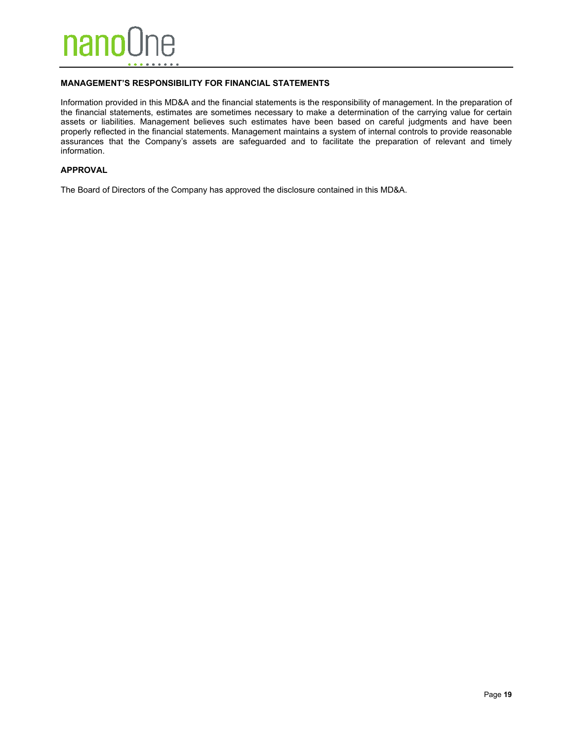**MANAGEMENT'S RESPONSIBILITY FOR FINANCIAL STATEMENTS**

Information provided in this MD&A and the financial statements is the responsibility of management. In the preparation of the financial statements, estimates are sometimes necessary to make a determination of the carrying value for certain assets or liabilities. Management believes such estimates have been based on careful judgments and have been properly reflected in the financial statements. Management maintains a system of internal controls to provide reasonable assurances that the Company's assets are safeguarded and to facilitate the preparation of relevant and timely information.

**APPROVAL**

The Board of Directors of the Company has approved the disclosure contained in this MD&A.